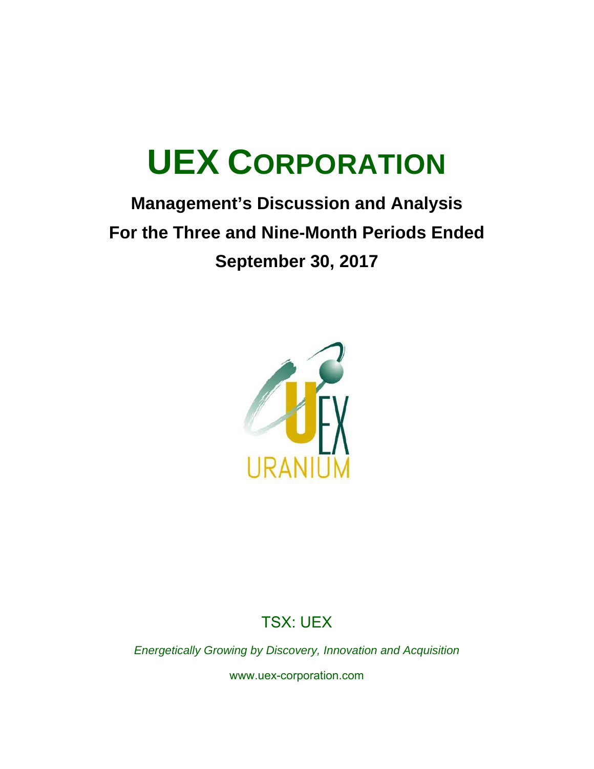# UEX CORPORATION

## Management's Discussion and Analysis

## For the Three and Nine-Month Periods Ended

## September 30, 2017

TSX: UEX

*Energetically Growing by Discovery, Innovation and Acquisition*

www.uex-corporation.com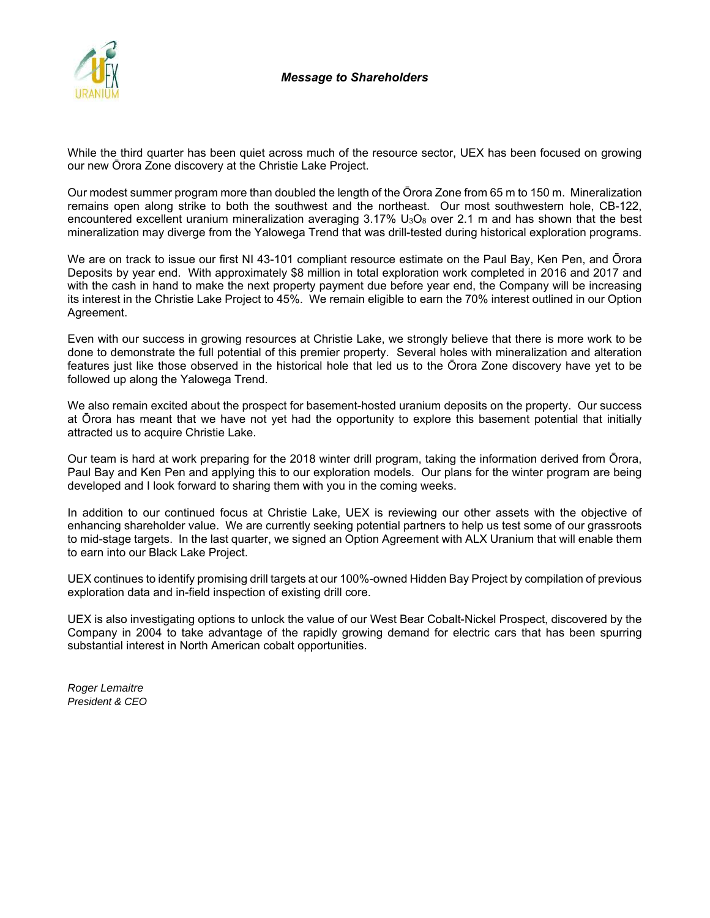*Message to Shareholders*

While the third quarter has been quiet across much of the resource sector, UEX has been focused on growing our new Ōrora Zone discovery at the Christie Lake Project.

Our modest summer program more than doubled the length of the Ōrora Zone from 65 m to 150 m. Mineralization remains open along strike to both the southwest and the northeast. Our most southwestern hole, CB-122, encountered excellent uranium mineralization averaging 3.17% $U_3O_8$ over 2.1 m and has shown that the best mineralization may diverge from the Yalowega Trend that was drill-tested during historical exploration programs.

We are on track to issue our first NI 43-101 compliant resource estimate on the Paul Bay, Ken Pen, and Ōrora Deposits by year end. With approximately $8 million in total exploration work completed in 2016 and 2017 and with the cash in hand to make the next property payment due before year end, the Company will be increasing its interest in the Christie Lake Project to 45%. We remain eligible to earn the 70% interest outlined in our Option Agreement.

Even with our success in growing resources at Christie Lake, we strongly believe that there is more work to be done to demonstrate the full potential of this premier property. Several holes with mineralization and alteration features just like those observed in the historical hole that led us to the Ōrora Zone discovery have yet to be followed up along the Yalowega Trend.

We also remain excited about the prospect for basement-hosted uranium deposits on the property. Our success at Ōrora has meant that we have not yet had the opportunity to explore this basement potential that initially attracted us to acquire Christie Lake.

Our team is hard at work preparing for the 2018 winter drill program, taking the information derived from Ōrora, Paul Bay and Ken Pen and applying this to our exploration models. Our plans for the winter program are being developed and I look forward to sharing them with you in the coming weeks.

In addition to our continued focus at Christie Lake, UEX is reviewing our other assets with the objective of enhancing shareholder value. We are currently seeking potential partners to help us test some of our grassroots to mid-stage targets. In the last quarter, we signed an Option Agreement with ALX Uranium that will enable them to earn into our Black Lake Project.

UEX continues to identify promising drill targets at our 100%-owned Hidden Bay Project by compilation of previous exploration data and in-field inspection of existing drill core.

UEX is also investigating options to unlock the value of our West Bear Cobalt-Nickel Prospect, discovered by the Company in 2004 to take advantage of the rapidly growing demand for electric cars that has been spurring substantial interest in North American cobalt opportunities.

*Roger Lemaitre*
*President & CEO*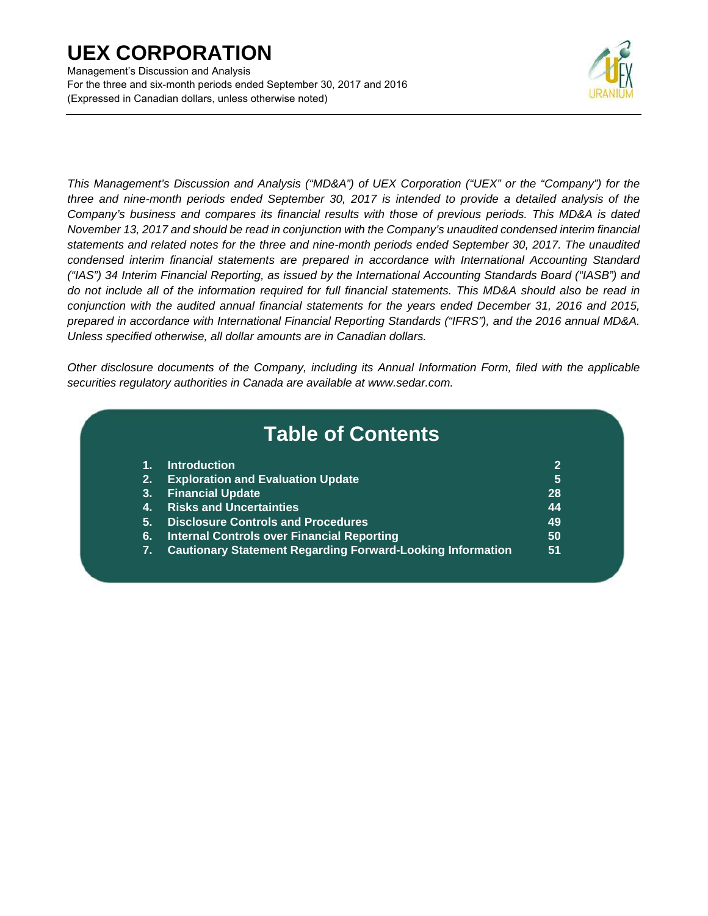# UEX CORPORATION

Management's Discussion and Analysis
For the three and six-month periods ended September 30, 2017 and 2016
(Expressed in Canadian dollars, unless otherwise noted)

*This Management's Discussion and Analysis ("MD&A") of UEX Corporation ("UEX" or the "Company") for the three and nine-month periods ended September 30, 2017 is intended to provide a detailed analysis of the Company's business and compares its financial results with those of previous periods. This MD&A is dated November 13, 2017 and should be read in conjunction with the Company's unaudited condensed interim financial statements and related notes for the three and nine-month periods ended September 30, 2017. The unaudited condensed interim financial statements are prepared in accordance with International Accounting Standard ("IAS") 34 Interim Financial Reporting, as issued by the International Accounting Standards Board ("IASB") and do not include all of the information required for full financial statements. This MD&A should also be read in conjunction with the audited annual financial statements for the years ended December 31, 2016 and 2015, prepared in accordance with International Financial Reporting Standards ("IFRS"), and the 2016 annual MD&A. Unless specified otherwise, all dollar amounts are in Canadian dollars.*

*Other disclosure documents of the Company, including its Annual Information Form, filed with the applicable securities regulatory authorities in Canada are available at www.sedar.com.*

## Table of Contents

| | Section | Page |
|---|---|---|
| 1. | **Introduction** | 2 |
| 2. | **Exploration and Evaluation Update** | 5 |
| 3. | **Financial Update** | 28 |
| 4. | **Risks and Uncertainties** | 44 |
| 5. | **Disclosure Controls and Procedures** | 49 |
| 6. | **Internal Controls over Financial Reporting** | 50 |
| 7. | **Cautionary Statement Regarding Forward-Looking Information** | 51 |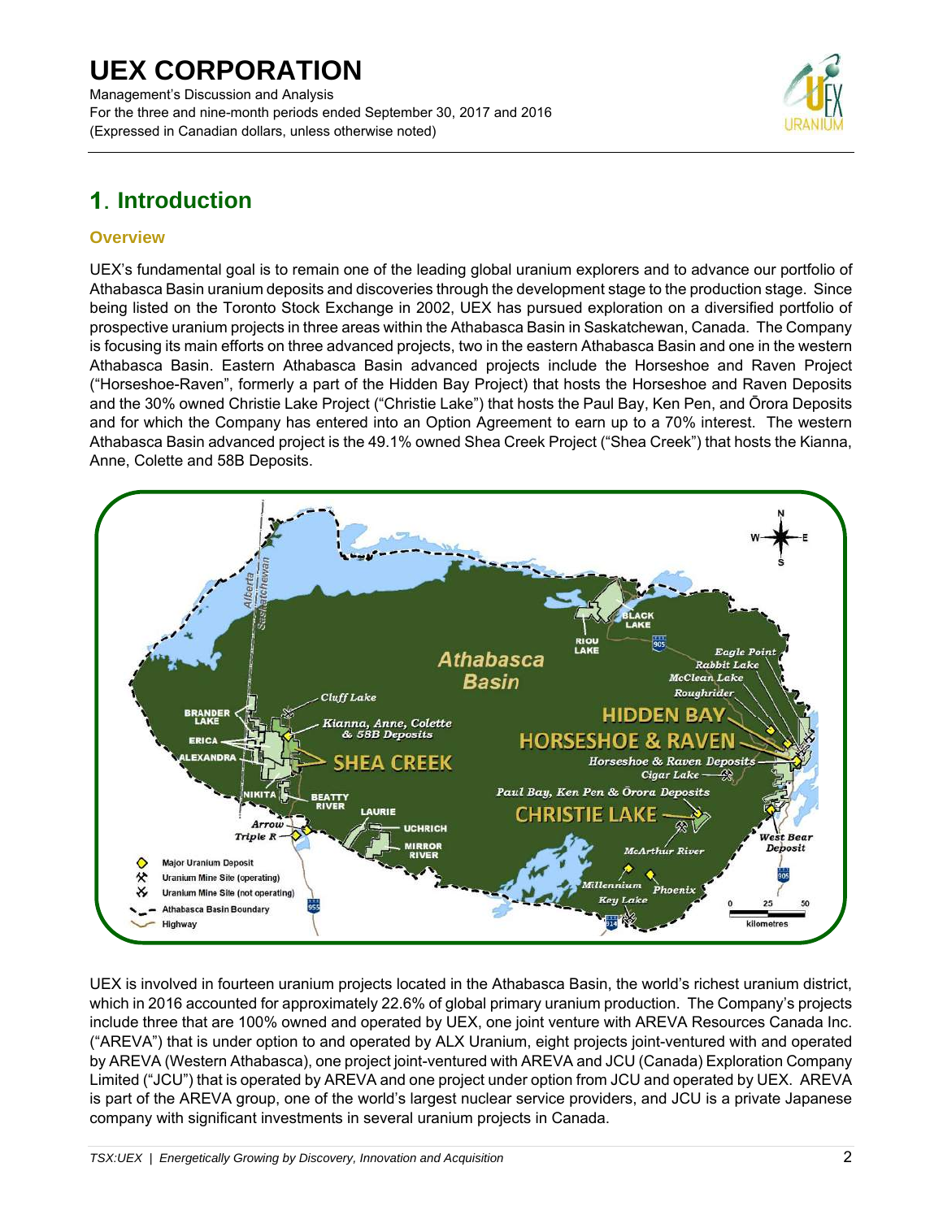## 1. Introduction

### Overview

UEX's fundamental goal is to remain one of the leading global uranium explorers and to advance our portfolio of Athabasca Basin uranium deposits and discoveries through the development stage to the production stage. Since being listed on the Toronto Stock Exchange in 2002, UEX has pursued exploration on a diversified portfolio of prospective uranium projects in three areas within the Athabasca Basin in Saskatchewan, Canada. The Company is focusing its main efforts on three advanced projects, two in the eastern Athabasca Basin and one in the western Athabasca Basin. Eastern Athabasca Basin advanced projects include the Horseshoe and Raven Project ("Horseshoe-Raven", formerly a part of the Hidden Bay Project) that hosts the Horseshoe and Raven Deposits and the 30% owned Christie Lake Project ("Christie Lake") that hosts the Paul Bay, Ken Pen, and Ōrora Deposits and for which the Company has entered into an Option Agreement to earn up to a 70% interest. The western Athabasca Basin advanced project is the 49.1% owned Shea Creek Project ("Shea Creek") that hosts the Kianna, Anne, Colette and 58B Deposits.

UEX is involved in fourteen uranium projects located in the Athabasca Basin, the world's richest uranium district, which in 2016 accounted for approximately 22.6% of global primary uranium production. The Company's projects include three that are 100% owned and operated by UEX, one joint venture with AREVA Resources Canada Inc. ("AREVA") that is under option to and operated by ALX Uranium, eight projects joint-ventured with and operated by AREVA (Western Athabasca), one project joint-ventured with AREVA and JCU (Canada) Exploration Company Limited ("JCU") that is operated by AREVA and one project under option from JCU and operated by UEX. AREVA is part of the AREVA group, one of the world's largest nuclear service providers, and JCU is a private Japanese company with significant investments in several uranium projects in Canada.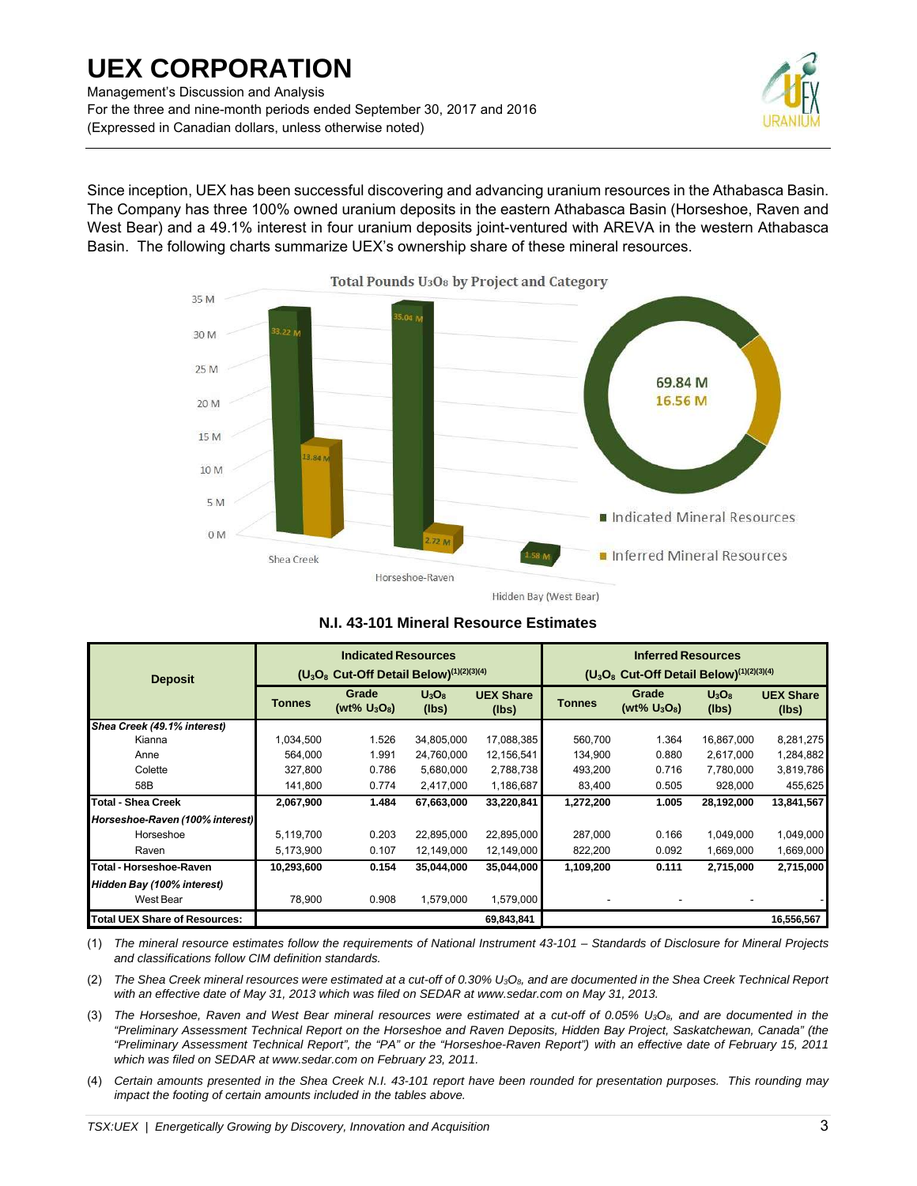Since inception, UEX has been successful discovering and advancing uranium resources in the Athabasca Basin. The Company has three 100% owned uranium deposits in the eastern Athabasca Basin (Horseshoe, Raven and West Bear) and a 49.1% interest in four uranium deposits joint-ventured with AREVA in the western Athabasca Basin. The following charts summarize UEX's ownership share of these mineral resources.

**N.I. 43-101 Mineral Resource Estimates**

| Deposit | Indicated Resources ($U_3O_8$ Cut-Off Detail Below)(1)(2)(3)(4) | | | | Inferred Resources ($U_3O_8$ Cut-Off Detail Below)(1)(2)(3)(4) | | | |
|---|---|---|---|---|---|---|---|---|
| | Tonnes | Grade (wt% $U_3O_8$) | $U_3O_8$ (lbs) | UEX Share (lbs) | Tonnes | Grade (wt% $U_3O_8$) | $U_3O_8$ (lbs) | UEX Share (lbs) |
| ***Shea Creek (49.1% interest)*** | | | | | | | | |
| Kianna | 1,034,500 | 1.526 | 34,805,000 | 17,088,385 | 560,700 | 1.364 | 16,867,000 | 8,281,275 |
| Anne | 564,000 | 1.991 | 24,760,000 | 12,156,541 | 134,900 | 0.880 | 2,617,000 | 1,284,882 |
| Colette | 327,800 | 0.786 | 5,680,000 | 2,788,738 | 493,200 | 0.716 | 7,780,000 | 3,819,786 |
| 58B | 141,800 | 0.774 | 2,417,000 | 1,186,687 | 83,400 | 0.505 | 928,000 | 455,625 |
| **Total - Shea Creek** | **2,067,900** | **1.484** | **67,663,000** | **33,220,841** | **1,272,200** | **1.005** | **28,192,000** | **13,841,567** |
| ***Horseshoe-Raven (100% interest)*** | | | | | | | | |
| Horseshoe | 5,119,700 | 0.203 | 22,895,000 | 22,895,000 | 287,000 | 0.166 | 1,049,000 | 1,049,000 |
| Raven | 5,173,900 | 0.107 | 12,149,000 | 12,149,000 | 822,200 | 0.092 | 1,669,000 | 1,669,000 |
| **Total - Horseshoe-Raven** | **10,293,600** | **0.154** | **35,044,000** | **35,044,000** | **1,109,200** | **0.111** | **2,715,000** | **2,715,000** |
| ***Hidden Bay (100% interest)*** | | | | | | | | |
| West Bear | 78,900 | 0.908 | 1,579,000 | 1,579,000 | - | - | - | - |
| **Total UEX Share of Resources:** | | | | **69,843,841** | | | | **16,556,567** |

(1) *The mineral resource estimates follow the requirements of National Instrument 43-101 – Standards of Disclosure for Mineral Projects and classifications follow CIM definition standards.*

(2) *The Shea Creek mineral resources were estimated at a cut-off of 0.30% $U_3O_8$, and are documented in the Shea Creek Technical Report with an effective date of May 31, 2013 which was filed on SEDAR at www.sedar.com on May 31, 2013.*

(3) *The Horseshoe, Raven and West Bear mineral resources were estimated at a cut-off of 0.05% $U_3O_8$, and are documented in the "Preliminary Assessment Technical Report on the Horseshoe and Raven Deposits, Hidden Bay Project, Saskatchewan, Canada" (the "Preliminary Assessment Technical Report", the "PA" or the "Horseshoe-Raven Report") with an effective date of February 15, 2011 which was filed on SEDAR at www.sedar.com on February 23, 2011.*

(4) *Certain amounts presented in the Shea Creek N.I. 43-101 report have been rounded for presentation purposes. This rounding may impact the footing of certain amounts included in the tables above.*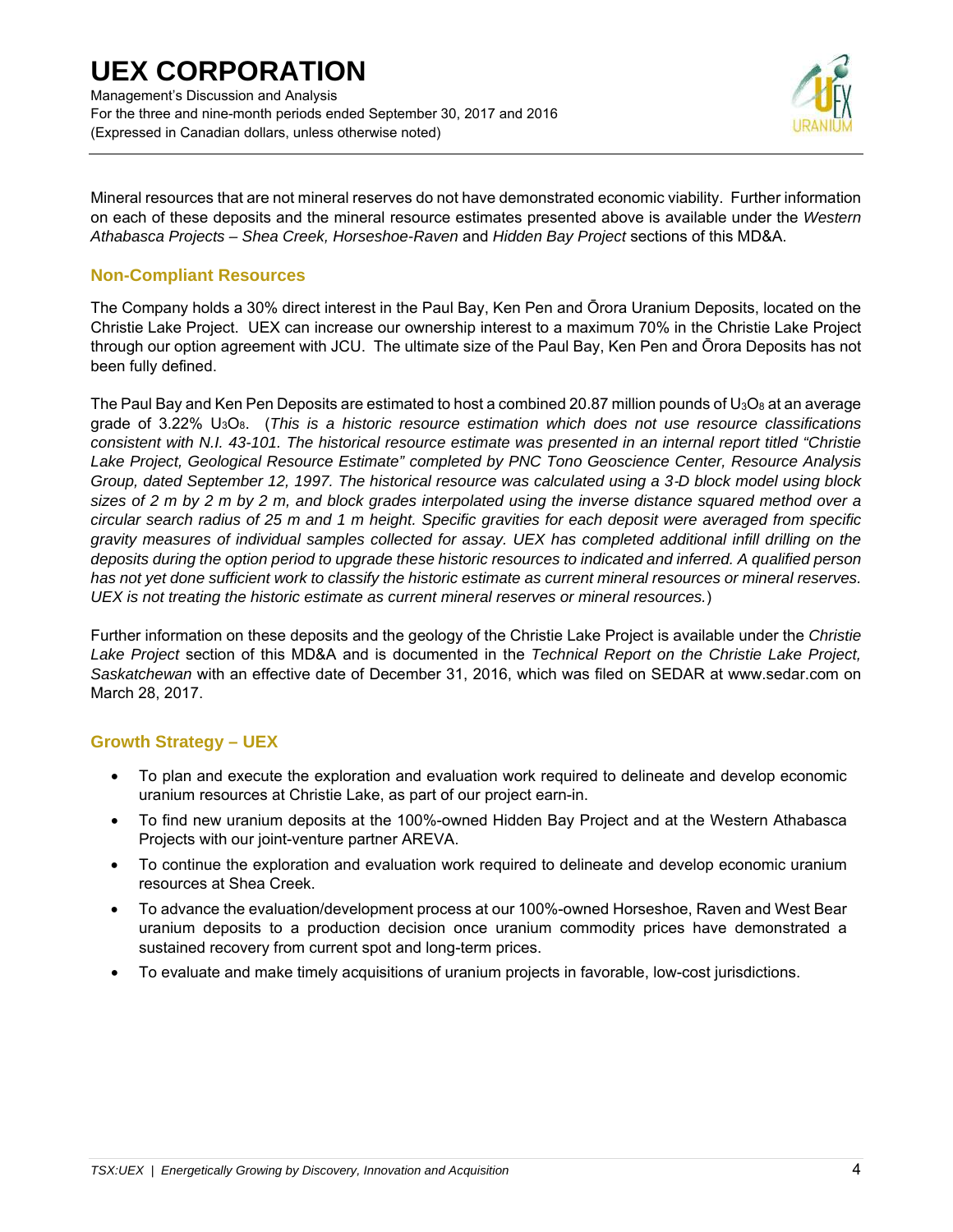Mineral resources that are not mineral reserves do not have demonstrated economic viability. Further information on each of these deposits and the mineral resource estimates presented above is available under the *Western Athabasca Projects – Shea Creek, Horseshoe-Raven* and *Hidden Bay Project* sections of this MD&A.

## Non-Compliant Resources

The Company holds a 30% direct interest in the Paul Bay, Ken Pen and Ōrora Uranium Deposits, located on the Christie Lake Project. UEX can increase our ownership interest to a maximum 70% in the Christie Lake Project through our option agreement with JCU. The ultimate size of the Paul Bay, Ken Pen and Ōrora Deposits has not been fully defined.

The Paul Bay and Ken Pen Deposits are estimated to host a combined 20.87 million pounds of $U_3O_8$ at an average grade of 3.22% $U_3O_8$. (*This is a historic resource estimation which does not use resource classifications consistent with N.I. 43-101. The historical resource estimate was presented in an internal report titled "Christie Lake Project, Geological Resource Estimate" completed by PNC Tono Geoscience Center, Resource Analysis Group, dated September 12, 1997. The historical resource was calculated using a 3-D block model using block sizes of 2 m by 2 m by 2 m, and block grades interpolated using the inverse distance squared method over a circular search radius of 25 m and 1 m height. Specific gravities for each deposit were averaged from specific gravity measures of individual samples collected for assay. UEX has completed additional infill drilling on the deposits during the option period to upgrade these historic resources to indicated and inferred. A qualified person has not yet done sufficient work to classify the historic estimate as current mineral resources or mineral reserves. UEX is not treating the historic estimate as current mineral reserves or mineral resources.*)

Further information on these deposits and the geology of the Christie Lake Project is available under the *Christie Lake Project* section of this MD&A and is documented in the *Technical Report on the Christie Lake Project, Saskatchewan* with an effective date of December 31, 2016, which was filed on SEDAR at www.sedar.com on March 28, 2017.

## Growth Strategy – UEX

- To plan and execute the exploration and evaluation work required to delineate and develop economic uranium resources at Christie Lake, as part of our project earn-in.
- To find new uranium deposits at the 100%-owned Hidden Bay Project and at the Western Athabasca Projects with our joint-venture partner AREVA.
- To continue the exploration and evaluation work required to delineate and develop economic uranium resources at Shea Creek.
- To advance the evaluation/development process at our 100%-owned Horseshoe, Raven and West Bear uranium deposits to a production decision once uranium commodity prices have demonstrated a sustained recovery from current spot and long-term prices.
- To evaluate and make timely acquisitions of uranium projects in favorable, low-cost jurisdictions.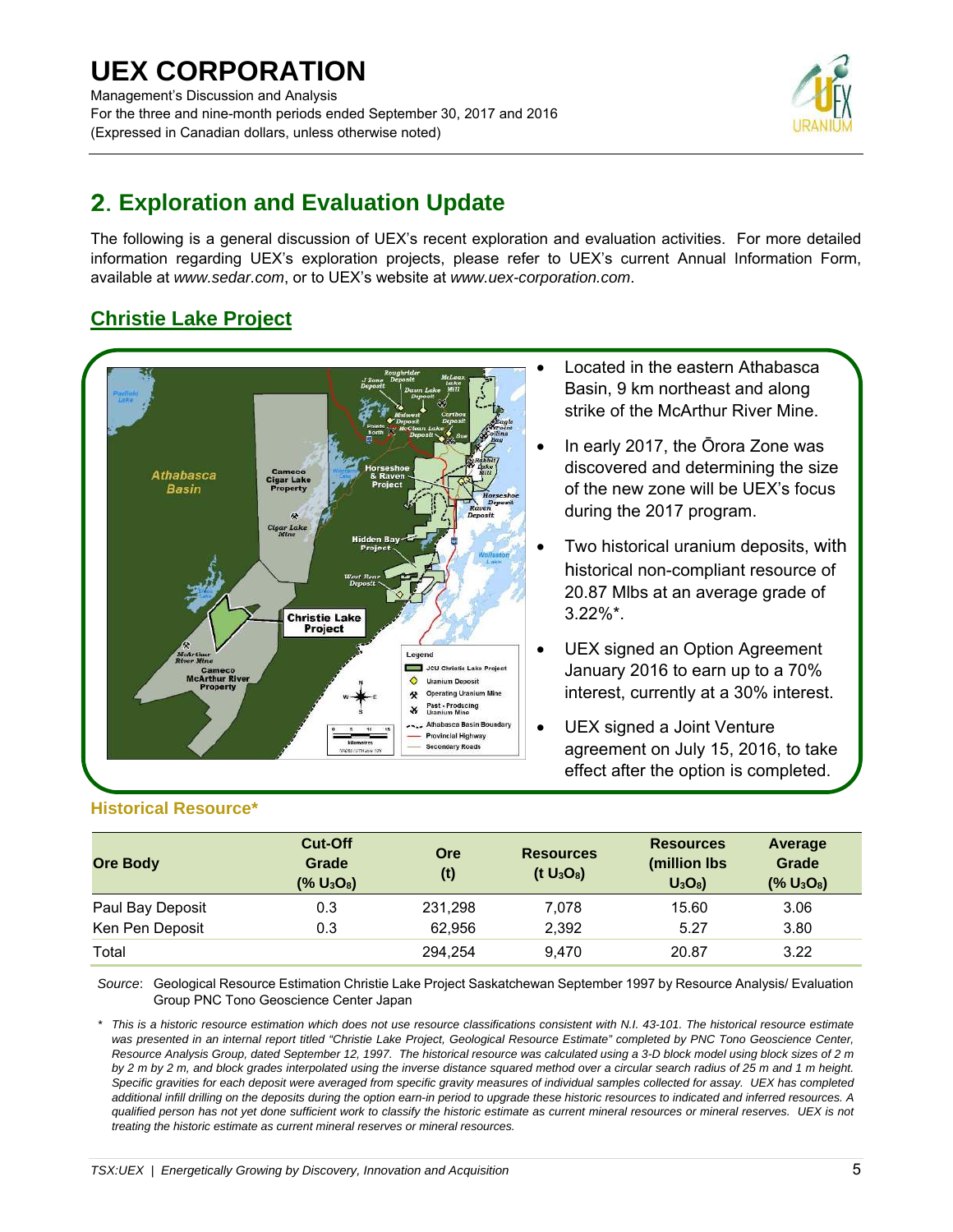## 2. Exploration and Evaluation Update

The following is a general discussion of UEX's recent exploration and evaluation activities. For more detailed information regarding UEX's exploration projects, please refer to UEX's current Annual Information Form, available at *www.sedar.com*, or to UEX's website at *www.uex-corporation.com*.

### Christie Lake Project

- Located in the eastern Athabasca Basin, 9 km northeast and along strike of the McArthur River Mine.
- In early 2017, the Ōrora Zone was discovered and determining the size of the new zone will be UEX's focus during the 2017 program.
- Two historical uranium deposits, with historical non-compliant resource of 20.87 Mlbs at an average grade of 3.22%*.
- UEX signed an Option Agreement January 2016 to earn up to a 70% interest, currently at a 30% interest.
- UEX signed a Joint Venture agreement on July 15, 2016, to take effect after the option is completed.

#### Historical Resource*

| Ore Body | Cut-Off Grade (% $U_3O_8$) | Ore (t) | Resources (t $U_3O_8$) | Resources (million lbs $U_3O_8$) | Average Grade (% $U_3O_8$) |
|---|---|---|---|---|---|
| Paul Bay Deposit | 0.3 | 231,298 | 7,078 | 15.60 | 3.06 |
| Ken Pen Deposit | 0.3 | 62,956 | 2,392 | 5.27 | 3.80 |
| Total | | 294,254 | 9,470 | 20.87 | 3.22 |

*Source*: Geological Resource Estimation Christie Lake Project Saskatchewan September 1997 by Resource Analysis/ Evaluation Group PNC Tono Geoscience Center Japan

\* *This is a historic resource estimation which does not use resource classifications consistent with N.I. 43-101. The historical resource estimate was presented in an internal report titled "Christie Lake Project, Geological Resource Estimate" completed by PNC Tono Geoscience Center, Resource Analysis Group, dated September 12, 1997. The historical resource was calculated using a 3-D block model using block sizes of 2 m by 2 m by 2 m, and block grades interpolated using the inverse distance squared method over a circular search radius of 25 m and 1 m height. Specific gravities for each deposit were averaged from specific gravity measures of individual samples collected for assay. UEX has completed additional infill drilling on the deposits during the option earn-in period to upgrade these historic resources to indicated and inferred resources. A qualified person has not yet done sufficient work to classify the historic estimate as current mineral resources or mineral reserves. UEX is not treating the historic estimate as current mineral reserves or mineral resources.*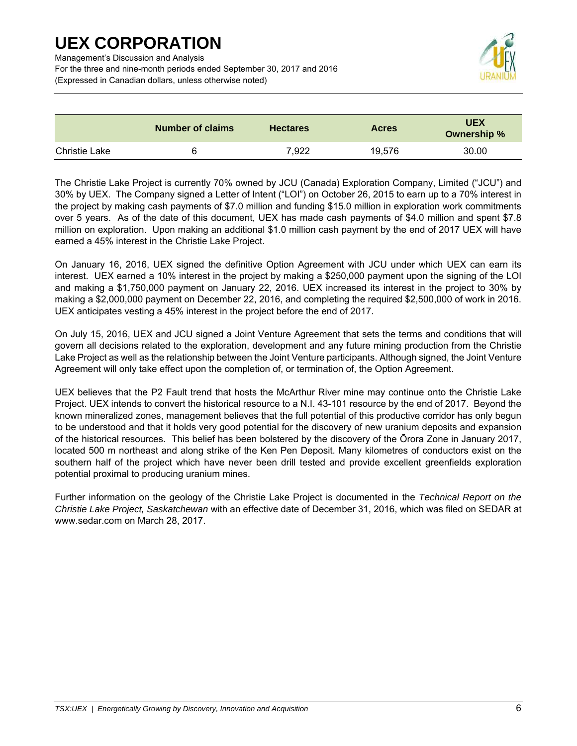| | Number of claims | Hectares | Acres | UEX Ownership % |
|---|---|---|---|---|
| Christie Lake | 6 | 7,922 | 19,576 | 30.00 |

The Christie Lake Project is currently 70% owned by JCU (Canada) Exploration Company, Limited ("JCU") and 30% by UEX. The Company signed a Letter of Intent ("LOI") on October 26, 2015 to earn up to a 70% interest in the project by making cash payments of $7.0 million and funding $15.0 million in exploration work commitments over 5 years. As of the date of this document, UEX has made cash payments of $4.0 million and spent $7.8 million on exploration. Upon making an additional $1.0 million cash payment by the end of 2017 UEX will have earned a 45% interest in the Christie Lake Project.

On January 16, 2016, UEX signed the definitive Option Agreement with JCU under which UEX can earn its interest. UEX earned a 10% interest in the project by making a $250,000 payment upon the signing of the LOI and making a $1,750,000 payment on January 22, 2016. UEX increased its interest in the project to 30% by making a $2,000,000 payment on December 22, 2016, and completing the required $2,500,000 of work in 2016. UEX anticipates vesting a 45% interest in the project before the end of 2017.

On July 15, 2016, UEX and JCU signed a Joint Venture Agreement that sets the terms and conditions that will govern all decisions related to the exploration, development and any future mining production from the Christie Lake Project as well as the relationship between the Joint Venture participants. Although signed, the Joint Venture Agreement will only take effect upon the completion of, or termination of, the Option Agreement.

UEX believes that the P2 Fault trend that hosts the McArthur River mine may continue onto the Christie Lake Project. UEX intends to convert the historical resource to a N.I. 43-101 resource by the end of 2017. Beyond the known mineralized zones, management believes that the full potential of this productive corridor has only begun to be understood and that it holds very good potential for the discovery of new uranium deposits and expansion of the historical resources. This belief has been bolstered by the discovery of the Ōrora Zone in January 2017, located 500 m northeast and along strike of the Ken Pen Deposit. Many kilometres of conductors exist on the southern half of the project which have never been drill tested and provide excellent greenfields exploration potential proximal to producing uranium mines.

Further information on the geology of the Christie Lake Project is documented in the *Technical Report on the Christie Lake Project, Saskatchewan* with an effective date of December 31, 2016, which was filed on SEDAR at www.sedar.com on March 28, 2017.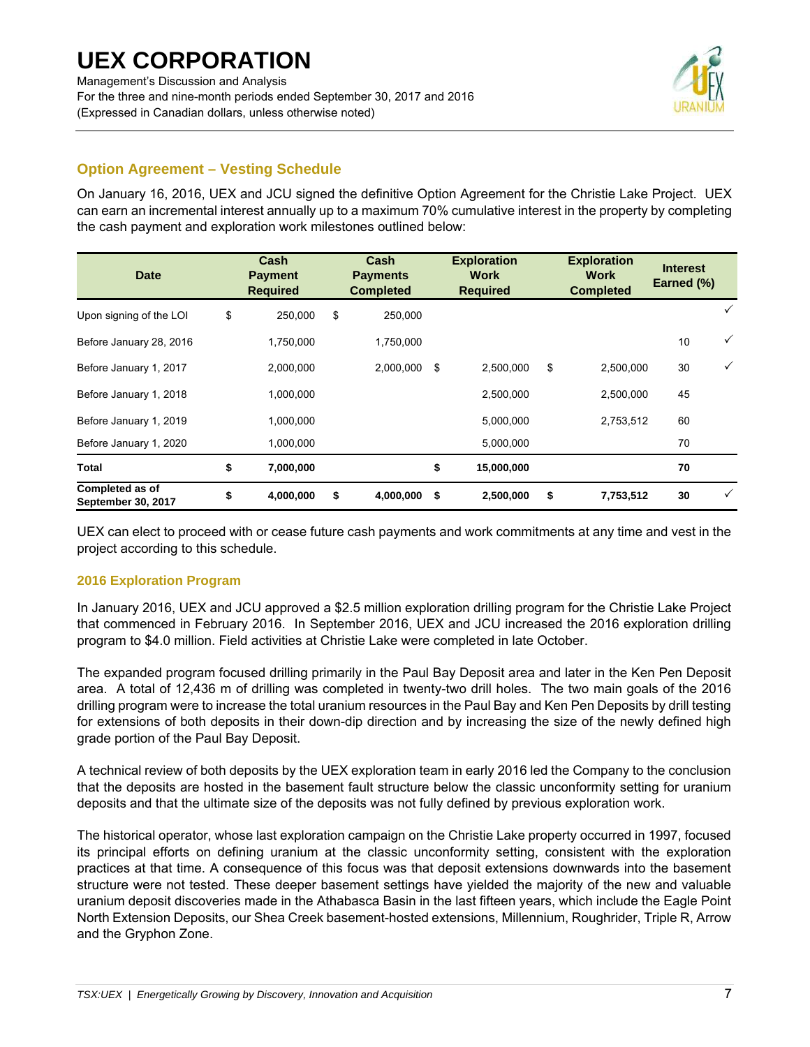## Option Agreement – Vesting Schedule

On January 16, 2016, UEX and JCU signed the definitive Option Agreement for the Christie Lake Project. UEX can earn an incremental interest annually up to a maximum 70% cumulative interest in the property by completing the cash payment and exploration work milestones outlined below:

| Date | Cash Payment Required | Cash Payments Completed | Exploration Work Required | Exploration Work Completed | Interest Earned (%) | |
|---|---|---|---|---|---|---|
| Upon signing of the LOI | $ 250,000 | $ 250,000 | | | | ✓ |
| Before January 28, 2016 | 1,750,000 | 1,750,000 | | | 10 | ✓ |
| Before January 1, 2017 | 2,000,000 | 2,000,000 | $ 2,500,000 | $ 2,500,000 | 30 | ✓ |
| Before January 1, 2018 | 1,000,000 | | 2,500,000 | 2,500,000 | 45 | |
| Before January 1, 2019 | 1,000,000 | | 5,000,000 | 2,753,512 | 60 | |
| Before January 1, 2020 | 1,000,000 | | 5,000,000 | | 70 | |
| **Total** | **$ 7,000,000** | | **$ 15,000,000** | | **70** | |
| **Completed as of September 30, 2017** | **$ 4,000,000** | **$ 4,000,000** | **$ 2,500,000** | **$ 7,753,512** | **30** | ✓ |

UEX can elect to proceed with or cease future cash payments and work commitments at any time and vest in the project according to this schedule.

### 2016 Exploration Program

In January 2016, UEX and JCU approved a $2.5 million exploration drilling program for the Christie Lake Project that commenced in February 2016. In September 2016, UEX and JCU increased the 2016 exploration drilling program to $4.0 million. Field activities at Christie Lake were completed in late October.

The expanded program focused drilling primarily in the Paul Bay Deposit area and later in the Ken Pen Deposit area. A total of 12,436 m of drilling was completed in twenty-two drill holes. The two main goals of the 2016 drilling program were to increase the total uranium resources in the Paul Bay and Ken Pen Deposits by drill testing for extensions of both deposits in their down-dip direction and by increasing the size of the newly defined high grade portion of the Paul Bay Deposit.

A technical review of both deposits by the UEX exploration team in early 2016 led the Company to the conclusion that the deposits are hosted in the basement fault structure below the classic unconformity setting for uranium deposits and that the ultimate size of the deposits was not fully defined by previous exploration work.

The historical operator, whose last exploration campaign on the Christie Lake property occurred in 1997, focused its principal efforts on defining uranium at the classic unconformity setting, consistent with the exploration practices at that time. A consequence of this focus was that deposit extensions downwards into the basement structure were not tested. These deeper basement settings have yielded the majority of the new and valuable uranium deposit discoveries made in the Athabasca Basin in the last fifteen years, which include the Eagle Point North Extension Deposits, our Shea Creek basement-hosted extensions, Millennium, Roughrider, Triple R, Arrow and the Gryphon Zone.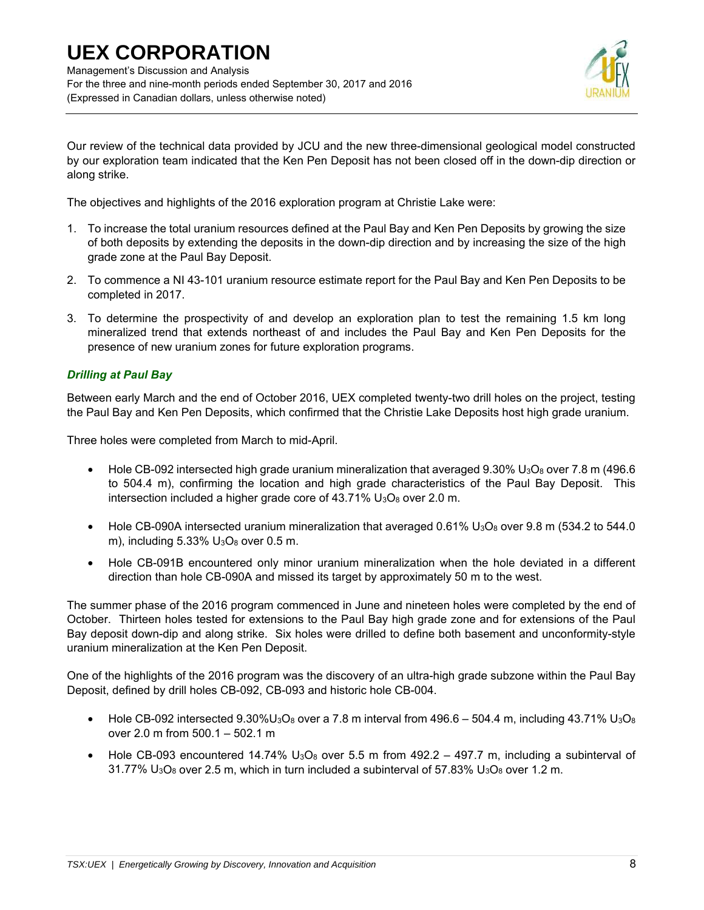Our review of the technical data provided by JCU and the new three-dimensional geological model constructed by our exploration team indicated that the Ken Pen Deposit has not been closed off in the down-dip direction or along strike.

The objectives and highlights of the 2016 exploration program at Christie Lake were:

1. To increase the total uranium resources defined at the Paul Bay and Ken Pen Deposits by growing the size of both deposits by extending the deposits in the down-dip direction and by increasing the size of the high grade zone at the Paul Bay Deposit.
2. To commence a NI 43-101 uranium resource estimate report for the Paul Bay and Ken Pen Deposits to be completed in 2017.
3. To determine the prospectivity of and develop an exploration plan to test the remaining 1.5 km long mineralized trend that extends northeast of and includes the Paul Bay and Ken Pen Deposits for the presence of new uranium zones for future exploration programs.

### *Drilling at Paul Bay*

Between early March and the end of October 2016, UEX completed twenty-two drill holes on the project, testing the Paul Bay and Ken Pen Deposits, which confirmed that the Christie Lake Deposits host high grade uranium.

Three holes were completed from March to mid-April.

- Hole CB-092 intersected high grade uranium mineralization that averaged 9.30% $U_3O_8$ over 7.8 m (496.6 to 504.4 m), confirming the location and high grade characteristics of the Paul Bay Deposit. This intersection included a higher grade core of 43.71% $U_3O_8$ over 2.0 m.
- Hole CB-090A intersected uranium mineralization that averaged 0.61% $U_3O_8$ over 9.8 m (534.2 to 544.0 m), including 5.33% $U_3O_8$ over 0.5 m.
- Hole CB-091B encountered only minor uranium mineralization when the hole deviated in a different direction than hole CB-090A and missed its target by approximately 50 m to the west.

The summer phase of the 2016 program commenced in June and nineteen holes were completed by the end of October. Thirteen holes tested for extensions to the Paul Bay high grade zone and for extensions of the Paul Bay deposit down-dip and along strike. Six holes were drilled to define both basement and unconformity-style uranium mineralization at the Ken Pen Deposit.

One of the highlights of the 2016 program was the discovery of an ultra-high grade subzone within the Paul Bay Deposit, defined by drill holes CB-092, CB-093 and historic hole CB-004.

- Hole CB-092 intersected 9.30%$U_3O_8$ over a 7.8 m interval from 496.6 – 504.4 m, including 43.71% $U_3O_8$ over 2.0 m from 500.1 – 502.1 m
- Hole CB-093 encountered 14.74% $U_3O_8$ over 5.5 m from 492.2 – 497.7 m, including a subinterval of 31.77% $U_3O_8$ over 2.5 m, which in turn included a subinterval of 57.83% $U_3O_8$ over 1.2 m.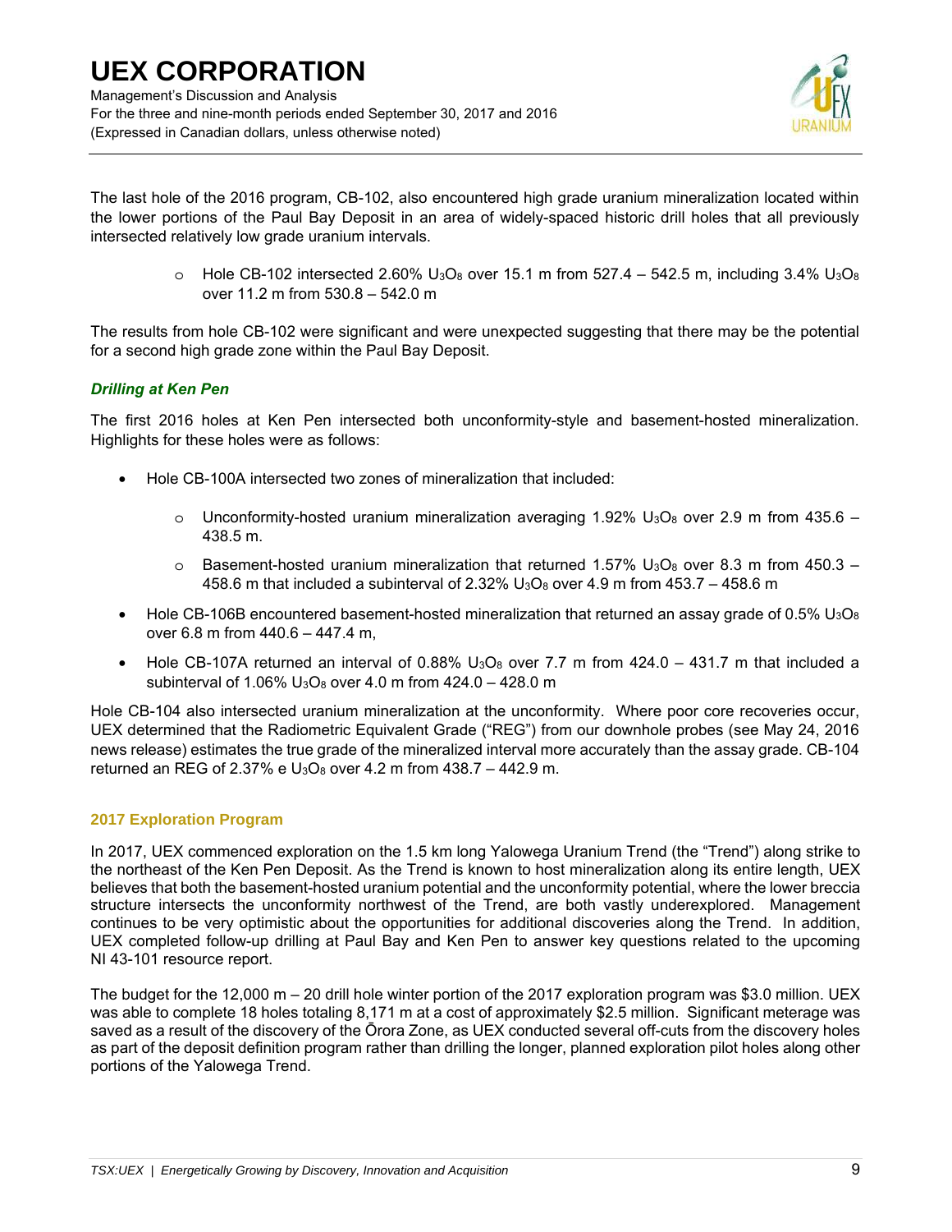The last hole of the 2016 program, CB-102, also encountered high grade uranium mineralization located within the lower portions of the Paul Bay Deposit in an area of widely-spaced historic drill holes that all previously intersected relatively low grade uranium intervals.

- Hole CB-102 intersected 2.60% $U_3O_8$ over 15.1 m from 527.4 – 542.5 m, including 3.4% $U_3O_8$ over 11.2 m from 530.8 – 542.0 m

The results from hole CB-102 were significant and were unexpected suggesting that there may be the potential for a second high grade zone within the Paul Bay Deposit.

### *Drilling at Ken Pen*

The first 2016 holes at Ken Pen intersected both unconformity-style and basement-hosted mineralization. Highlights for these holes were as follows:

- Hole CB-100A intersected two zones of mineralization that included:
  - Unconformity-hosted uranium mineralization averaging 1.92% $U_3O_8$ over 2.9 m from 435.6 – 438.5 m.
  - Basement-hosted uranium mineralization that returned 1.57% $U_3O_8$ over 8.3 m from 450.3 – 458.6 m that included a subinterval of 2.32% $U_3O_8$ over 4.9 m from 453.7 – 458.6 m
- Hole CB-106B encountered basement-hosted mineralization that returned an assay grade of 0.5% $U_3O_8$ over 6.8 m from 440.6 – 447.4 m,
- Hole CB-107A returned an interval of 0.88% $U_3O_8$ over 7.7 m from 424.0 – 431.7 m that included a subinterval of 1.06% $U_3O_8$ over 4.0 m from 424.0 – 428.0 m

Hole CB-104 also intersected uranium mineralization at the unconformity. Where poor core recoveries occur, UEX determined that the Radiometric Equivalent Grade ("REG") from our downhole probes (see May 24, 2016 news release) estimates the true grade of the mineralized interval more accurately than the assay grade. CB-104 returned an REG of 2.37% e $U_3O_8$ over 4.2 m from 438.7 – 442.9 m.

## 2017 Exploration Program

In 2017, UEX commenced exploration on the 1.5 km long Yalowega Uranium Trend (the "Trend") along strike to the northeast of the Ken Pen Deposit. As the Trend is known to host mineralization along its entire length, UEX believes that both the basement-hosted uranium potential and the unconformity potential, where the lower breccia structure intersects the unconformity northwest of the Trend, are both vastly underexplored. Management continues to be very optimistic about the opportunities for additional discoveries along the Trend. In addition, UEX completed follow-up drilling at Paul Bay and Ken Pen to answer key questions related to the upcoming NI 43-101 resource report.

The budget for the 12,000 m – 20 drill hole winter portion of the 2017 exploration program was $3.0 million. UEX was able to complete 18 holes totaling 8,171 m at a cost of approximately $2.5 million. Significant meterage was saved as a result of the discovery of the Ōrora Zone, as UEX conducted several off-cuts from the discovery holes as part of the deposit definition program rather than drilling the longer, planned exploration pilot holes along other portions of the Yalowega Trend.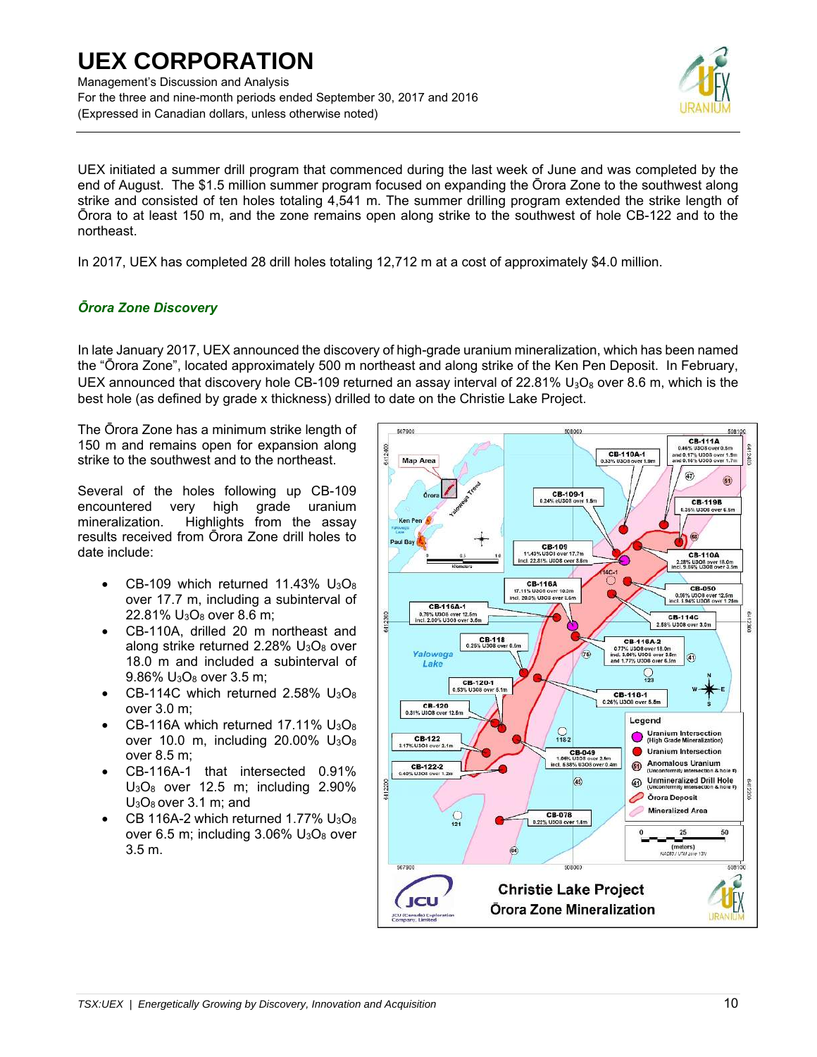UEX initiated a summer drill program that commenced during the last week of June and was completed by the end of August. The $1.5 million summer program focused on expanding the Ōrora Zone to the southwest along strike and consisted of ten holes totaling 4,541 m. The summer drilling program extended the strike length of Ōrora to at least 150 m, and the zone remains open along strike to the southwest of hole CB-122 and to the northeast.

In 2017, UEX has completed 28 drill holes totaling 12,712 m at a cost of approximately $4.0 million.

### *Ōrora Zone Discovery*

In late January 2017, UEX announced the discovery of high-grade uranium mineralization, which has been named the "Ōrora Zone", located approximately 500 m northeast and along strike of the Ken Pen Deposit. In February, UEX announced that discovery hole CB-109 returned an assay interval of 22.81% $U_3O_8$ over 8.6 m, which is the best hole (as defined by grade x thickness) drilled to date on the Christie Lake Project.

The Ōrora Zone has a minimum strike length of 150 m and remains open for expansion along strike to the southwest and to the northeast.

Several of the holes following up CB-109 encountered very high grade uranium mineralization. Highlights from the assay results received from Ōrora Zone drill holes to date include:

- CB-109 which returned 11.43% $U_3O_8$ over 17.7 m, including a subinterval of 22.81% $U_3O_8$ over 8.6 m;
- CB-110A, drilled 20 m northeast and along strike returned 2.28% $U_3O_8$ over 18.0 m and included a subinterval of 9.86% $U_3O_8$ over 3.5 m;
- CB-114C which returned 2.58% $U_3O_8$ over 3.0 m;
- CB-116A which returned 17.11% $U_3O_8$ over 10.0 m, including 20.00% $U_3O_8$ over 8.5 m;
- CB-116A-1 that intersected 0.91% $U_3O_8$ over 12.5 m; including 2.90% $U_3O_8$ over 3.1 m; and
- CB 116A-2 which returned 1.77% $U_3O_8$ over 6.5 m; including 3.06% $U_3O_8$ over 3.5 m.

Christie Lake Project
Ōrora Zone Mineralization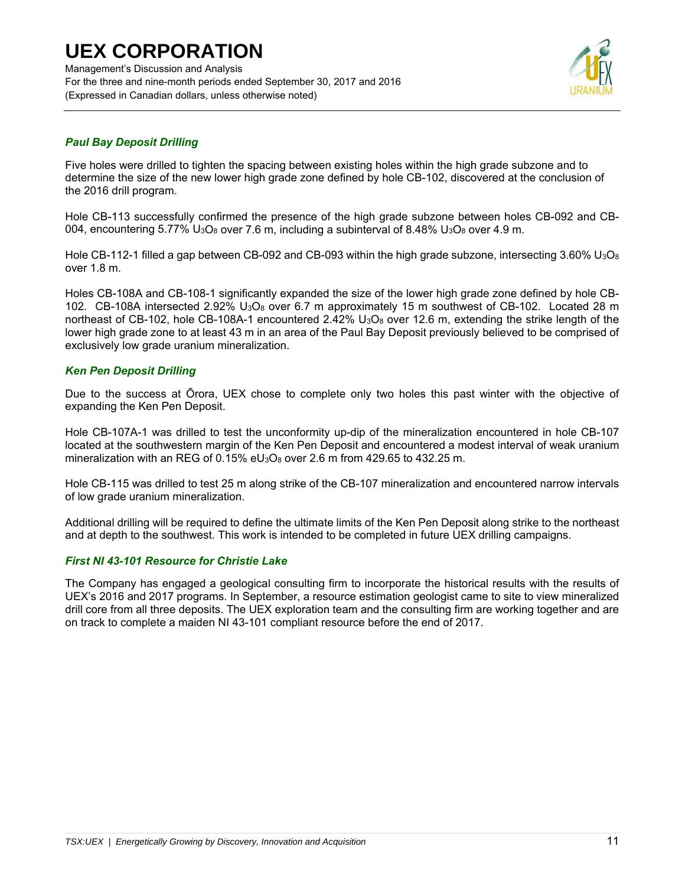### *Paul Bay Deposit Drilling*

Five holes were drilled to tighten the spacing between existing holes within the high grade subzone and to determine the size of the new lower high grade zone defined by hole CB-102, discovered at the conclusion of the 2016 drill program.

Hole CB-113 successfully confirmed the presence of the high grade subzone between holes CB-092 and CB-004, encountering 5.77% $U_3O_8$ over 7.6 m, including a subinterval of 8.48% $U_3O_8$ over 4.9 m.

Hole CB-112-1 filled a gap between CB-092 and CB-093 within the high grade subzone, intersecting 3.60% $U_3O_8$ over 1.8 m.

Holes CB-108A and CB-108-1 significantly expanded the size of the lower high grade zone defined by hole CB-102. CB-108A intersected 2.92% $U_3O_8$ over 6.7 m approximately 15 m southwest of CB-102. Located 28 m northeast of CB-102, hole CB-108A-1 encountered 2.42% $U_3O_8$ over 12.6 m, extending the strike length of the lower high grade zone to at least 43 m in an area of the Paul Bay Deposit previously believed to be comprised of exclusively low grade uranium mineralization.

### *Ken Pen Deposit Drilling*

Due to the success at Ōrora, UEX chose to complete only two holes this past winter with the objective of expanding the Ken Pen Deposit.

Hole CB-107A-1 was drilled to test the unconformity up-dip of the mineralization encountered in hole CB-107 located at the southwestern margin of the Ken Pen Deposit and encountered a modest interval of weak uranium mineralization with an REG of 0.15% $eU_3O_8$ over 2.6 m from 429.65 to 432.25 m.

Hole CB-115 was drilled to test 25 m along strike of the CB-107 mineralization and encountered narrow intervals of low grade uranium mineralization.

Additional drilling will be required to define the ultimate limits of the Ken Pen Deposit along strike to the northeast and at depth to the southwest. This work is intended to be completed in future UEX drilling campaigns.

### *First NI 43-101 Resource for Christie Lake*

The Company has engaged a geological consulting firm to incorporate the historical results with the results of UEX's 2016 and 2017 programs. In September, a resource estimation geologist came to site to view mineralized drill core from all three deposits. The UEX exploration team and the consulting firm are working together and are on track to complete a maiden NI 43-101 compliant resource before the end of 2017.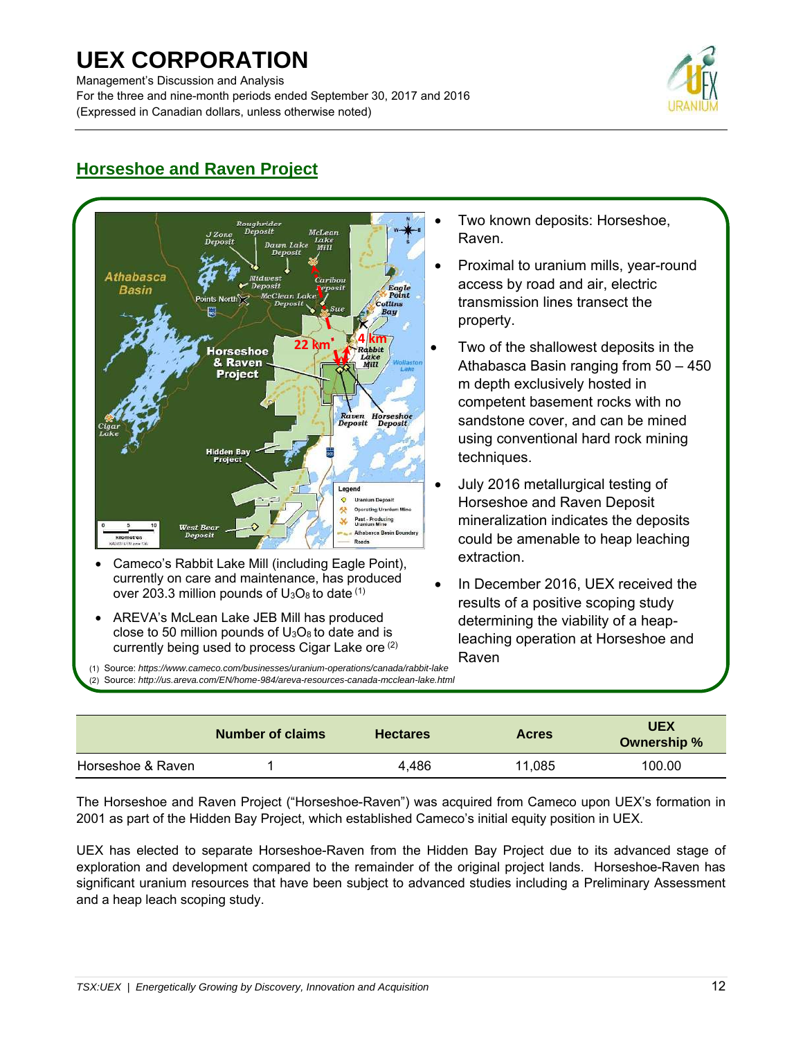## Horseshoe and Raven Project

- Cameco's Rabbit Lake Mill (including Eagle Point), currently on care and maintenance, has produced over 203.3 million pounds of $U_3O_8$ to date [(1)]
- AREVA's McLean Lake JEB Mill has produced close to 50 million pounds of $U_3O_8$ to date and is currently being used to process Cigar Lake ore [(2)]

(1) Source: *https://www.cameco.com/businesses/uranium-operations/canada/rabbit-lake*
(2) Source: *http://us.areva.com/EN/home-984/areva-resources-canada-mcclean-lake.html*

- Two known deposits: Horseshoe, Raven.
- Proximal to uranium mills, year-round access by road and air, electric transmission lines transect the property.
- Two of the shallowest deposits in the Athabasca Basin ranging from 50 – 450 m depth exclusively hosted in competent basement rocks with no sandstone cover, and can be mined using conventional hard rock mining techniques.
- July 2016 metallurgical testing of Horseshoe and Raven Deposit mineralization indicates the deposits could be amenable to heap leaching extraction.
- In December 2016, UEX received the results of a positive scoping study determining the viability of a heap-leaching operation at Horseshoe and Raven

| | Number of claims | Hectares | Acres | UEX Ownership % |
|---|---|---|---|---|
| Horseshoe & Raven | 1 | 4,486 | 11,085 | 100.00 |

The Horseshoe and Raven Project ("Horseshoe-Raven") was acquired from Cameco upon UEX's formation in 2001 as part of the Hidden Bay Project, which established Cameco's initial equity position in UEX.

UEX has elected to separate Horseshoe-Raven from the Hidden Bay Project due to its advanced stage of exploration and development compared to the remainder of the original project lands. Horseshoe-Raven has significant uranium resources that have been subject to advanced studies including a Preliminary Assessment and a heap leach scoping study.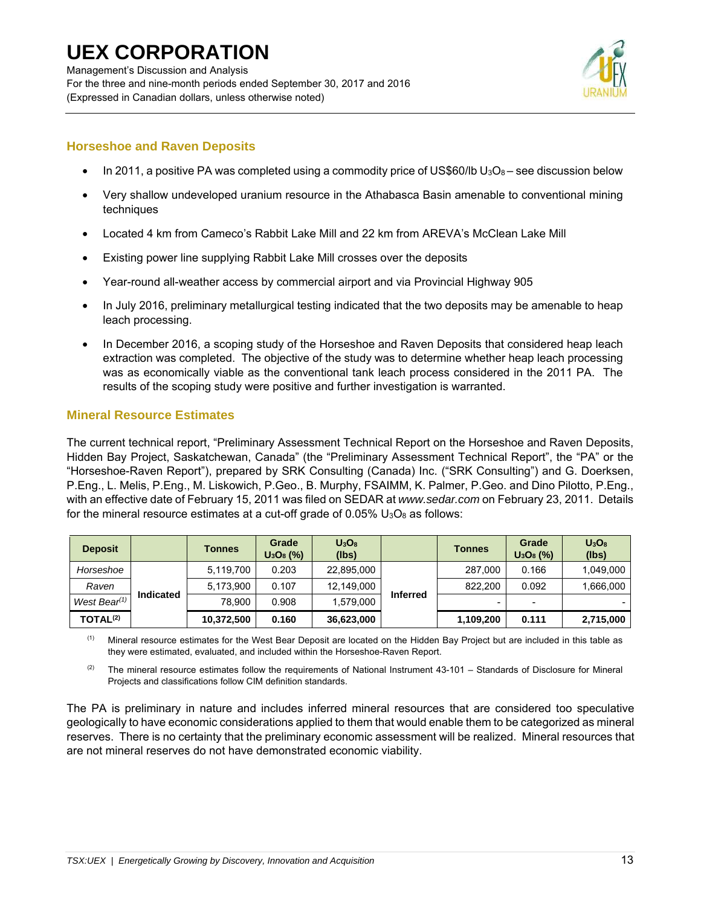## Horseshoe and Raven Deposits

- In 2011, a positive PA was completed using a commodity price of US$60/lb $U_3O_8$ – see discussion below
- Very shallow undeveloped uranium resource in the Athabasca Basin amenable to conventional mining techniques
- Located 4 km from Cameco's Rabbit Lake Mill and 22 km from AREVA's McClean Lake Mill
- Existing power line supplying Rabbit Lake Mill crosses over the deposits
- Year-round all-weather access by commercial airport and via Provincial Highway 905
- In July 2016, preliminary metallurgical testing indicated that the two deposits may be amenable to heap leach processing.
- In December 2016, a scoping study of the Horseshoe and Raven Deposits that considered heap leach extraction was completed. The objective of the study was to determine whether heap leach processing was as economically viable as the conventional tank leach process considered in the 2011 PA. The results of the scoping study were positive and further investigation is warranted.

## Mineral Resource Estimates

The current technical report, "Preliminary Assessment Technical Report on the Horseshoe and Raven Deposits, Hidden Bay Project, Saskatchewan, Canada" (the "Preliminary Assessment Technical Report", the "PA" or the "Horseshoe-Raven Report"), prepared by SRK Consulting (Canada) Inc. ("SRK Consulting") and G. Doerksen, P.Eng., L. Melis, P.Eng., M. Liskowich, P.Geo., B. Murphy, FSAIMM, K. Palmer, P.Geo. and Dino Pilotto, P.Eng., with an effective date of February 15, 2011 was filed on SEDAR at *www.sedar.com* on February 23, 2011. Details for the mineral resource estimates at a cut-off grade of 0.05% $U_3O_8$ as follows:

| Deposit | | Tonnes | Grade $U_3O_8$ (%) | $U_3O_8$ (lbs) | | Tonnes | Grade $U_3O_8$ (%) | $U_3O_8$ (lbs) |
|---|---|---|---|---|---|---|---|---|
| *Horseshoe* | Indicated | 5,119,700 | 0.203 | 22,895,000 | Inferred | 287,000 | 0.166 | 1,049,000 |
| *Raven* | | 5,173,900 | 0.107 | 12,149,000 | | 822,200 | 0.092 | 1,666,000 |
| *West Bear*[(1)] | | 78,900 | 0.908 | 1,579,000 | | - | - | - |
| **TOTAL[(2)]** | | **10,372,500** | **0.160** | **36,623,000** | | **1,109,200** | **0.111** | **2,715,000** |

(1) Mineral resource estimates for the West Bear Deposit are located on the Hidden Bay Project but are included in this table as they were estimated, evaluated, and included within the Horseshoe-Raven Report.

(2) The mineral resource estimates follow the requirements of National Instrument 43-101 – Standards of Disclosure for Mineral Projects and classifications follow CIM definition standards.

The PA is preliminary in nature and includes inferred mineral resources that are considered too speculative geologically to have economic considerations applied to them that would enable them to be categorized as mineral reserves. There is no certainty that the preliminary economic assessment will be realized. Mineral resources that are not mineral reserves do not have demonstrated economic viability.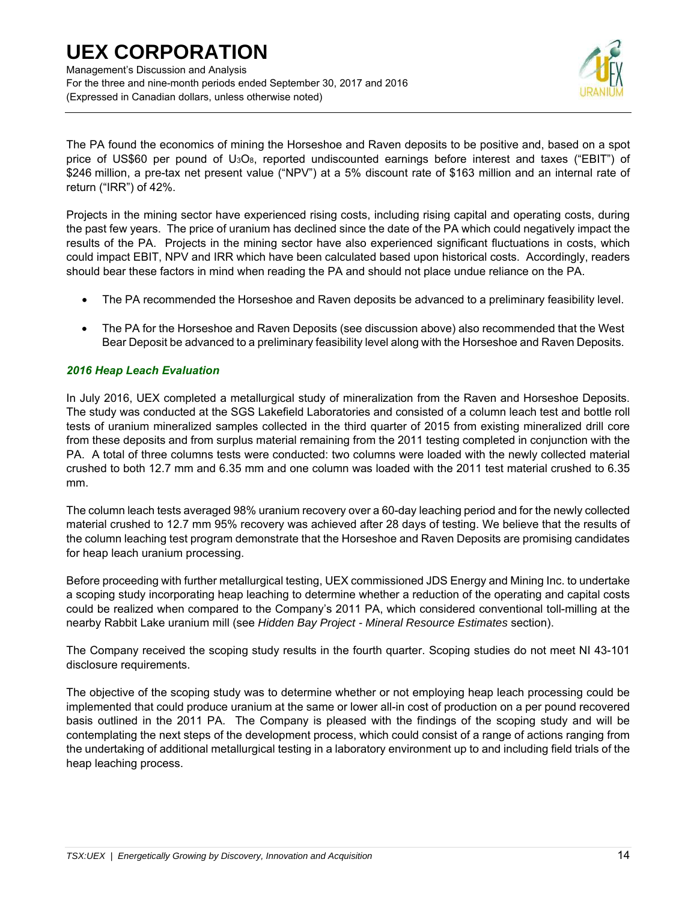The PA found the economics of mining the Horseshoe and Raven deposits to be positive and, based on a spot price of US$60 per pound of $U_3O_8$, reported undiscounted earnings before interest and taxes ("EBIT") of $246 million, a pre-tax net present value ("NPV") at a 5% discount rate of $163 million and an internal rate of return ("IRR") of 42%.

Projects in the mining sector have experienced rising costs, including rising capital and operating costs, during the past few years. The price of uranium has declined since the date of the PA which could negatively impact the results of the PA. Projects in the mining sector have also experienced significant fluctuations in costs, which could impact EBIT, NPV and IRR which have been calculated based upon historical costs. Accordingly, readers should bear these factors in mind when reading the PA and should not place undue reliance on the PA.

- The PA recommended the Horseshoe and Raven deposits be advanced to a preliminary feasibility level.
- The PA for the Horseshoe and Raven Deposits (see discussion above) also recommended that the West Bear Deposit be advanced to a preliminary feasibility level along with the Horseshoe and Raven Deposits.

### *2016 Heap Leach Evaluation*

In July 2016, UEX completed a metallurgical study of mineralization from the Raven and Horseshoe Deposits. The study was conducted at the SGS Lakefield Laboratories and consisted of a column leach test and bottle roll tests of uranium mineralized samples collected in the third quarter of 2015 from existing mineralized drill core from these deposits and from surplus material remaining from the 2011 testing completed in conjunction with the PA. A total of three columns tests were conducted: two columns were loaded with the newly collected material crushed to both 12.7 mm and 6.35 mm and one column was loaded with the 2011 test material crushed to 6.35 mm.

The column leach tests averaged 98% uranium recovery over a 60-day leaching period and for the newly collected material crushed to 12.7 mm 95% recovery was achieved after 28 days of testing. We believe that the results of the column leaching test program demonstrate that the Horseshoe and Raven Deposits are promising candidates for heap leach uranium processing.

Before proceeding with further metallurgical testing, UEX commissioned JDS Energy and Mining Inc. to undertake a scoping study incorporating heap leaching to determine whether a reduction of the operating and capital costs could be realized when compared to the Company's 2011 PA, which considered conventional toll-milling at the nearby Rabbit Lake uranium mill (see *Hidden Bay Project - Mineral Resource Estimates* section).

The Company received the scoping study results in the fourth quarter. Scoping studies do not meet NI 43-101 disclosure requirements.

The objective of the scoping study was to determine whether or not employing heap leach processing could be implemented that could produce uranium at the same or lower all-in cost of production on a per pound recovered basis outlined in the 2011 PA. The Company is pleased with the findings of the scoping study and will be contemplating the next steps of the development process, which could consist of a range of actions ranging from the undertaking of additional metallurgical testing in a laboratory environment up to and including field trials of the heap leaching process.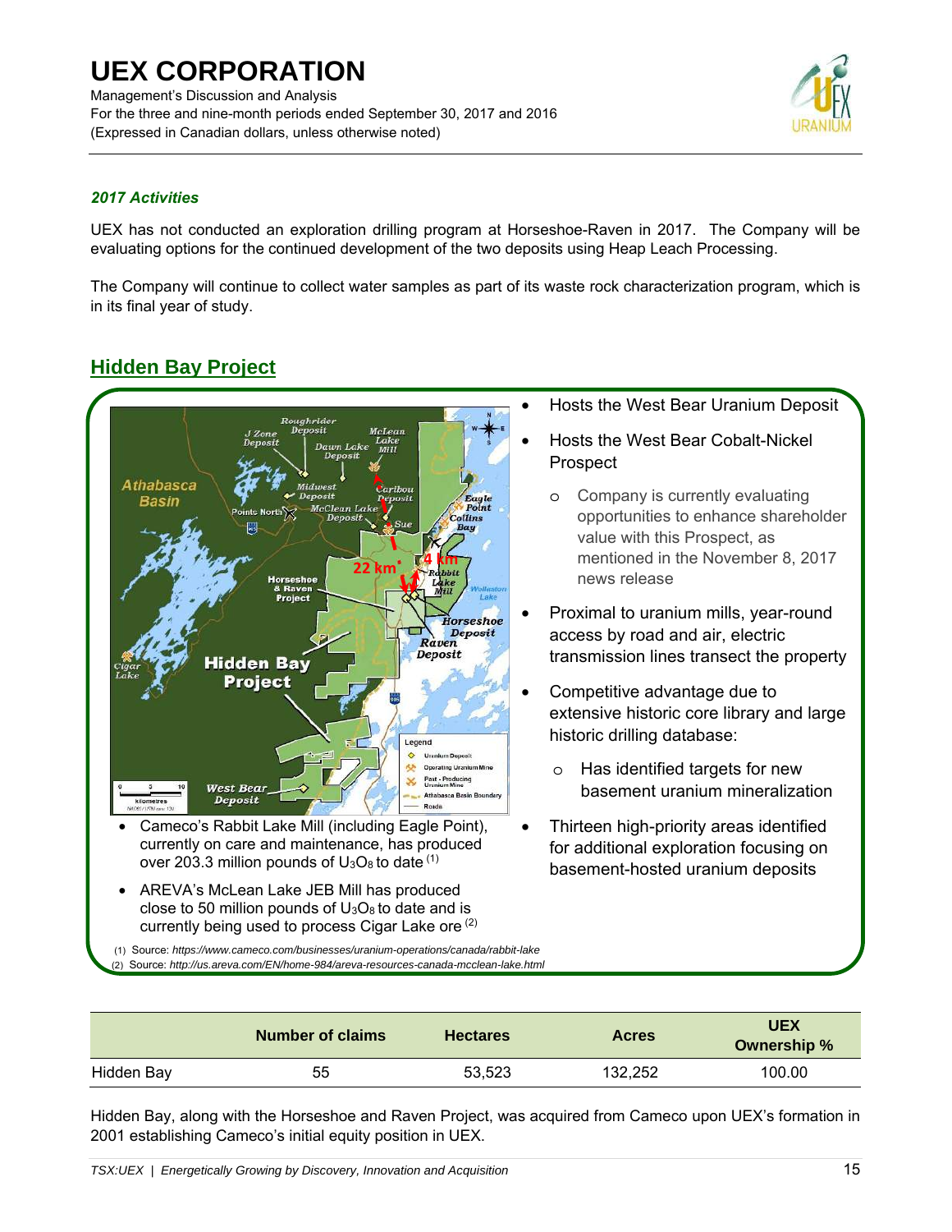*2017 Activities*

UEX has not conducted an exploration drilling program at Horseshoe-Raven in 2017. The Company will be evaluating options for the continued development of the two deposits using Heap Leach Processing.

The Company will continue to collect water samples as part of its waste rock characterization program, which is in its final year of study.

## Hidden Bay Project

- Hosts the West Bear Uranium Deposit
- Hosts the West Bear Cobalt-Nickel Prospect
  - Company is currently evaluating opportunities to enhance shareholder value with this Prospect, as mentioned in the November 8, 2017 news release
- Proximal to uranium mills, year-round access by road and air, electric transmission lines transect the property
- Competitive advantage due to extensive historic core library and large historic drilling database:
  - Has identified targets for new basement uranium mineralization
- Thirteen high-priority areas identified for additional exploration focusing on basement-hosted uranium deposits

- Cameco's Rabbit Lake Mill (including Eagle Point), currently on care and maintenance, has produced over 203.3 million pounds of $U_3O_8$ to date [1]
- AREVA's McLean Lake JEB Mill has produced close to 50 million pounds of $U_3O_8$ to date and is currently being used to process Cigar Lake ore [2]

(1) Source: *https://www.cameco.com/businesses/uranium-operations/canada/rabbit-lake*
(2) Source: *http://us.areva.com/EN/home-984/areva-resources-canada-mcclean-lake.html*

| | Number of claims | Hectares | Acres | UEX Ownership % |
|---|---|---|---|---|
| Hidden Bay | 55 | 53,523 | 132,252 | 100.00 |

Hidden Bay, along with the Horseshoe and Raven Project, was acquired from Cameco upon UEX's formation in 2001 establishing Cameco's initial equity position in UEX.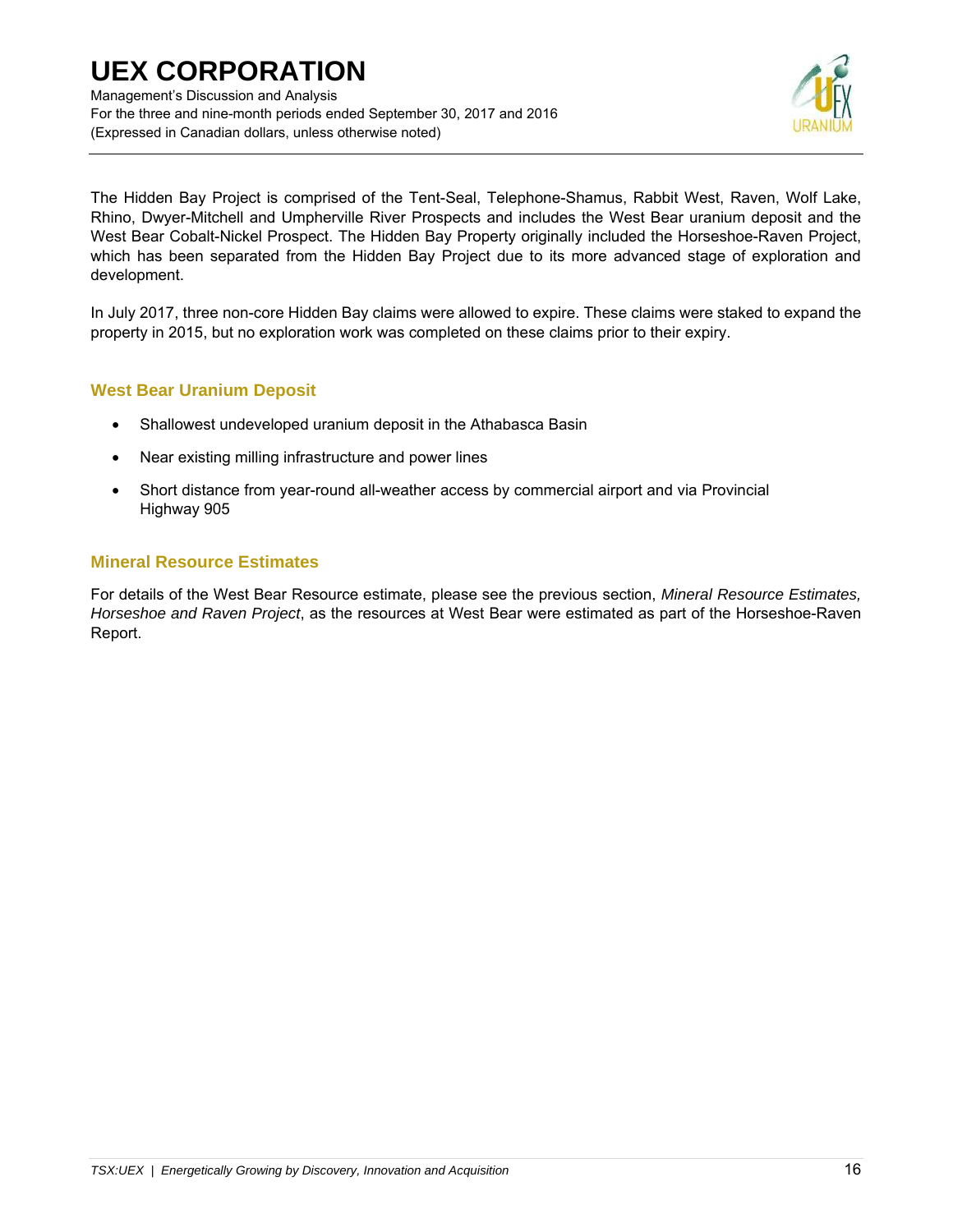The Hidden Bay Project is comprised of the Tent-Seal, Telephone-Shamus, Rabbit West, Raven, Wolf Lake, Rhino, Dwyer-Mitchell and Umpherville River Prospects and includes the West Bear uranium deposit and the West Bear Cobalt-Nickel Prospect. The Hidden Bay Property originally included the Horseshoe-Raven Project, which has been separated from the Hidden Bay Project due to its more advanced stage of exploration and development.

In July 2017, three non-core Hidden Bay claims were allowed to expire. These claims were staked to expand the property in 2015, but no exploration work was completed on these claims prior to their expiry.

## West Bear Uranium Deposit

- Shallowest undeveloped uranium deposit in the Athabasca Basin
- Near existing milling infrastructure and power lines
- Short distance from year-round all-weather access by commercial airport and via Provincial Highway 905

## Mineral Resource Estimates

For details of the West Bear Resource estimate, please see the previous section, *Mineral Resource Estimates, Horseshoe and Raven Project*, as the resources at West Bear were estimated as part of the Horseshoe-Raven Report.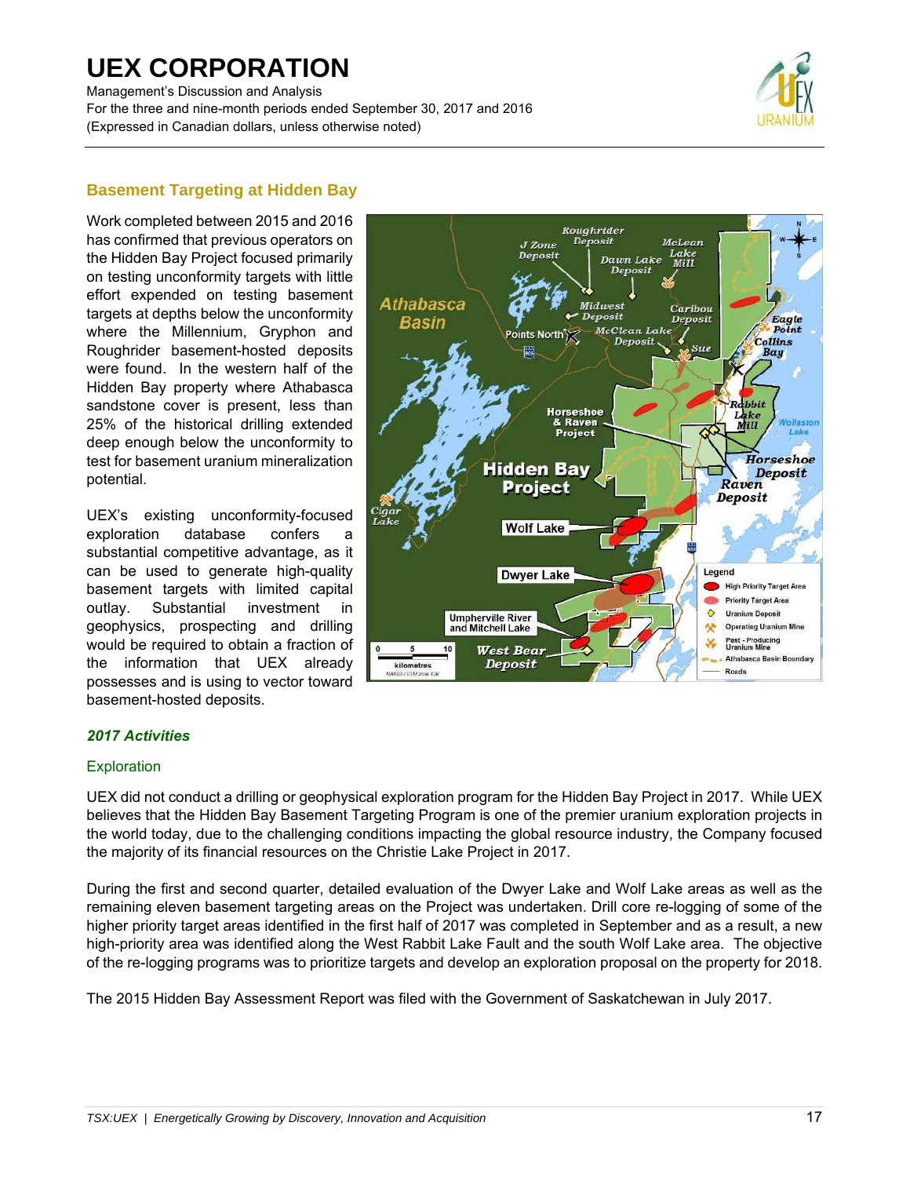## Basement Targeting at Hidden Bay

Work completed between 2015 and 2016 has confirmed that previous operators on the Hidden Bay Project focused primarily on testing unconformity targets with little effort expended on testing basement targets at depths below the unconformity where the Millennium, Gryphon and Roughrider basement-hosted deposits were found. In the western half of the Hidden Bay property where Athabasca sandstone cover is present, less than 25% of the historical drilling extended deep enough below the unconformity to test for basement uranium mineralization potential.

UEX's existing unconformity-focused exploration database confers a substantial competitive advantage, as it can be used to generate high-quality basement targets with limited capital outlay. Substantial investment in geophysics, prospecting and drilling would be required to obtain a fraction of the information that UEX already possesses and is using to vector toward basement-hosted deposits.

### *2017 Activities*

#### Exploration

UEX did not conduct a drilling or geophysical exploration program for the Hidden Bay Project in 2017. While UEX believes that the Hidden Bay Basement Targeting Program is one of the premier uranium exploration projects in the world today, due to the challenging conditions impacting the global resource industry, the Company focused the majority of its financial resources on the Christie Lake Project in 2017.

During the first and second quarter, detailed evaluation of the Dwyer Lake and Wolf Lake areas as well as the remaining eleven basement targeting areas on the Project was undertaken. Drill core re-logging of some of the higher priority target areas identified in the first half of 2017 was completed in September and as a result, a new high-priority area was identified along the West Rabbit Lake Fault and the south Wolf Lake area. The objective of the re-logging programs was to prioritize targets and develop an exploration proposal on the property for 2018.

The 2015 Hidden Bay Assessment Report was filed with the Government of Saskatchewan in July 2017.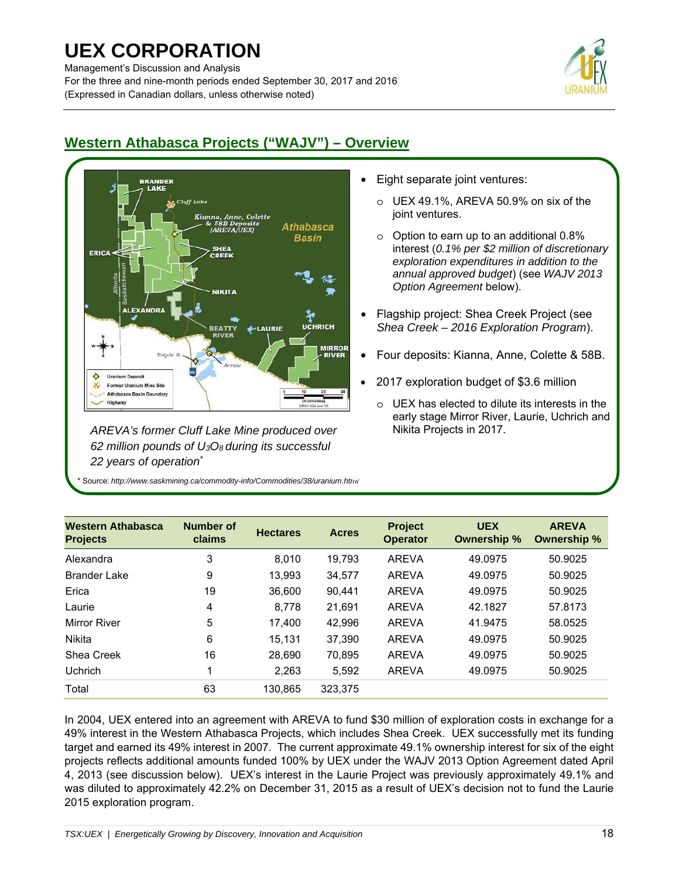## Western Athabasca Projects ("WAJV") – Overview

*AREVA's former Cliff Lake Mine produced over 62 million pounds of $U_3O_8$ during its successful 22 years of operation**

- Eight separate joint ventures:
  - UEX 49.1%, AREVA 50.9% on six of the joint ventures.
  - Option to earn up to an additional 0.8% interest (*0.1% per $2 million of discretionary exploration expenditures in addition to the annual approved budget*) (see *WAJV 2013 Option Agreement* below).
- Flagship project: Shea Creek Project (see *Shea Creek – 2016 Exploration Program*).
- Four deposits: Kianna, Anne, Colette & 58B.
- 2017 exploration budget of $3.6 million
  - UEX has elected to dilute its interests in the early stage Mirror River, Laurie, Uchrich and Nikita Projects in 2017.

\* Source: *http://www.saskmining.ca/commodity-info/Commodities/38/uranium.html*

| Western Athabasca Projects | Number of claims | Hectares | Acres | Project Operator | UEX Ownership % | AREVA Ownership % |
|---|---|---|---|---|---|---|
| Alexandra | 3 | 8,010 | 19,793 | AREVA | 49.0975 | 50.9025 |
| Brander Lake | 9 | 13,993 | 34,577 | AREVA | 49.0975 | 50.9025 |
| Erica | 19 | 36,600 | 90,441 | AREVA | 49.0975 | 50.9025 |
| Laurie | 4 | 8,778 | 21,691 | AREVA | 42.1827 | 57.8173 |
| Mirror River | 5 | 17,400 | 42,996 | AREVA | 41.9475 | 58.0525 |
| Nikita | 6 | 15,131 | 37,390 | AREVA | 49.0975 | 50.9025 |
| Shea Creek | 16 | 28,690 | 70,895 | AREVA | 49.0975 | 50.9025 |
| Uchrich | 1 | 2,263 | 5,592 | AREVA | 49.0975 | 50.9025 |
| Total | 63 | 130,865 | 323,375 | | | |

In 2004, UEX entered into an agreement with AREVA to fund $30 million of exploration costs in exchange for a 49% interest in the Western Athabasca Projects, which includes Shea Creek. UEX successfully met its funding target and earned its 49% interest in 2007. The current approximate 49.1% ownership interest for six of the eight projects reflects additional amounts funded 100% by UEX under the WAJV 2013 Option Agreement dated April 4, 2013 (see discussion below). UEX's interest in the Laurie Project was previously approximately 49.1% and was diluted to approximately 42.2% on December 31, 2015 as a result of UEX's decision not to fund the Laurie 2015 exploration program.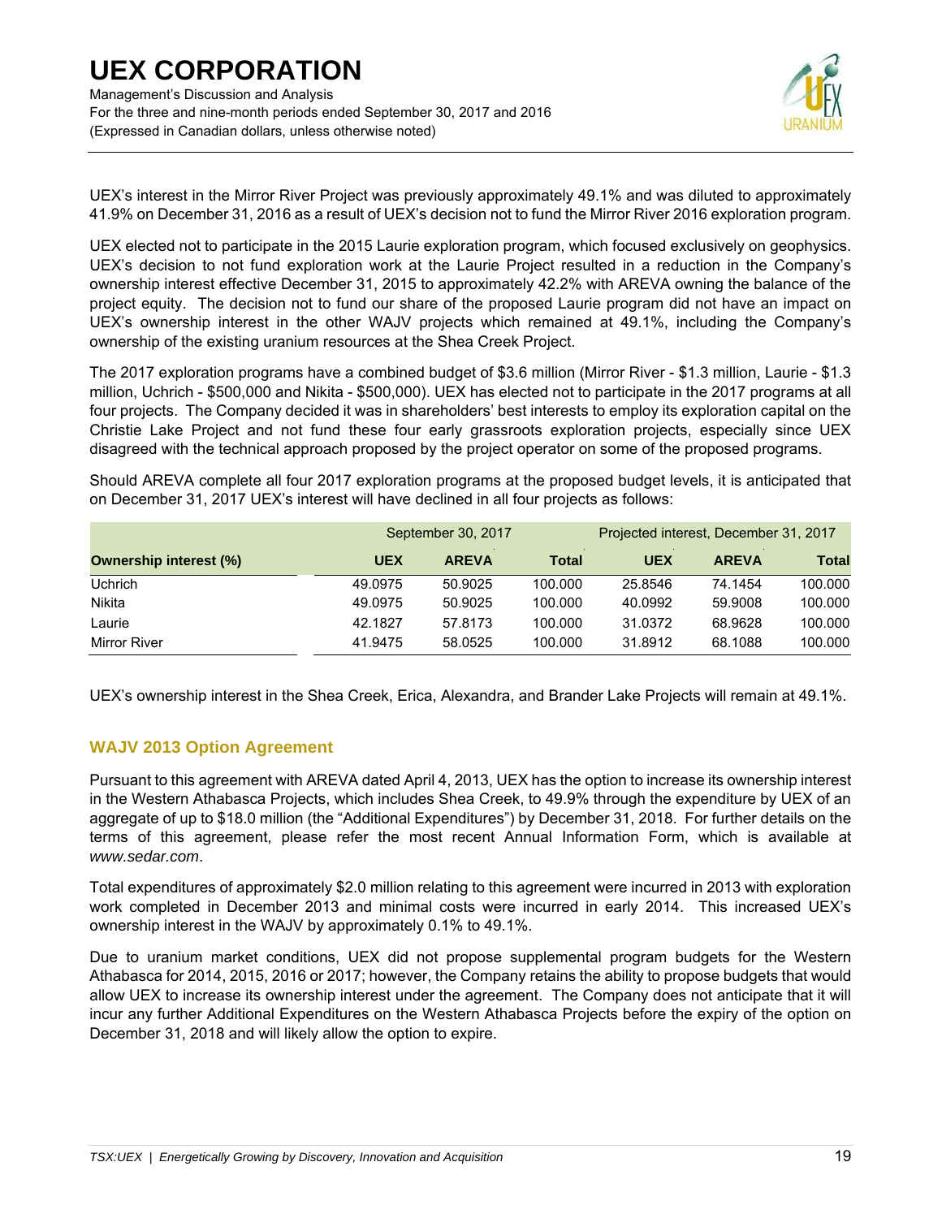UEX's interest in the Mirror River Project was previously approximately 49.1% and was diluted to approximately 41.9% on December 31, 2016 as a result of UEX's decision not to fund the Mirror River 2016 exploration program.

UEX elected not to participate in the 2015 Laurie exploration program, which focused exclusively on geophysics. UEX's decision to not fund exploration work at the Laurie Project resulted in a reduction in the Company's ownership interest effective December 31, 2015 to approximately 42.2% with AREVA owning the balance of the project equity. The decision not to fund our share of the proposed Laurie program did not have an impact on UEX's ownership interest in the other WAJV projects which remained at 49.1%, including the Company's ownership of the existing uranium resources at the Shea Creek Project.

The 2017 exploration programs have a combined budget of $3.6 million (Mirror River - $1.3 million, Laurie - $1.3 million, Uchrich - $500,000 and Nikita - $500,000). UEX has elected not to participate in the 2017 programs at all four projects. The Company decided it was in shareholders' best interests to employ its exploration capital on the Christie Lake Project and not fund these four early grassroots exploration projects, especially since UEX disagreed with the technical approach proposed by the project operator on some of the proposed programs.

Should AREVA complete all four 2017 exploration programs at the proposed budget levels, it is anticipated that on December 31, 2017 UEX's interest will have declined in all four projects as follows:

| | September 30, 2017 | | | Projected interest, December 31, 2017 | | |
|---|---|---|---|---|---|---|
| **Ownership interest (%)** | **UEX** | **AREVA** | **Total** | **UEX** | **AREVA** | **Total** |
| Uchrich | 49.0975 | 50.9025 | 100.000 | 25.8546 | 74.1454 | 100.000 |
| Nikita | 49.0975 | 50.9025 | 100.000 | 40.0992 | 59.9008 | 100.000 |
| Laurie | 42.1827 | 57.8173 | 100.000 | 31.0372 | 68.9628 | 100.000 |
| Mirror River | 41.9475 | 58.0525 | 100.000 | 31.8912 | 68.1088 | 100.000 |

UEX's ownership interest in the Shea Creek, Erica, Alexandra, and Brander Lake Projects will remain at 49.1%.

### WAJV 2013 Option Agreement

Pursuant to this agreement with AREVA dated April 4, 2013, UEX has the option to increase its ownership interest in the Western Athabasca Projects, which includes Shea Creek, to 49.9% through the expenditure by UEX of an aggregate of up to $18.0 million (the "Additional Expenditures") by December 31, 2018. For further details on the terms of this agreement, please refer the most recent Annual Information Form, which is available at *www.sedar.com*.

Total expenditures of approximately $2.0 million relating to this agreement were incurred in 2013 with exploration work completed in December 2013 and minimal costs were incurred in early 2014. This increased UEX's ownership interest in the WAJV by approximately 0.1% to 49.1%.

Due to uranium market conditions, UEX did not propose supplemental program budgets for the Western Athabasca for 2014, 2015, 2016 or 2017; however, the Company retains the ability to propose budgets that would allow UEX to increase its ownership interest under the agreement. The Company does not anticipate that it will incur any further Additional Expenditures on the Western Athabasca Projects before the expiry of the option on December 31, 2018 and will likely allow the option to expire.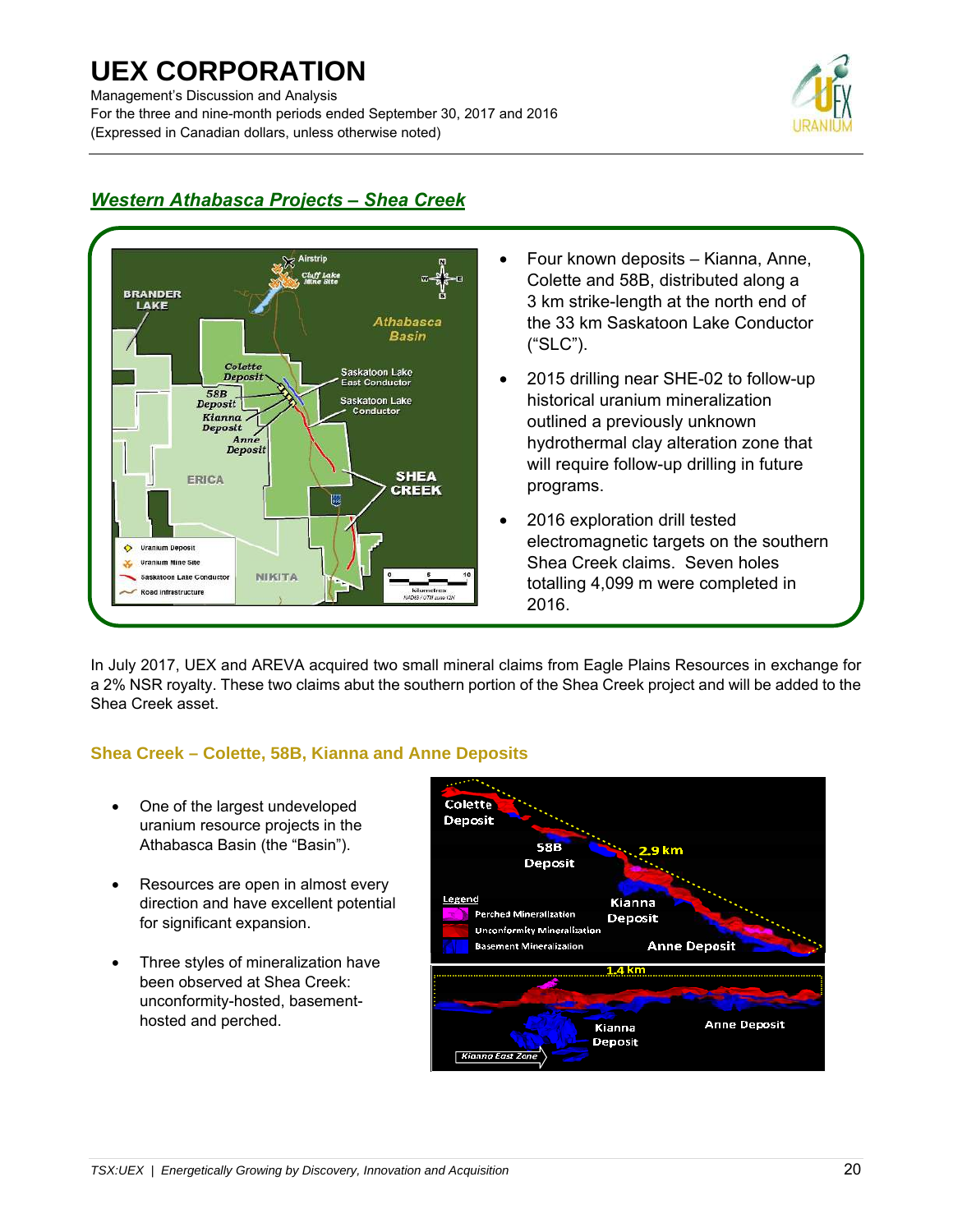## Western Athabasca Projects – Shea Creek

- Four known deposits – Kianna, Anne, Colette and 58B, distributed along a 3 km strike-length at the north end of the 33 km Saskatoon Lake Conductor ("SLC").
- 2015 drilling near SHE-02 to follow-up historical uranium mineralization outlined a previously unknown hydrothermal clay alteration zone that will require follow-up drilling in future programs.
- 2016 exploration drill tested electromagnetic targets on the southern Shea Creek claims. Seven holes totalling 4,099 m were completed in 2016.

In July 2017, UEX and AREVA acquired two small mineral claims from Eagle Plains Resources in exchange for a 2% NSR royalty. These two claims abut the southern portion of the Shea Creek project and will be added to the Shea Creek asset.

### Shea Creek – Colette, 58B, Kianna and Anne Deposits

- One of the largest undeveloped uranium resource projects in the Athabasca Basin (the "Basin").
- Resources are open in almost every direction and have excellent potential for significant expansion.
- Three styles of mineralization have been observed at Shea Creek: unconformity-hosted, basement-hosted and perched.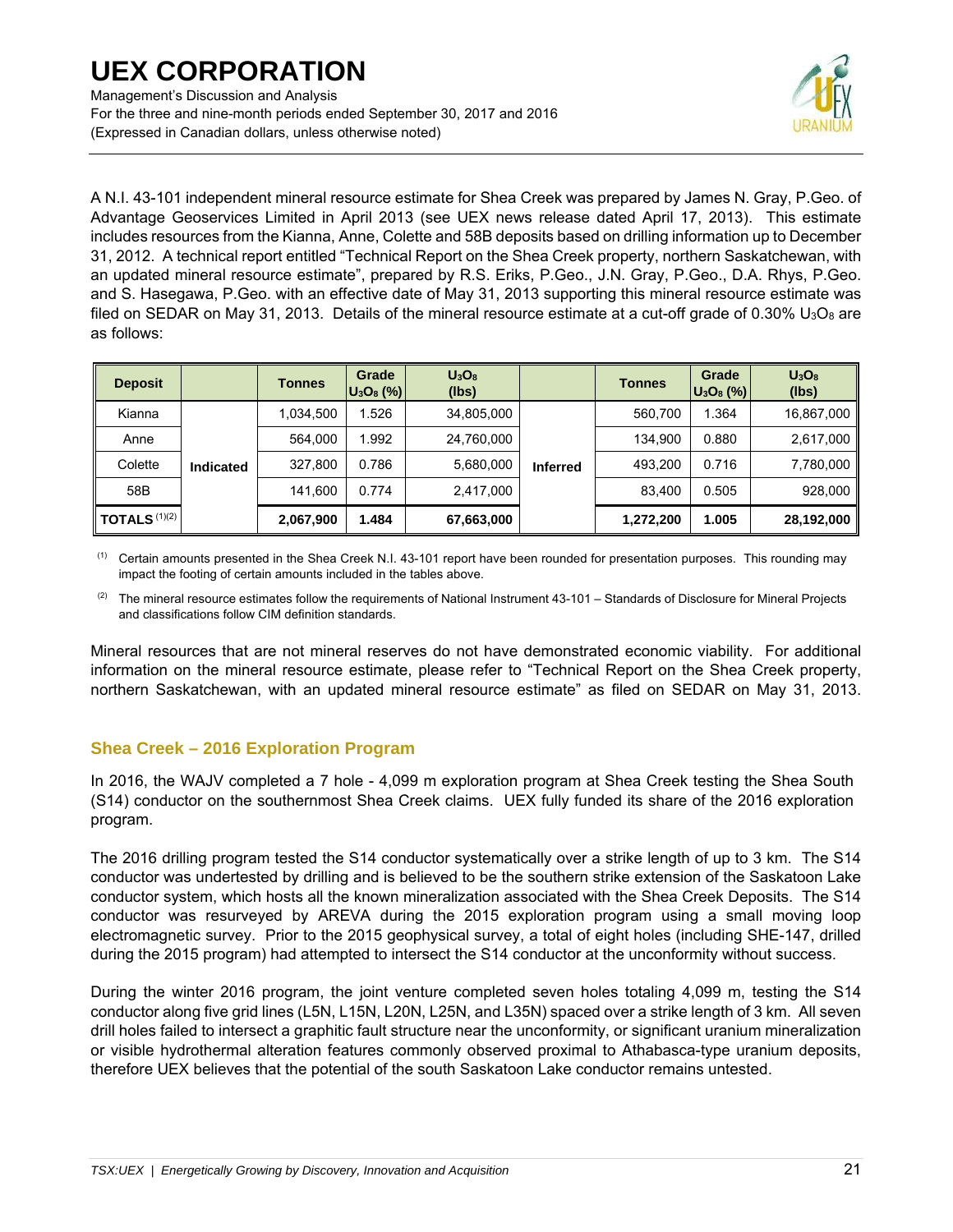A N.I. 43-101 independent mineral resource estimate for Shea Creek was prepared by James N. Gray, P.Geo. of Advantage Geoservices Limited in April 2013 (see UEX news release dated April 17, 2013). This estimate includes resources from the Kianna, Anne, Colette and 58B deposits based on drilling information up to December 31, 2012. A technical report entitled "Technical Report on the Shea Creek property, northern Saskatchewan, with an updated mineral resource estimate", prepared by R.S. Eriks, P.Geo., J.N. Gray, P.Geo., D.A. Rhys, P.Geo. and S. Hasegawa, P.Geo. with an effective date of May 31, 2013 supporting this mineral resource estimate was filed on SEDAR on May 31, 2013. Details of the mineral resource estimate at a cut-off grade of 0.30% $U_3O_8$ are as follows:

| Deposit | | Tonnes | Grade $U_3O_8$ (%) | $U_3O_8$ (lbs) | | Tonnes | Grade $U_3O_8$ (%) | $U_3O_8$ (lbs) |
|---|---|---|---|---|---|---|---|---|
| Kianna | Indicated | 1,034,500 | 1.526 | 34,805,000 | Inferred | 560,700 | 1.364 | 16,867,000 |
| Anne | | 564,000 | 1.992 | 24,760,000 | | 134,900 | 0.880 | 2,617,000 |
| Colette | | 327,800 | 0.786 | 5,680,000 | | 493,200 | 0.716 | 7,780,000 |
| 58B | | 141,600 | 0.774 | 2,417,000 | | 83,400 | 0.505 | 928,000 |
| **TOTALS** (1)(2) | | **2,067,900** | **1.484** | **67,663,000** | | **1,272,200** | **1.005** | **28,192,000** |

(1) Certain amounts presented in the Shea Creek N.I. 43-101 report have been rounded for presentation purposes. This rounding may impact the footing of certain amounts included in the tables above.

(2) The mineral resource estimates follow the requirements of National Instrument 43-101 – Standards of Disclosure for Mineral Projects and classifications follow CIM definition standards.

Mineral resources that are not mineral reserves do not have demonstrated economic viability. For additional information on the mineral resource estimate, please refer to "Technical Report on the Shea Creek property, northern Saskatchewan, with an updated mineral resource estimate" as filed on SEDAR on May 31, 2013.

## Shea Creek – 2016 Exploration Program

In 2016, the WAJV completed a 7 hole - 4,099 m exploration program at Shea Creek testing the Shea South (S14) conductor on the southernmost Shea Creek claims. UEX fully funded its share of the 2016 exploration program.

The 2016 drilling program tested the S14 conductor systematically over a strike length of up to 3 km. The S14 conductor was undertested by drilling and is believed to be the southern strike extension of the Saskatoon Lake conductor system, which hosts all the known mineralization associated with the Shea Creek Deposits. The S14 conductor was resurveyed by AREVA during the 2015 exploration program using a small moving loop electromagnetic survey. Prior to the 2015 geophysical survey, a total of eight holes (including SHE-147, drilled during the 2015 program) had attempted to intersect the S14 conductor at the unconformity without success.

During the winter 2016 program, the joint venture completed seven holes totaling 4,099 m, testing the S14 conductor along five grid lines (L5N, L15N, L20N, L25N, and L35N) spaced over a strike length of 3 km. All seven drill holes failed to intersect a graphitic fault structure near the unconformity, or significant uranium mineralization or visible hydrothermal alteration features commonly observed proximal to Athabasca-type uranium deposits, therefore UEX believes that the potential of the south Saskatoon Lake conductor remains untested.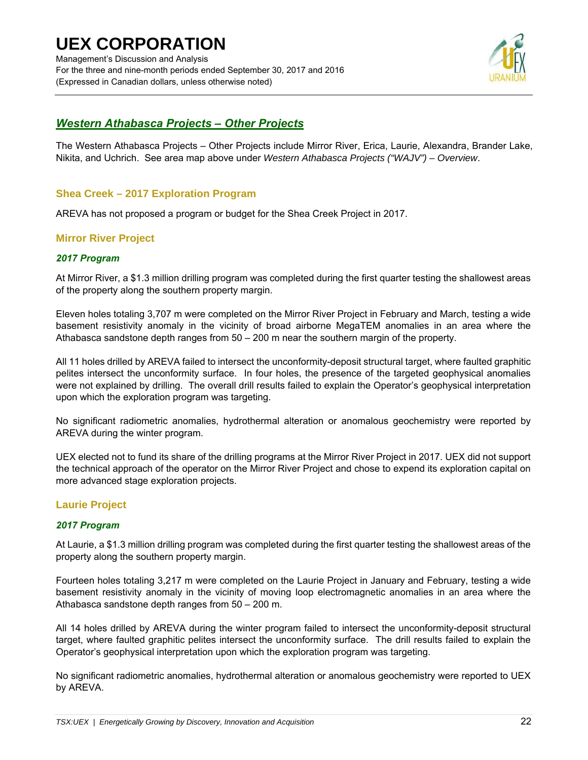## *Western Athabasca Projects – Other Projects*

The Western Athabasca Projects – Other Projects include Mirror River, Erica, Laurie, Alexandra, Brander Lake, Nikita, and Uchrich. See area map above under *Western Athabasca Projects ("WAJV") – Overview*.

### Shea Creek – 2017 Exploration Program

AREVA has not proposed a program or budget for the Shea Creek Project in 2017.

### Mirror River Project

#### *2017 Program*

At Mirror River, a $1.3 million drilling program was completed during the first quarter testing the shallowest areas of the property along the southern property margin.

Eleven holes totaling 3,707 m were completed on the Mirror River Project in February and March, testing a wide basement resistivity anomaly in the vicinity of broad airborne MegaTEM anomalies in an area where the Athabasca sandstone depth ranges from 50 – 200 m near the southern margin of the property.

All 11 holes drilled by AREVA failed to intersect the unconformity-deposit structural target, where faulted graphitic pelites intersect the unconformity surface. In four holes, the presence of the targeted geophysical anomalies were not explained by drilling. The overall drill results failed to explain the Operator's geophysical interpretation upon which the exploration program was targeting.

No significant radiometric anomalies, hydrothermal alteration or anomalous geochemistry were reported by AREVA during the winter program.

UEX elected not to fund its share of the drilling programs at the Mirror River Project in 2017. UEX did not support the technical approach of the operator on the Mirror River Project and chose to expend its exploration capital on more advanced stage exploration projects.

### Laurie Project

#### *2017 Program*

At Laurie, a $1.3 million drilling program was completed during the first quarter testing the shallowest areas of the property along the southern property margin.

Fourteen holes totaling 3,217 m were completed on the Laurie Project in January and February, testing a wide basement resistivity anomaly in the vicinity of moving loop electromagnetic anomalies in an area where the Athabasca sandstone depth ranges from 50 – 200 m.

All 14 holes drilled by AREVA during the winter program failed to intersect the unconformity-deposit structural target, where faulted graphitic pelites intersect the unconformity surface. The drill results failed to explain the Operator's geophysical interpretation upon which the exploration program was targeting.

No significant radiometric anomalies, hydrothermal alteration or anomalous geochemistry were reported to UEX by AREVA.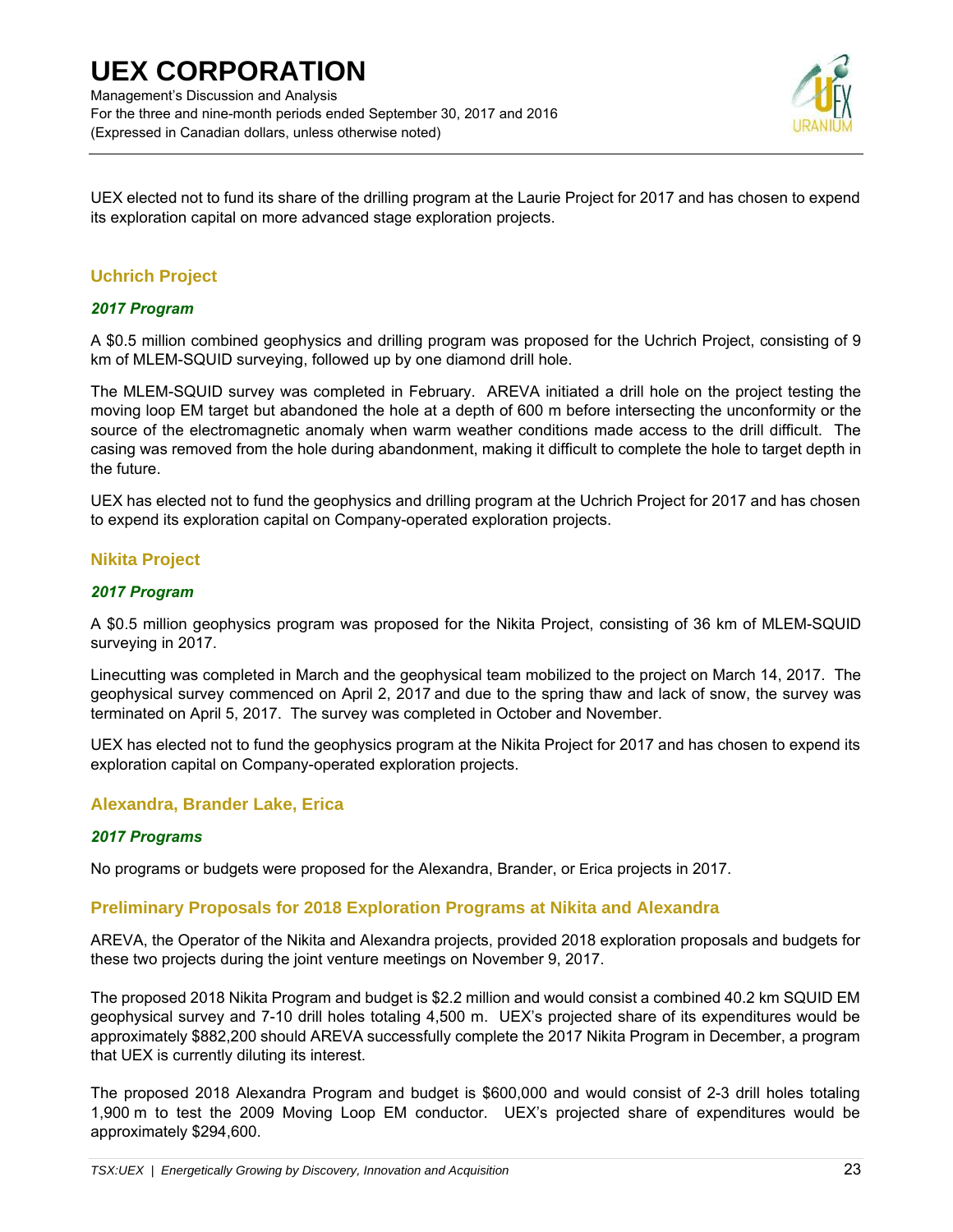UEX elected not to fund its share of the drilling program at the Laurie Project for 2017 and has chosen to expend its exploration capital on more advanced stage exploration projects.

## Uchrich Project

### *2017 Program*

A $0.5 million combined geophysics and drilling program was proposed for the Uchrich Project, consisting of 9 km of MLEM-SQUID surveying, followed up by one diamond drill hole.

The MLEM-SQUID survey was completed in February. AREVA initiated a drill hole on the project testing the moving loop EM target but abandoned the hole at a depth of 600 m before intersecting the unconformity or the source of the electromagnetic anomaly when warm weather conditions made access to the drill difficult. The casing was removed from the hole during abandonment, making it difficult to complete the hole to target depth in the future.

UEX has elected not to fund the geophysics and drilling program at the Uchrich Project for 2017 and has chosen to expend its exploration capital on Company-operated exploration projects.

## Nikita Project

### *2017 Program*

A $0.5 million geophysics program was proposed for the Nikita Project, consisting of 36 km of MLEM-SQUID surveying in 2017.

Linecutting was completed in March and the geophysical team mobilized to the project on March 14, 2017. The geophysical survey commenced on April 2, 2017 and due to the spring thaw and lack of snow, the survey was terminated on April 5, 2017. The survey was completed in October and November.

UEX has elected not to fund the geophysics program at the Nikita Project for 2017 and has chosen to expend its exploration capital on Company-operated exploration projects.

## Alexandra, Brander Lake, Erica

### *2017 Programs*

No programs or budgets were proposed for the Alexandra, Brander, or Erica projects in 2017.

## Preliminary Proposals for 2018 Exploration Programs at Nikita and Alexandra

AREVA, the Operator of the Nikita and Alexandra projects, provided 2018 exploration proposals and budgets for these two projects during the joint venture meetings on November 9, 2017.

The proposed 2018 Nikita Program and budget is $2.2 million and would consist a combined 40.2 km SQUID EM geophysical survey and 7-10 drill holes totaling 4,500 m. UEX's projected share of its expenditures would be approximately $882,200 should AREVA successfully complete the 2017 Nikita Program in December, a program that UEX is currently diluting its interest.

The proposed 2018 Alexandra Program and budget is $600,000 and would consist of 2-3 drill holes totaling 1,900 m to test the 2009 Moving Loop EM conductor. UEX's projected share of expenditures would be approximately $294,600.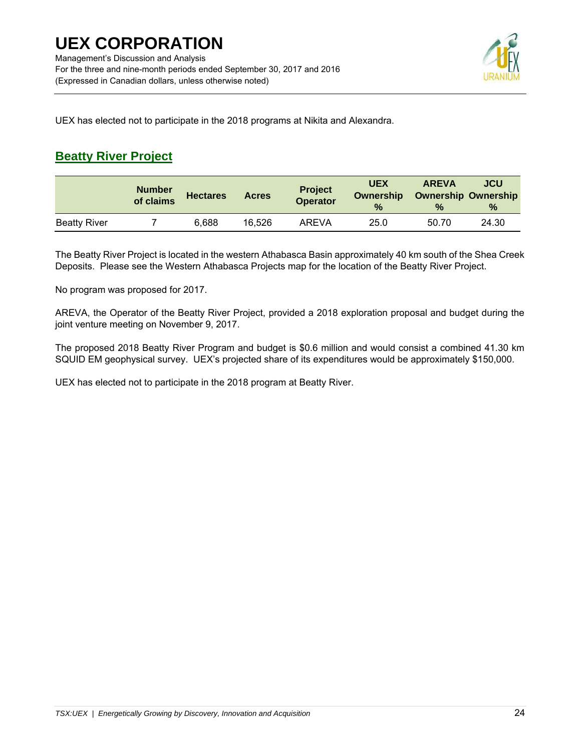UEX has elected not to participate in the 2018 programs at Nikita and Alexandra.

## Beatty River Project

| | Number of claims | Hectares | Acres | Project Operator | UEX Ownership % | AREVA Ownership % | JCU Ownership % |
|---|---|---|---|---|---|---|---|
| Beatty River | 7 | 6,688 | 16,526 | AREVA | 25.0 | 50.70 | 24.30 |

The Beatty River Project is located in the western Athabasca Basin approximately 40 km south of the Shea Creek Deposits. Please see the Western Athabasca Projects map for the location of the Beatty River Project.

No program was proposed for 2017.

AREVA, the Operator of the Beatty River Project, provided a 2018 exploration proposal and budget during the joint venture meeting on November 9, 2017.

The proposed 2018 Beatty River Program and budget is $0.6 million and would consist a combined 41.30 km SQUID EM geophysical survey. UEX's projected share of its expenditures would be approximately $150,000.

UEX has elected not to participate in the 2018 program at Beatty River.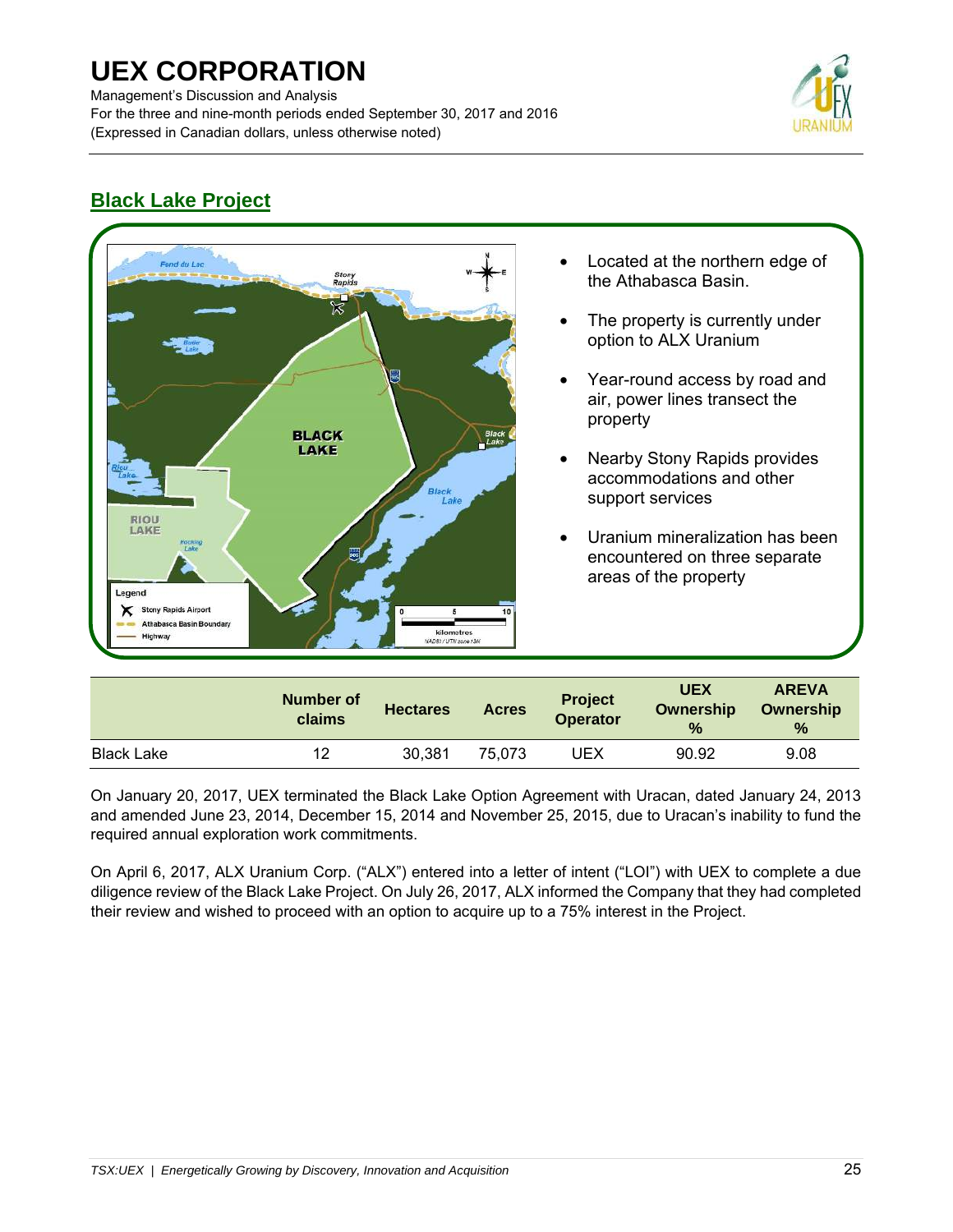## Black Lake Project

- Located at the northern edge of the Athabasca Basin.
- The property is currently under option to ALX Uranium
- Year-round access by road and air, power lines transect the property
- Nearby Stony Rapids provides accommodations and other support services
- Uranium mineralization has been encountered on three separate areas of the property

| | Number of claims | Hectares | Acres | Project Operator | UEX Ownership % | AREVA Ownership % |
|---|---|---|---|---|---|---|
| Black Lake | 12 | 30,381 | 75,073 | UEX | 90.92 | 9.08 |

On January 20, 2017, UEX terminated the Black Lake Option Agreement with Uracan, dated January 24, 2013 and amended June 23, 2014, December 15, 2014 and November 25, 2015, due to Uracan's inability to fund the required annual exploration work commitments.

On April 6, 2017, ALX Uranium Corp. ("ALX") entered into a letter of intent ("LOI") with UEX to complete a due diligence review of the Black Lake Project. On July 26, 2017, ALX informed the Company that they had completed their review and wished to proceed with an option to acquire up to a 75% interest in the Project.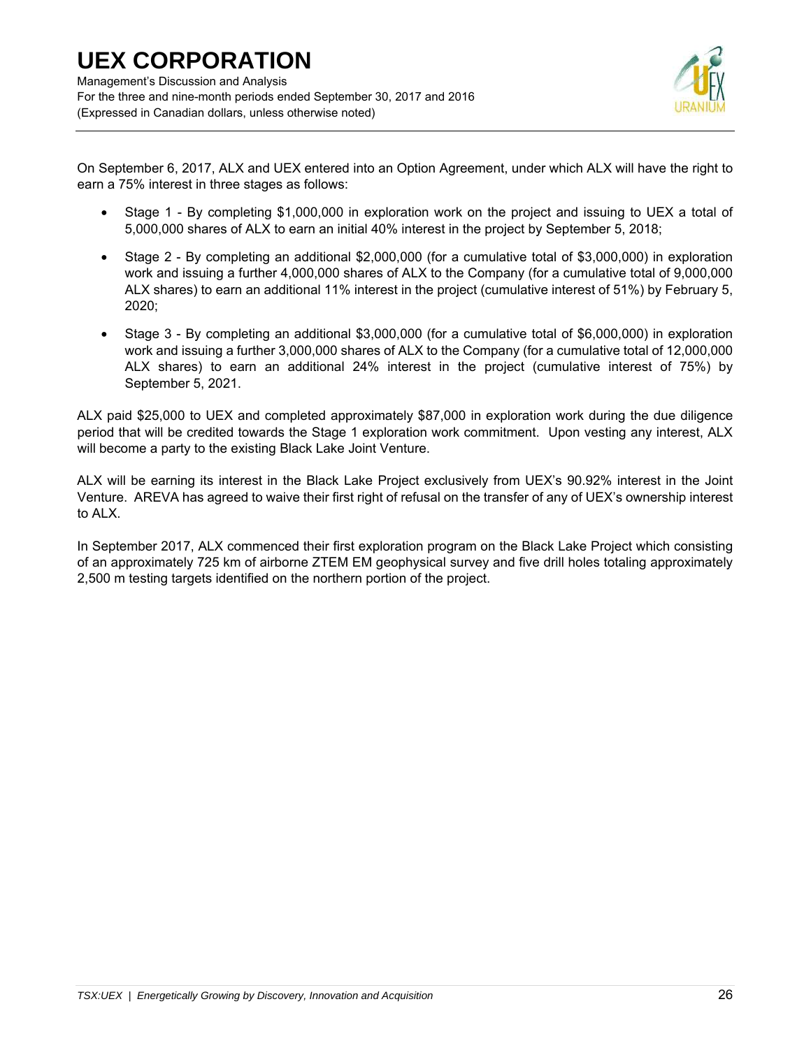On September 6, 2017, ALX and UEX entered into an Option Agreement, under which ALX will have the right to earn a 75% interest in three stages as follows:

- Stage 1 - By completing $1,000,000 in exploration work on the project and issuing to UEX a total of 5,000,000 shares of ALX to earn an initial 40% interest in the project by September 5, 2018;
- Stage 2 - By completing an additional $2,000,000 (for a cumulative total of $3,000,000) in exploration work and issuing a further 4,000,000 shares of ALX to the Company (for a cumulative total of 9,000,000 ALX shares) to earn an additional 11% interest in the project (cumulative interest of 51%) by February 5, 2020;
- Stage 3 - By completing an additional $3,000,000 (for a cumulative total of $6,000,000) in exploration work and issuing a further 3,000,000 shares of ALX to the Company (for a cumulative total of 12,000,000 ALX shares) to earn an additional 24% interest in the project (cumulative interest of 75%) by September 5, 2021.

ALX paid $25,000 to UEX and completed approximately $87,000 in exploration work during the due diligence period that will be credited towards the Stage 1 exploration work commitment. Upon vesting any interest, ALX will become a party to the existing Black Lake Joint Venture.

ALX will be earning its interest in the Black Lake Project exclusively from UEX's 90.92% interest in the Joint Venture. AREVA has agreed to waive their first right of refusal on the transfer of any of UEX's ownership interest to ALX.

In September 2017, ALX commenced their first exploration program on the Black Lake Project which consisting of an approximately 725 km of airborne ZTEM EM geophysical survey and five drill holes totaling approximately 2,500 m testing targets identified on the northern portion of the project.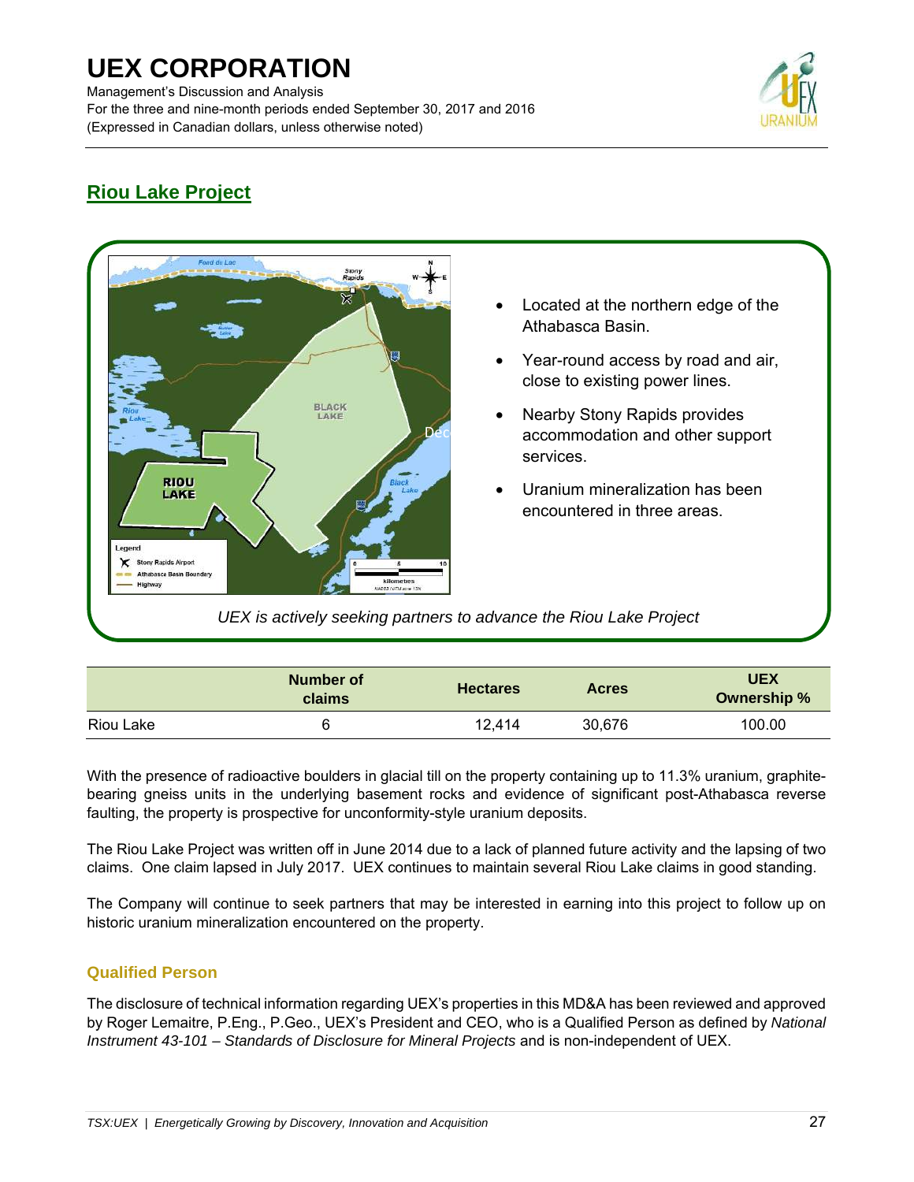## Riou Lake Project

- Located at the northern edge of the Athabasca Basin.
- Year-round access by road and air, close to existing power lines.
- Nearby Stony Rapids provides accommodation and other support services.
- Uranium mineralization has been encountered in three areas.

*UEX is actively seeking partners to advance the Riou Lake Project*

| | Number of claims | Hectares | Acres | UEX Ownership % |
|---|---|---|---|---|
| Riou Lake | 6 | 12,414 | 30,676 | 100.00 |

With the presence of radioactive boulders in glacial till on the property containing up to 11.3% uranium, graphite-bearing gneiss units in the underlying basement rocks and evidence of significant post-Athabasca reverse faulting, the property is prospective for unconformity-style uranium deposits.

The Riou Lake Project was written off in June 2014 due to a lack of planned future activity and the lapsing of two claims. One claim lapsed in July 2017. UEX continues to maintain several Riou Lake claims in good standing.

The Company will continue to seek partners that may be interested in earning into this project to follow up on historic uranium mineralization encountered on the property.

### Qualified Person

The disclosure of technical information regarding UEX's properties in this MD&A has been reviewed and approved by Roger Lemaitre, P.Eng., P.Geo., UEX's President and CEO, who is a Qualified Person as defined by *National Instrument 43-101 – Standards of Disclosure for Mineral Projects* and is non-independent of UEX.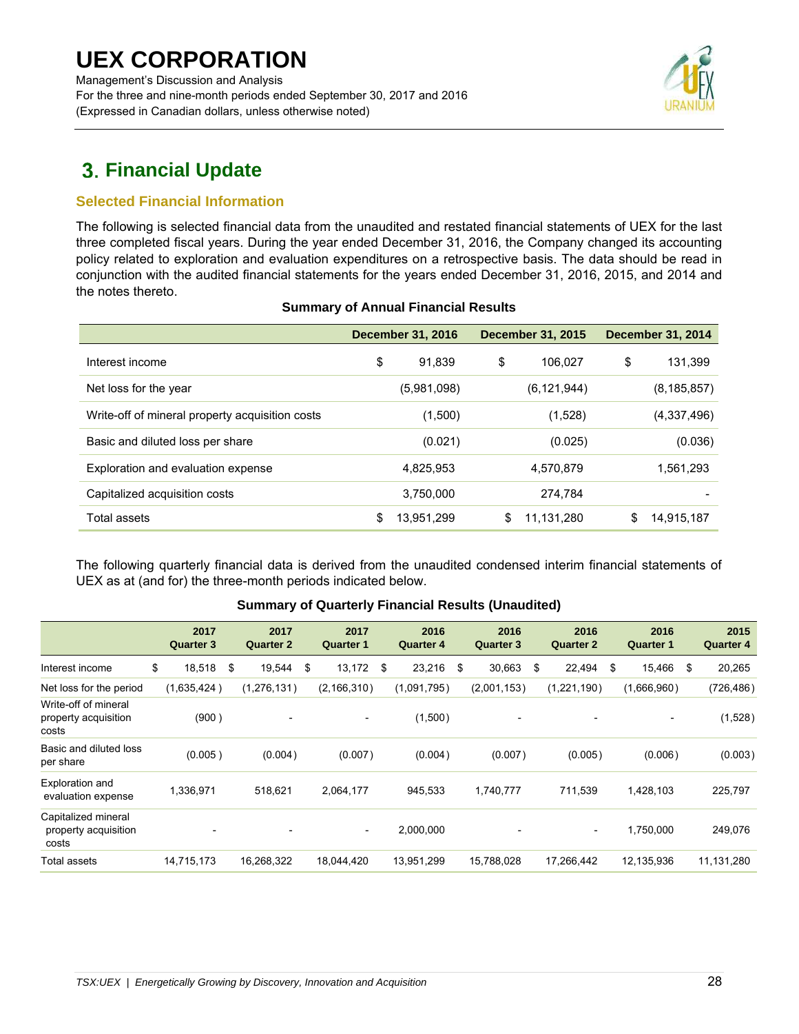## 3. Financial Update

### Selected Financial Information

The following is selected financial data from the unaudited and restated financial statements of UEX for the last three completed fiscal years. During the year ended December 31, 2016, the Company changed its accounting policy related to exploration and evaluation expenditures on a retrospective basis. The data should be read in conjunction with the audited financial statements for the years ended December 31, 2016, 2015, and 2014 and the notes thereto.

**Summary of Annual Financial Results**

| | December 31, 2016 | December 31, 2015 | December 31, 2014 |
|---|---|---|---|
| Interest income | $ 91,839 | $ 106,027 | $ 131,399 |
| Net loss for the year | (5,981,098) | (6,121,944) | (8,185,857) |
| Write-off of mineral property acquisition costs | (1,500) | (1,528) | (4,337,496) |
| Basic and diluted loss per share | (0.021) | (0.025) | (0.036) |
| Exploration and evaluation expense | 4,825,953 | 4,570,879 | 1,561,293 |
| Capitalized acquisition costs | 3,750,000 | 274,784 | - |
| Total assets | $ 13,951,299 | $ 11,131,280 | $ 14,915,187 |

The following quarterly financial data is derived from the unaudited condensed interim financial statements of UEX as at (and for) the three-month periods indicated below.

**Summary of Quarterly Financial Results (Unaudited)**

| | 2017 Quarter 3 | 2017 Quarter 2 | 2017 Quarter 1 | 2016 Quarter 4 | 2016 Quarter 3 | 2016 Quarter 2 | 2016 Quarter 1 | 2015 Quarter 4 |
|---|---|---|---|---|---|---|---|---|
| Interest income | $ 18,518 | $ 19,544 | $ 13,172 | $ 23,216 | $ 30,663 | $ 22,494 | $ 15,466 | $ 20,265 |
| Net loss for the period | (1,635,424) | (1,276,131) | (2,166,310) | (1,091,795) | (2,001,153) | (1,221,190) | (1,666,960) | (726,486) |
| Write-off of mineral property acquisition costs | (900) | - | - | (1,500) | - | - | - | (1,528) |
| Basic and diluted loss per share | (0.005) | (0.004) | (0.007) | (0.004) | (0.007) | (0.005) | (0.006) | (0.003) |
| Exploration and evaluation expense | 1,336,971 | 518,621 | 2,064,177 | 945,533 | 1,740,777 | 711,539 | 1,428,103 | 225,797 |
| Capitalized mineral property acquisition costs | - | - | - | 2,000,000 | - | - | 1,750,000 | 249,076 |
| Total assets | 14,715,173 | 16,268,322 | 18,044,420 | 13,951,299 | 15,788,028 | 17,266,442 | 12,135,936 | 11,131,280 |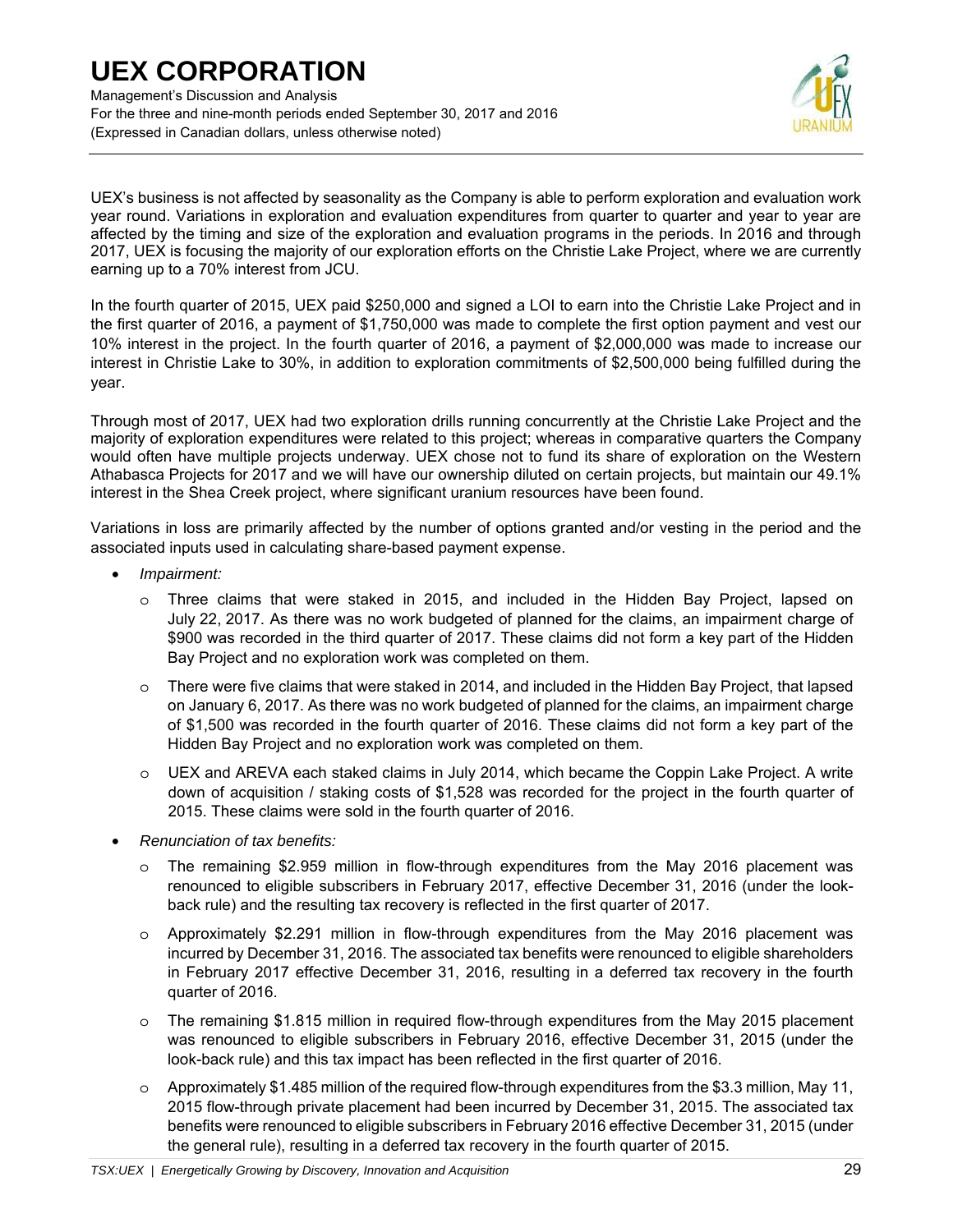UEX's business is not affected by seasonality as the Company is able to perform exploration and evaluation work year round. Variations in exploration and evaluation expenditures from quarter to quarter and year to year are affected by the timing and size of the exploration and evaluation programs in the periods. In 2016 and through 2017, UEX is focusing the majority of our exploration efforts on the Christie Lake Project, where we are currently earning up to a 70% interest from JCU.

In the fourth quarter of 2015, UEX paid $250,000 and signed a LOI to earn into the Christie Lake Project and in the first quarter of 2016, a payment of $1,750,000 was made to complete the first option payment and vest our 10% interest in the project. In the fourth quarter of 2016, a payment of $2,000,000 was made to increase our interest in Christie Lake to 30%, in addition to exploration commitments of $2,500,000 being fulfilled during the year.

Through most of 2017, UEX had two exploration drills running concurrently at the Christie Lake Project and the majority of exploration expenditures were related to this project; whereas in comparative quarters the Company would often have multiple projects underway. UEX chose not to fund its share of exploration on the Western Athabasca Projects for 2017 and we will have our ownership diluted on certain projects, but maintain our 49.1% interest in the Shea Creek project, where significant uranium resources have been found.

Variations in loss are primarily affected by the number of options granted and/or vesting in the period and the associated inputs used in calculating share-based payment expense.

- *Impairment:*
  - Three claims that were staked in 2015, and included in the Hidden Bay Project, lapsed on July 22, 2017. As there was no work budgeted of planned for the claims, an impairment charge of $900 was recorded in the third quarter of 2017. These claims did not form a key part of the Hidden Bay Project and no exploration work was completed on them.
  - There were five claims that were staked in 2014, and included in the Hidden Bay Project, that lapsed on January 6, 2017. As there was no work budgeted of planned for the claims, an impairment charge of $1,500 was recorded in the fourth quarter of 2016. These claims did not form a key part of the Hidden Bay Project and no exploration work was completed on them.
  - UEX and AREVA each staked claims in July 2014, which became the Coppin Lake Project. A write down of acquisition / staking costs of $1,528 was recorded for the project in the fourth quarter of 2015. These claims were sold in the fourth quarter of 2016.
- *Renunciation of tax benefits:*
  - The remaining $2.959 million in flow-through expenditures from the May 2016 placement was renounced to eligible subscribers in February 2017, effective December 31, 2016 (under the look-back rule) and the resulting tax recovery is reflected in the first quarter of 2017.
  - Approximately $2.291 million in flow-through expenditures from the May 2016 placement was incurred by December 31, 2016. The associated tax benefits were renounced to eligible shareholders in February 2017 effective December 31, 2016, resulting in a deferred tax recovery in the fourth quarter of 2016.
  - The remaining $1.815 million in required flow-through expenditures from the May 2015 placement was renounced to eligible subscribers in February 2016, effective December 31, 2015 (under the look-back rule) and this tax impact has been reflected in the first quarter of 2016.
  - Approximately $1.485 million of the required flow-through expenditures from the $3.3 million, May 11, 2015 flow-through private placement had been incurred by December 31, 2015. The associated tax benefits were renounced to eligible subscribers in February 2016 effective December 31, 2015 (under the general rule), resulting in a deferred tax recovery in the fourth quarter of 2015.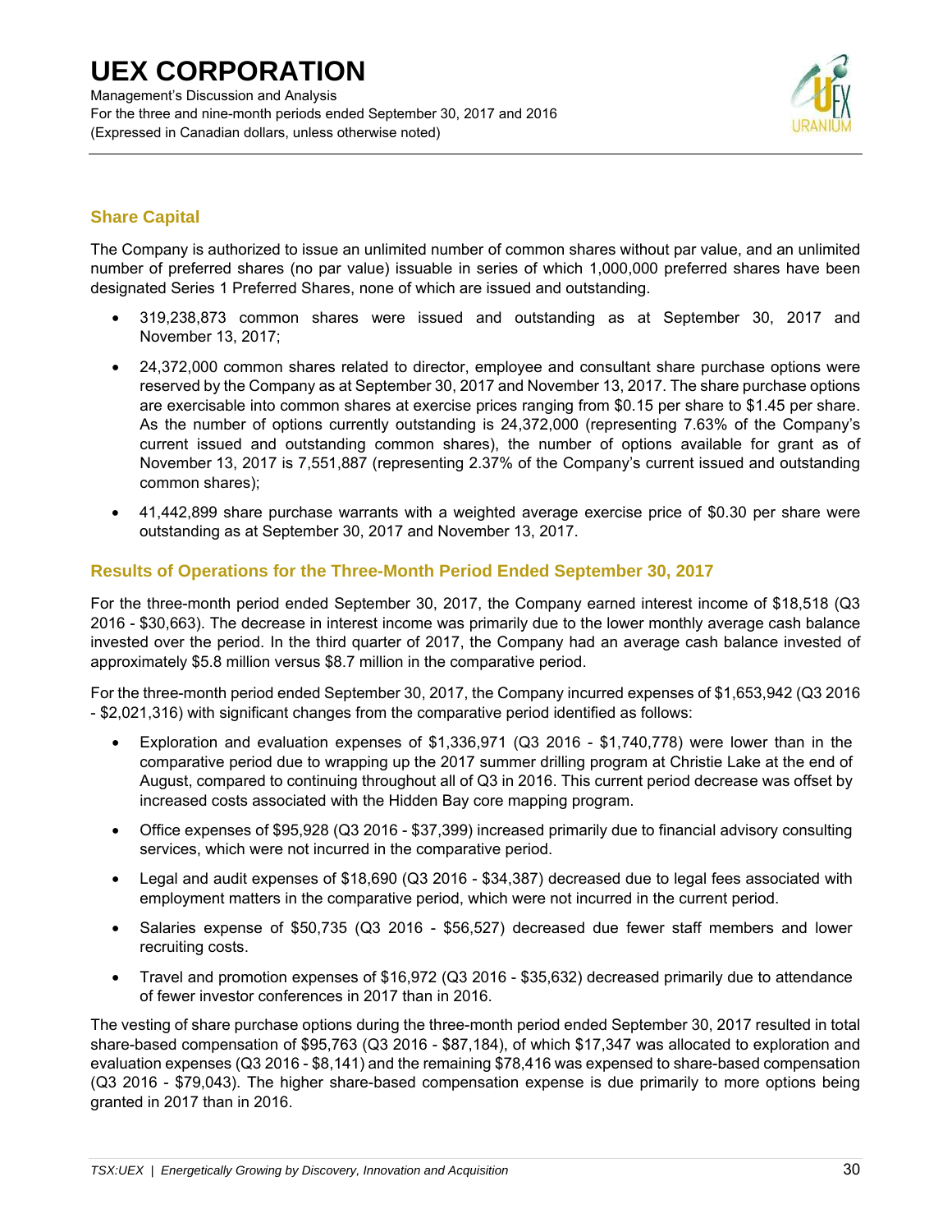## Share Capital

The Company is authorized to issue an unlimited number of common shares without par value, and an unlimited number of preferred shares (no par value) issuable in series of which 1,000,000 preferred shares have been designated Series 1 Preferred Shares, none of which are issued and outstanding.

- 319,238,873 common shares were issued and outstanding as at September 30, 2017 and November 13, 2017;
- 24,372,000 common shares related to director, employee and consultant share purchase options were reserved by the Company as at September 30, 2017 and November 13, 2017. The share purchase options are exercisable into common shares at exercise prices ranging from $0.15 per share to $1.45 per share. As the number of options currently outstanding is 24,372,000 (representing 7.63% of the Company's current issued and outstanding common shares), the number of options available for grant as of November 13, 2017 is 7,551,887 (representing 2.37% of the Company's current issued and outstanding common shares);
- 41,442,899 share purchase warrants with a weighted average exercise price of $0.30 per share were outstanding as at September 30, 2017 and November 13, 2017.

## Results of Operations for the Three-Month Period Ended September 30, 2017

For the three-month period ended September 30, 2017, the Company earned interest income of $18,518 (Q3 2016 - $30,663). The decrease in interest income was primarily due to the lower monthly average cash balance invested over the period. In the third quarter of 2017, the Company had an average cash balance invested of approximately $5.8 million versus $8.7 million in the comparative period.

For the three-month period ended September 30, 2017, the Company incurred expenses of $1,653,942 (Q3 2016 - $2,021,316) with significant changes from the comparative period identified as follows:

- Exploration and evaluation expenses of $1,336,971 (Q3 2016 - $1,740,778) were lower than in the comparative period due to wrapping up the 2017 summer drilling program at Christie Lake at the end of August, compared to continuing throughout all of Q3 in 2016. This current period decrease was offset by increased costs associated with the Hidden Bay core mapping program.
- Office expenses of $95,928 (Q3 2016 - $37,399) increased primarily due to financial advisory consulting services, which were not incurred in the comparative period.
- Legal and audit expenses of $18,690 (Q3 2016 - $34,387) decreased due to legal fees associated with employment matters in the comparative period, which were not incurred in the current period.
- Salaries expense of $50,735 (Q3 2016 - $56,527) decreased due fewer staff members and lower recruiting costs.
- Travel and promotion expenses of $16,972 (Q3 2016 - $35,632) decreased primarily due to attendance of fewer investor conferences in 2017 than in 2016.

The vesting of share purchase options during the three-month period ended September 30, 2017 resulted in total share-based compensation of $95,763 (Q3 2016 - $87,184), of which $17,347 was allocated to exploration and evaluation expenses (Q3 2016 - $8,141) and the remaining $78,416 was expensed to share-based compensation (Q3 2016 - $79,043). The higher share-based compensation expense is due primarily to more options being granted in 2017 than in 2016.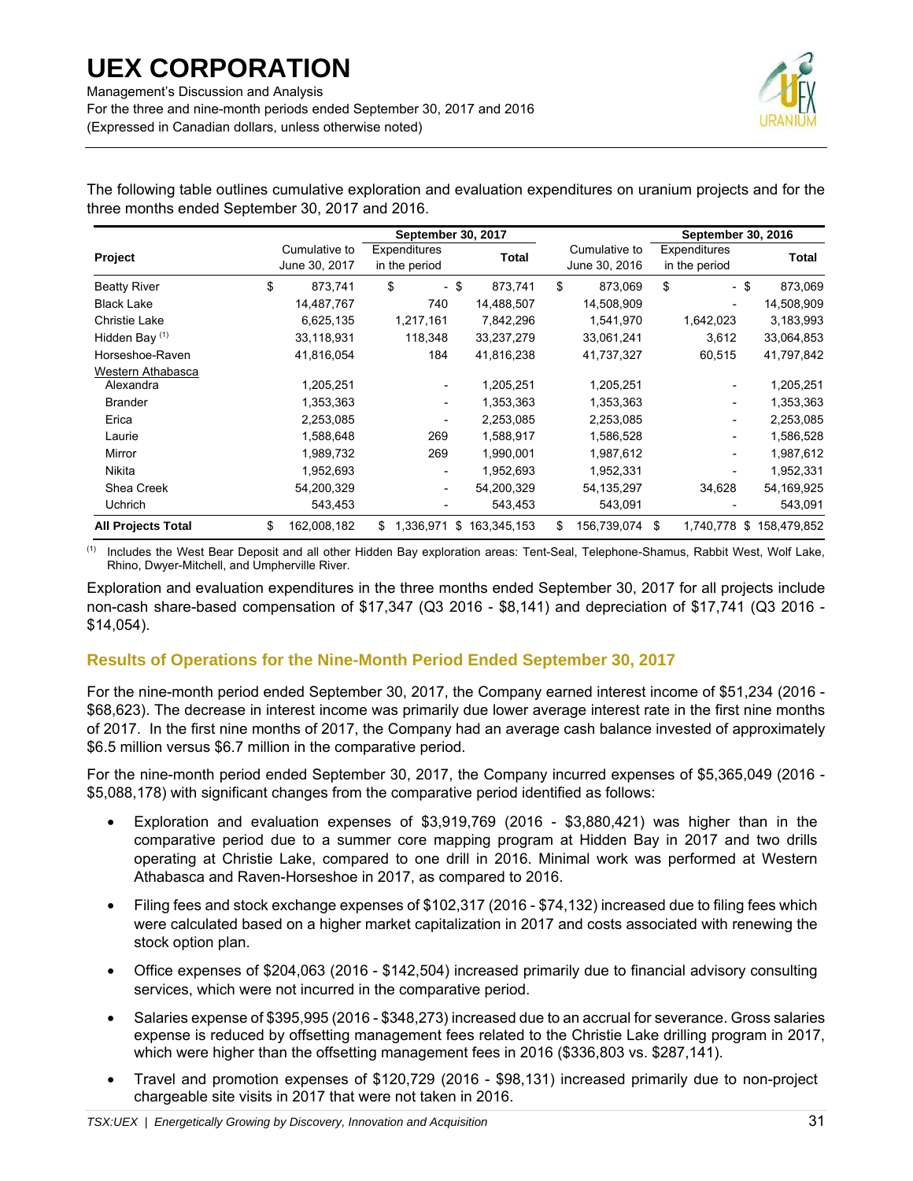The following table outlines cumulative exploration and evaluation expenditures on uranium projects and for the three months ended September 30, 2017 and 2016.

| Project | September 30, 2017 | | | September 30, 2016 | | |
|---|---|---|---|---|---|---|
| | Cumulative to June 30, 2017 | Expenditures in the period | Total | Cumulative to June 30, 2016 | Expenditures in the period | Total |
| Beatty River | $ 873,741 | $ - | $ 873,741 | $ 873,069 | $ - | $ 873,069 |
| Black Lake | 14,487,767 | 740 | 14,488,507 | 14,508,909 | - | 14,508,909 |
| Christie Lake | 6,625,135 | 1,217,161 | 7,842,296 | 1,541,970 | 1,642,023 | 3,183,993 |
| Hidden Bay [(1)] | 33,118,931 | 118,348 | 33,237,279 | 33,061,241 | 3,612 | 33,064,853 |
| Horseshoe-Raven | 41,816,054 | 184 | 41,816,238 | 41,737,327 | 60,515 | 41,797,842 |
| Western Athabasca | | | | | | |
| Alexandra | 1,205,251 | - | 1,205,251 | 1,205,251 | - | 1,205,251 |
| Brander | 1,353,363 | - | 1,353,363 | 1,353,363 | - | 1,353,363 |
| Erica | 2,253,085 | - | 2,253,085 | 2,253,085 | - | 2,253,085 |
| Laurie | 1,588,648 | 269 | 1,588,917 | 1,586,528 | - | 1,586,528 |
| Mirror | 1,989,732 | 269 | 1,990,001 | 1,987,612 | - | 1,987,612 |
| Nikita | 1,952,693 | - | 1,952,693 | 1,952,331 | - | 1,952,331 |
| Shea Creek | 54,200,329 | - | 54,200,329 | 54,135,297 | 34,628 | 54,169,925 |
| Uchrich | 543,453 | - | 543,453 | 543,091 | - | 543,091 |
| **All Projects Total** | $ 162,008,182 | $ 1,336,971 | $ 163,345,153 | $ 156,739,074 | $ 1,740,778 | $ 158,479,852 |

(1) Includes the West Bear Deposit and all other Hidden Bay exploration areas: Tent-Seal, Telephone-Shamus, Rabbit West, Wolf Lake, Rhino, Dwyer-Mitchell, and Umpherville River.

Exploration and evaluation expenditures in the three months ended September 30, 2017 for all projects include non-cash share-based compensation of $17,347 (Q3 2016 - $8,141) and depreciation of $17,741 (Q3 2016 - $14,054).

## Results of Operations for the Nine-Month Period Ended September 30, 2017

For the nine-month period ended September 30, 2017, the Company earned interest income of $51,234 (2016 - $68,623). The decrease in interest income was primarily due lower average interest rate in the first nine months of 2017. In the first nine months of 2017, the Company had an average cash balance invested of approximately $6.5 million versus $6.7 million in the comparative period.

For the nine-month period ended September 30, 2017, the Company incurred expenses of $5,365,049 (2016 - $5,088,178) with significant changes from the comparative period identified as follows:

- Exploration and evaluation expenses of $3,919,769 (2016 - $3,880,421) was higher than in the comparative period due to a summer core mapping program at Hidden Bay in 2017 and two drills operating at Christie Lake, compared to one drill in 2016. Minimal work was performed at Western Athabasca and Raven-Horseshoe in 2017, as compared to 2016.
- Filing fees and stock exchange expenses of $102,317 (2016 - $74,132) increased due to filing fees which were calculated based on a higher market capitalization in 2017 and costs associated with renewing the stock option plan.
- Office expenses of $204,063 (2016 - $142,504) increased primarily due to financial advisory consulting services, which were not incurred in the comparative period.
- Salaries expense of $395,995 (2016 - $348,273) increased due to an accrual for severance. Gross salaries expense is reduced by offsetting management fees related to the Christie Lake drilling program in 2017, which were higher than the offsetting management fees in 2016 ($336,803 vs. $287,141).
- Travel and promotion expenses of $120,729 (2016 - $98,131) increased primarily due to non-project chargeable site visits in 2017 that were not taken in 2016.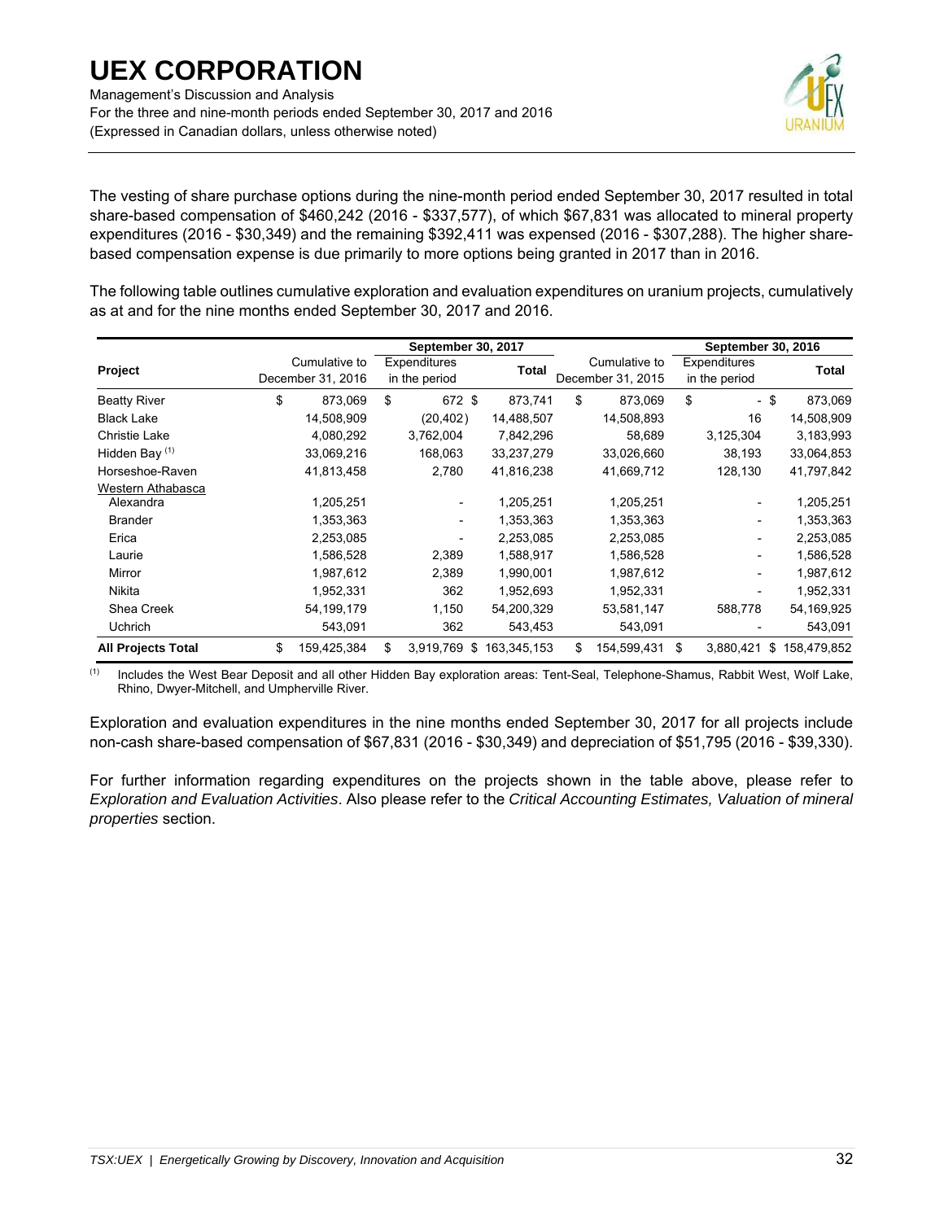The vesting of share purchase options during the nine-month period ended September 30, 2017 resulted in total share-based compensation of $460,242 (2016 - $337,577), of which $67,831 was allocated to mineral property expenditures (2016 - $30,349) and the remaining $392,411 was expensed (2016 - $307,288). The higher share-based compensation expense is due primarily to more options being granted in 2017 than in 2016.

The following table outlines cumulative exploration and evaluation expenditures on uranium projects, cumulatively as at and for the nine months ended September 30, 2017 and 2016.

| Project | September 30, 2017 | | | September 30, 2016 | | |
|---|---|---|---|---|---|---|
| | Cumulative to December 31, 2016 | Expenditures in the period | Total | Cumulative to December 31, 2015 | Expenditures in the period | Total |
| Beatty River | $ 873,069 | $ 672 | $ 873,741 | $ 873,069 | $ - | $ 873,069 |
| Black Lake | 14,508,909 | (20,402) | 14,488,507 | 14,508,893 | 16 | 14,508,909 |
| Christie Lake | 4,080,292 | 3,762,004 | 7,842,296 | 58,689 | 3,125,304 | 3,183,993 |
| Hidden Bay [(1)] | 33,069,216 | 168,063 | 33,237,279 | 33,026,660 | 38,193 | 33,064,853 |
| Horseshoe-Raven | 41,813,458 | 2,780 | 41,816,238 | 41,669,712 | 128,130 | 41,797,842 |
| Western Athabasca | | | | | | |
| Alexandra | 1,205,251 | - | 1,205,251 | 1,205,251 | - | 1,205,251 |
| Brander | 1,353,363 | - | 1,353,363 | 1,353,363 | - | 1,353,363 |
| Erica | 2,253,085 | - | 2,253,085 | 2,253,085 | - | 2,253,085 |
| Laurie | 1,586,528 | 2,389 | 1,588,917 | 1,586,528 | - | 1,586,528 |
| Mirror | 1,987,612 | 2,389 | 1,990,001 | 1,987,612 | - | 1,987,612 |
| Nikita | 1,952,331 | 362 | 1,952,693 | 1,952,331 | - | 1,952,331 |
| Shea Creek | 54,199,179 | 1,150 | 54,200,329 | 53,581,147 | 588,778 | 54,169,925 |
| Uchrich | 543,091 | 362 | 543,453 | 543,091 | - | 543,091 |
| **All Projects Total** | $ 159,425,384 | $ 3,919,769 | $ 163,345,153 | $ 154,599,431 | $ 3,880,421 | $ 158,479,852 |

(1) Includes the West Bear Deposit and all other Hidden Bay exploration areas: Tent-Seal, Telephone-Shamus, Rabbit West, Wolf Lake, Rhino, Dwyer-Mitchell, and Umpherville River.

Exploration and evaluation expenditures in the nine months ended September 30, 2017 for all projects include non-cash share-based compensation of $67,831 (2016 - $30,349) and depreciation of $51,795 (2016 - $39,330).

For further information regarding expenditures on the projects shown in the table above, please refer to *Exploration and Evaluation Activities*. Also please refer to the *Critical Accounting Estimates, Valuation of mineral properties* section.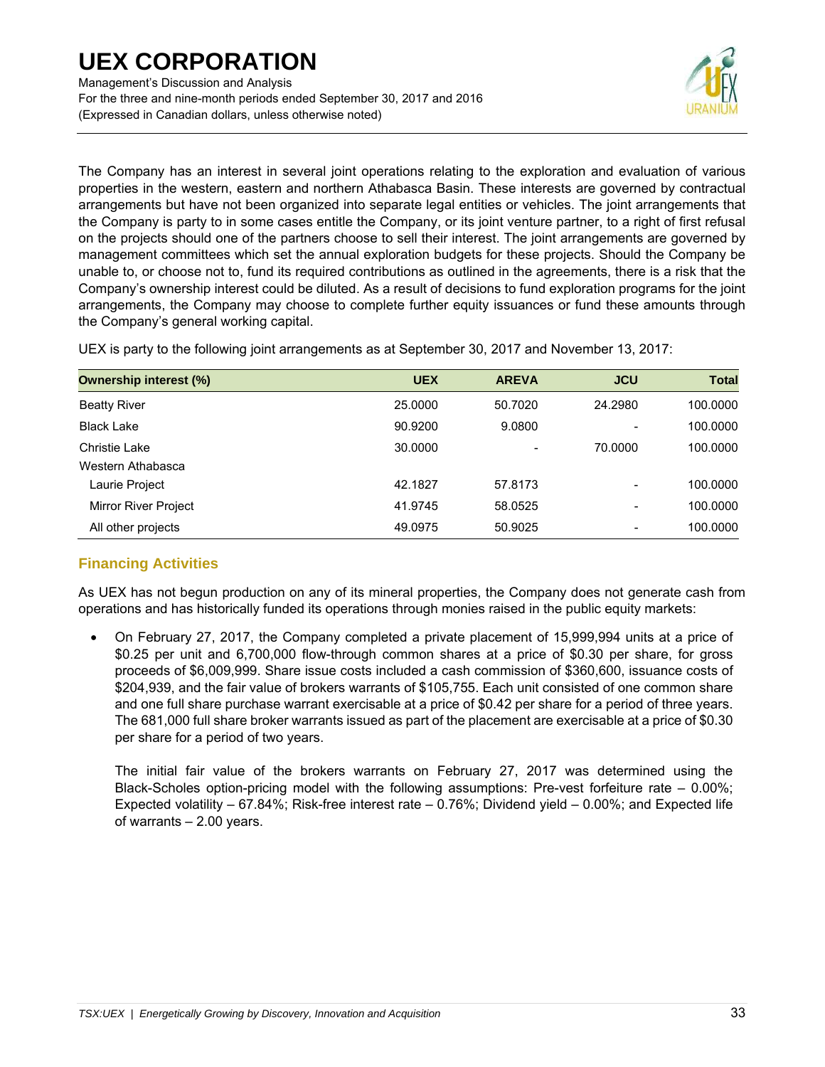The Company has an interest in several joint operations relating to the exploration and evaluation of various properties in the western, eastern and northern Athabasca Basin. These interests are governed by contractual arrangements but have not been organized into separate legal entities or vehicles. The joint arrangements that the Company is party to in some cases entitle the Company, or its joint venture partner, to a right of first refusal on the projects should one of the partners choose to sell their interest. The joint arrangements are governed by management committees which set the annual exploration budgets for these projects. Should the Company be unable to, or choose not to, fund its required contributions as outlined in the agreements, there is a risk that the Company's ownership interest could be diluted. As a result of decisions to fund exploration programs for the joint arrangements, the Company may choose to complete further equity issuances or fund these amounts through the Company's general working capital.

UEX is party to the following joint arrangements as at September 30, 2017 and November 13, 2017:

| Ownership interest (%) | UEX | AREVA | JCU | Total |
|---|---|---|---|---|
| Beatty River | 25.0000 | 50.7020 | 24.2980 | 100.0000 |
| Black Lake | 90.9200 | 9.0800 | - | 100.0000 |
| Christie Lake | 30.0000 | - | 70.0000 | 100.0000 |
| Western Athabasca | | | | |
| Laurie Project | 42.1827 | 57.8173 | - | 100.0000 |
| Mirror River Project | 41.9745 | 58.0525 | - | 100.0000 |
| All other projects | 49.0975 | 50.9025 | - | 100.0000 |

## Financing Activities

As UEX has not begun production on any of its mineral properties, the Company does not generate cash from operations and has historically funded its operations through monies raised in the public equity markets:

- On February 27, 2017, the Company completed a private placement of 15,999,994 units at a price of $0.25 per unit and 6,700,000 flow-through common shares at a price of $0.30 per share, for gross proceeds of $6,009,999. Share issue costs included a cash commission of $360,600, issuance costs of $204,939, and the fair value of brokers warrants of $105,755. Each unit consisted of one common share and one full share purchase warrant exercisable at a price of $0.42 per share for a period of three years. The 681,000 full share broker warrants issued as part of the placement are exercisable at a price of $0.30 per share for a period of two years.

  The initial fair value of the brokers warrants on February 27, 2017 was determined using the Black-Scholes option-pricing model with the following assumptions: Pre-vest forfeiture rate – 0.00%; Expected volatility – 67.84%; Risk-free interest rate – 0.76%; Dividend yield – 0.00%; and Expected life of warrants – 2.00 years.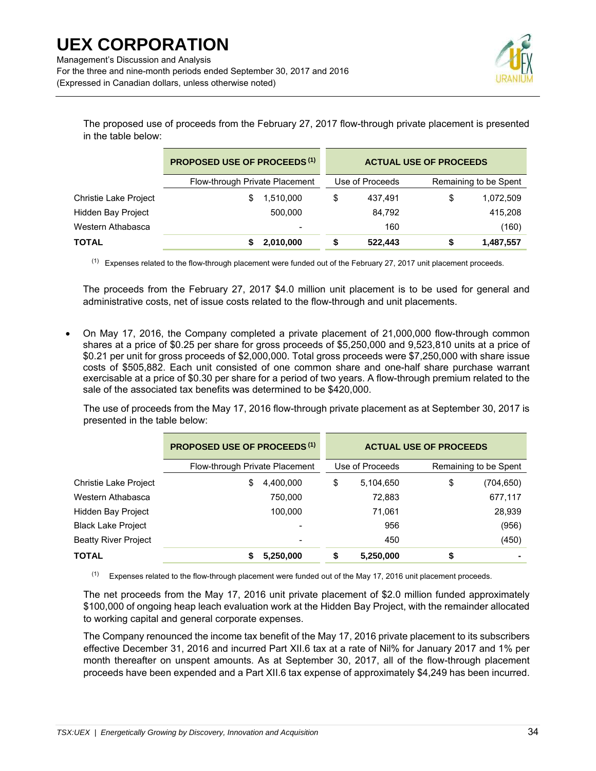The proposed use of proceeds from the February 27, 2017 flow-through private placement is presented in the table below:

| | PROPOSED USE OF PROCEEDS (1) | ACTUAL USE OF PROCEEDS | |
|---|---|---|---|
| | Flow-through Private Placement | Use of Proceeds | Remaining to be Spent |
| Christie Lake Project | $ 1,510,000 | $ 437,491 | $ 1,072,509 |
| Hidden Bay Project | 500,000 | 84,792 | 415,208 |
| Western Athabasca | - | 160 | (160) |
| **TOTAL** | **$ 2,010,000** | **$ 522,443** | **$ 1,487,557** |

(1) Expenses related to the flow-through placement were funded out of the February 27, 2017 unit placement proceeds.

The proceeds from the February 27, 2017 $4.0 million unit placement is to be used for general and administrative costs, net of issue costs related to the flow-through and unit placements.

- On May 17, 2016, the Company completed a private placement of 21,000,000 flow-through common shares at a price of $0.25 per share for gross proceeds of $5,250,000 and 9,523,810 units at a price of $0.21 per unit for gross proceeds of $2,000,000. Total gross proceeds were $7,250,000 with share issue costs of $505,882. Each unit consisted of one common share and one-half share purchase warrant exercisable at a price of $0.30 per share for a period of two years. A flow-through premium related to the sale of the associated tax benefits was determined to be $420,000.

  The use of proceeds from the May 17, 2016 flow-through private placement as at September 30, 2017 is presented in the table below:

| | PROPOSED USE OF PROCEEDS (1) | ACTUAL USE OF PROCEEDS | |
|---|---|---|---|
| | Flow-through Private Placement | Use of Proceeds | Remaining to be Spent |
| Christie Lake Project | $ 4,400,000 | $ 5,104,650 | $ (704,650) |
| Western Athabasca | 750,000 | 72,883 | 677,117 |
| Hidden Bay Project | 100,000 | 71,061 | 28,939 |
| Black Lake Project | - | 956 | (956) |
| Beatty River Project | - | 450 | (450) |
| **TOTAL** | **$ 5,250,000** | **$ 5,250,000** | **$ -** |

(1) Expenses related to the flow-through placement were funded out of the May 17, 2016 unit placement proceeds.

The net proceeds from the May 17, 2016 unit private placement of $2.0 million funded approximately $100,000 of ongoing heap leach evaluation work at the Hidden Bay Project, with the remainder allocated to working capital and general corporate expenses.

The Company renounced the income tax benefit of the May 17, 2016 private placement to its subscribers effective December 31, 2016 and incurred Part XII.6 tax at a rate of Nil% for January 2017 and 1% per month thereafter on unspent amounts. As at September 30, 2017, all of the flow-through placement proceeds have been expended and a Part XII.6 tax expense of approximately $4,249 has been incurred.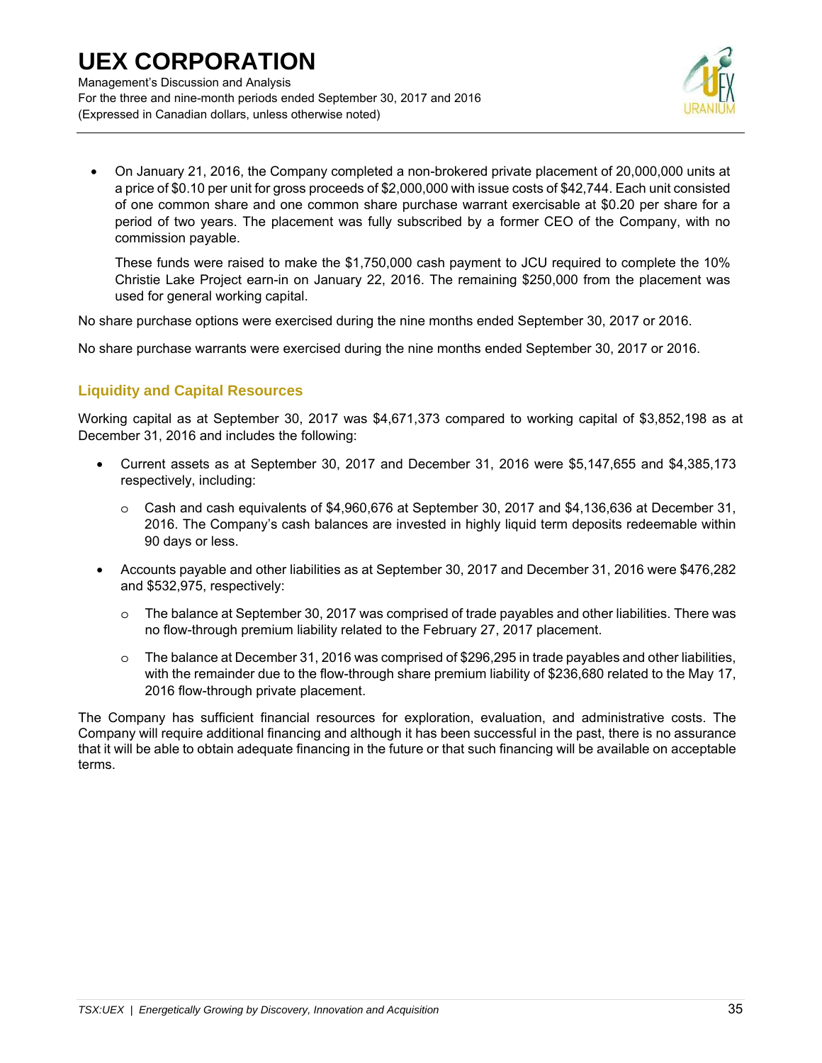- On January 21, 2016, the Company completed a non-brokered private placement of 20,000,000 units at a price of $0.10 per unit for gross proceeds of $2,000,000 with issue costs of $42,744. Each unit consisted of one common share and one common share purchase warrant exercisable at $0.20 per share for a period of two years. The placement was fully subscribed by a former CEO of the Company, with no commission payable.

  These funds were raised to make the $1,750,000 cash payment to JCU required to complete the 10% Christie Lake Project earn-in on January 22, 2016. The remaining $250,000 from the placement was used for general working capital.

No share purchase options were exercised during the nine months ended September 30, 2017 or 2016.

No share purchase warrants were exercised during the nine months ended September 30, 2017 or 2016.

## Liquidity and Capital Resources

Working capital as at September 30, 2017 was $4,671,373 compared to working capital of $3,852,198 as at December 31, 2016 and includes the following:

- Current assets as at September 30, 2017 and December 31, 2016 were $5,147,655 and $4,385,173 respectively, including:
  - Cash and cash equivalents of $4,960,676 at September 30, 2017 and $4,136,636 at December 31, 2016. The Company's cash balances are invested in highly liquid term deposits redeemable within 90 days or less.
- Accounts payable and other liabilities as at September 30, 2017 and December 31, 2016 were $476,282 and $532,975, respectively:
  - The balance at September 30, 2017 was comprised of trade payables and other liabilities. There was no flow-through premium liability related to the February 27, 2017 placement.
  - The balance at December 31, 2016 was comprised of $296,295 in trade payables and other liabilities, with the remainder due to the flow-through share premium liability of $236,680 related to the May 17, 2016 flow-through private placement.

The Company has sufficient financial resources for exploration, evaluation, and administrative costs. The Company will require additional financing and although it has been successful in the past, there is no assurance that it will be able to obtain adequate financing in the future or that such financing will be available on acceptable terms.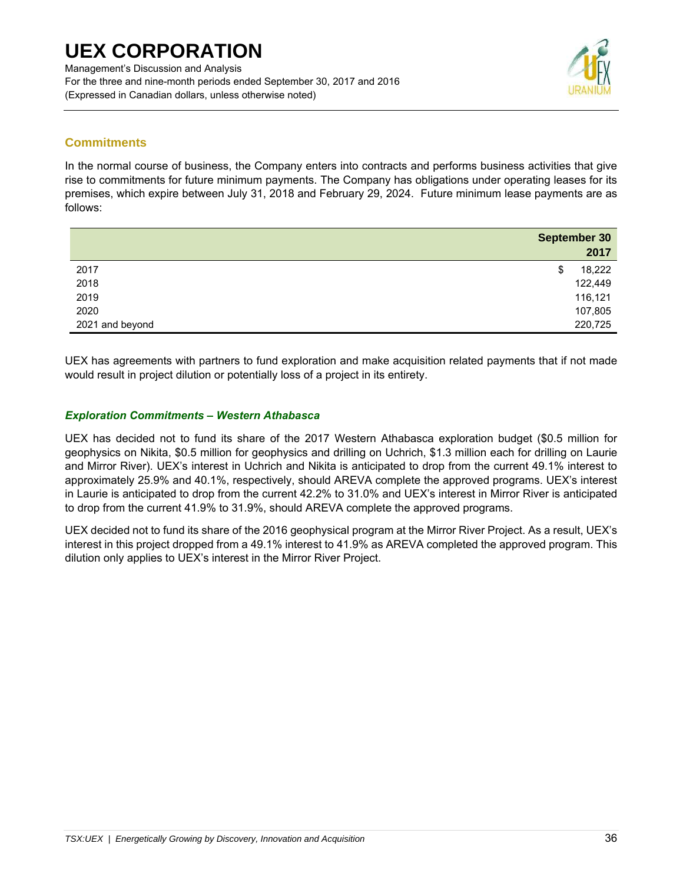## Commitments

In the normal course of business, the Company enters into contracts and performs business activities that give rise to commitments for future minimum payments. The Company has obligations under operating leases for its premises, which expire between July 31, 2018 and February 29, 2024. Future minimum lease payments are as follows:

| | September 30 2017 |
|---|---|
| 2017 | $ 18,222 |
| 2018 | 122,449 |
| 2019 | 116,121 |
| 2020 | 107,805 |
| 2021 and beyond | 220,725 |

UEX has agreements with partners to fund exploration and make acquisition related payments that if not made would result in project dilution or potentially loss of a project in its entirety.

### *Exploration Commitments – Western Athabasca*

UEX has decided not to fund its share of the 2017 Western Athabasca exploration budget ($0.5 million for geophysics on Nikita, $0.5 million for geophysics and drilling on Uchrich, $1.3 million each for drilling on Laurie and Mirror River). UEX's interest in Uchrich and Nikita is anticipated to drop from the current 49.1% interest to approximately 25.9% and 40.1%, respectively, should AREVA complete the approved programs. UEX's interest in Laurie is anticipated to drop from the current 42.2% to 31.0% and UEX's interest in Mirror River is anticipated to drop from the current 41.9% to 31.9%, should AREVA complete the approved programs.

UEX decided not to fund its share of the 2016 geophysical program at the Mirror River Project. As a result, UEX's interest in this project dropped from a 49.1% interest to 41.9% as AREVA completed the approved program. This dilution only applies to UEX's interest in the Mirror River Project.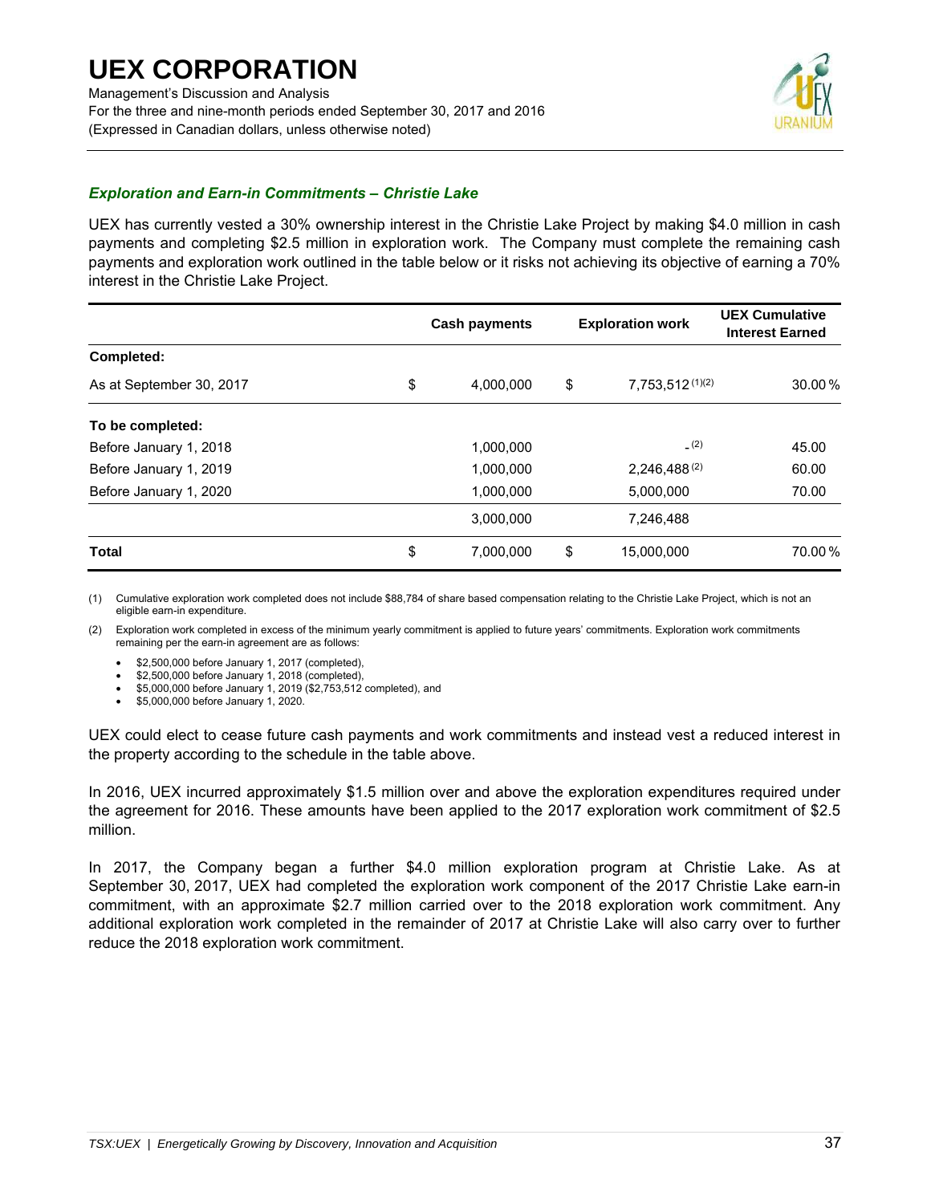### *Exploration and Earn-in Commitments – Christie Lake*

UEX has currently vested a 30% ownership interest in the Christie Lake Project by making $4.0 million in cash payments and completing $2.5 million in exploration work. The Company must complete the remaining cash payments and exploration work outlined in the table below or it risks not achieving its objective of earning a 70% interest in the Christie Lake Project.

| | Cash payments | Exploration work | UEX Cumulative Interest Earned |
|---|---|---|---|
| **Completed:** | | | |
| As at September 30, 2017 | $ 4,000,000 | $ 7,753,512 (1)(2) | 30.00 % |
| **To be completed:** | | | |
| Before January 1, 2018 | 1,000,000 | - (2) | 45.00 |
| Before January 1, 2019 | 1,000,000 | 2,246,488 (2) | 60.00 |
| Before January 1, 2020 | 1,000,000 | 5,000,000 | 70.00 |
| | 3,000,000 | 7,246,488 | |
| **Total** | $ 7,000,000 | $ 15,000,000 | 70.00 % |

(1) Cumulative exploration work completed does not include $88,784 of share based compensation relating to the Christie Lake Project, which is not an eligible earn-in expenditure.

(2) Exploration work completed in excess of the minimum yearly commitment is applied to future years' commitments. Exploration work commitments remaining per the earn-in agreement are as follows:

- $2,500,000 before January 1, 2017 (completed),
- $2,500,000 before January 1, 2018 (completed),
- $5,000,000 before January 1, 2019 ($2,753,512 completed), and
- $5,000,000 before January 1, 2020.

UEX could elect to cease future cash payments and work commitments and instead vest a reduced interest in the property according to the schedule in the table above.

In 2016, UEX incurred approximately $1.5 million over and above the exploration expenditures required under the agreement for 2016. These amounts have been applied to the 2017 exploration work commitment of $2.5 million.

In 2017, the Company began a further $4.0 million exploration program at Christie Lake. As at September 30, 2017, UEX had completed the exploration work component of the 2017 Christie Lake earn-in commitment, with an approximate $2.7 million carried over to the 2018 exploration work commitment. Any additional exploration work completed in the remainder of 2017 at Christie Lake will also carry over to further reduce the 2018 exploration work commitment.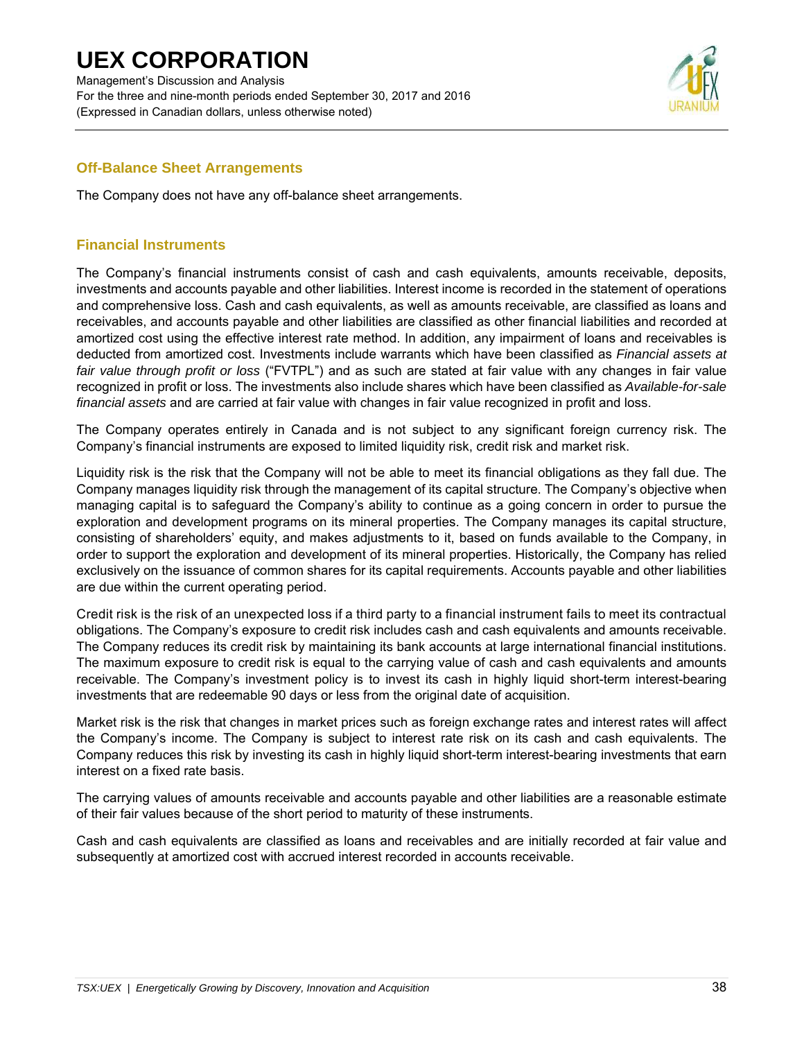## Off-Balance Sheet Arrangements

The Company does not have any off-balance sheet arrangements.

## Financial Instruments

The Company's financial instruments consist of cash and cash equivalents, amounts receivable, deposits, investments and accounts payable and other liabilities. Interest income is recorded in the statement of operations and comprehensive loss. Cash and cash equivalents, as well as amounts receivable, are classified as loans and receivables, and accounts payable and other liabilities are classified as other financial liabilities and recorded at amortized cost using the effective interest rate method. In addition, any impairment of loans and receivables is deducted from amortized cost. Investments include warrants which have been classified as *Financial assets at fair value through profit or loss* ("FVTPL") and as such are stated at fair value with any changes in fair value recognized in profit or loss. The investments also include shares which have been classified as *Available-for-sale financial assets* and are carried at fair value with changes in fair value recognized in profit and loss.

The Company operates entirely in Canada and is not subject to any significant foreign currency risk. The Company's financial instruments are exposed to limited liquidity risk, credit risk and market risk.

Liquidity risk is the risk that the Company will not be able to meet its financial obligations as they fall due. The Company manages liquidity risk through the management of its capital structure. The Company's objective when managing capital is to safeguard the Company's ability to continue as a going concern in order to pursue the exploration and development programs on its mineral properties. The Company manages its capital structure, consisting of shareholders' equity, and makes adjustments to it, based on funds available to the Company, in order to support the exploration and development of its mineral properties. Historically, the Company has relied exclusively on the issuance of common shares for its capital requirements. Accounts payable and other liabilities are due within the current operating period.

Credit risk is the risk of an unexpected loss if a third party to a financial instrument fails to meet its contractual obligations. The Company's exposure to credit risk includes cash and cash equivalents and amounts receivable. The Company reduces its credit risk by maintaining its bank accounts at large international financial institutions. The maximum exposure to credit risk is equal to the carrying value of cash and cash equivalents and amounts receivable. The Company's investment policy is to invest its cash in highly liquid short-term interest-bearing investments that are redeemable 90 days or less from the original date of acquisition.

Market risk is the risk that changes in market prices such as foreign exchange rates and interest rates will affect the Company's income. The Company is subject to interest rate risk on its cash and cash equivalents. The Company reduces this risk by investing its cash in highly liquid short-term interest-bearing investments that earn interest on a fixed rate basis.

The carrying values of amounts receivable and accounts payable and other liabilities are a reasonable estimate of their fair values because of the short period to maturity of these instruments.

Cash and cash equivalents are classified as loans and receivables and are initially recorded at fair value and subsequently at amortized cost with accrued interest recorded in accounts receivable.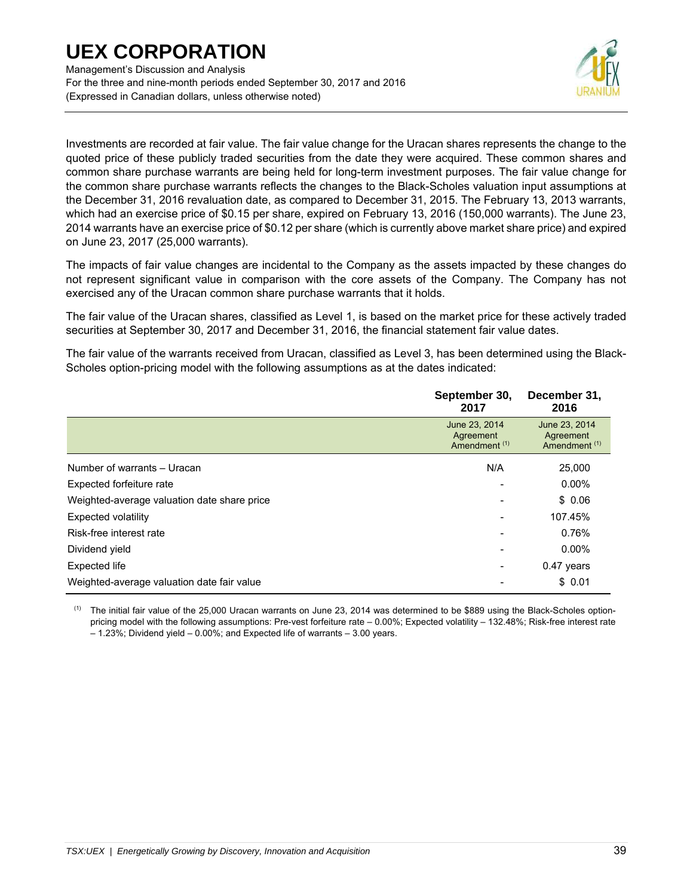Investments are recorded at fair value. The fair value change for the Uracan shares represents the change to the quoted price of these publicly traded securities from the date they were acquired. These common shares and common share purchase warrants are being held for long-term investment purposes. The fair value change for the common share purchase warrants reflects the changes to the Black-Scholes valuation input assumptions at the December 31, 2016 revaluation date, as compared to December 31, 2015. The February 13, 2013 warrants, which had an exercise price of $0.15 per share, expired on February 13, 2016 (150,000 warrants). The June 23, 2014 warrants have an exercise price of $0.12 per share (which is currently above market share price) and expired on June 23, 2017 (25,000 warrants).

The impacts of fair value changes are incidental to the Company as the assets impacted by these changes do not represent significant value in comparison with the core assets of the Company. The Company has not exercised any of the Uracan common share purchase warrants that it holds.

The fair value of the Uracan shares, classified as Level 1, is based on the market price for these actively traded securities at September 30, 2017 and December 31, 2016, the financial statement fair value dates.

The fair value of the warrants received from Uracan, classified as Level 3, has been determined using the Black-Scholes option-pricing model with the following assumptions as at the dates indicated:

| | **September 30, 2017** | **December 31, 2016** |
|---|---|---|
| | June 23, 2014 Agreement Amendment [1] | June 23, 2014 Agreement Amendment [1] |
| Number of warrants – Uracan | N/A | 25,000 |
| Expected forfeiture rate | - | 0.00% |
| Weighted-average valuation date share price | - | $ 0.06 |
| Expected volatility | - | 107.45% |
| Risk-free interest rate | - | 0.76% |
| Dividend yield | - | 0.00% |
| Expected life | - | 0.47 years |
| Weighted-average valuation date fair value | - | $ 0.01 |

[1] The initial fair value of the 25,000 Uracan warrants on June 23, 2014 was determined to be $889 using the Black-Scholes option-pricing model with the following assumptions: Pre-vest forfeiture rate – 0.00%; Expected volatility – 132.48%; Risk-free interest rate – 1.23%; Dividend yield – 0.00%; and Expected life of warrants – 3.00 years.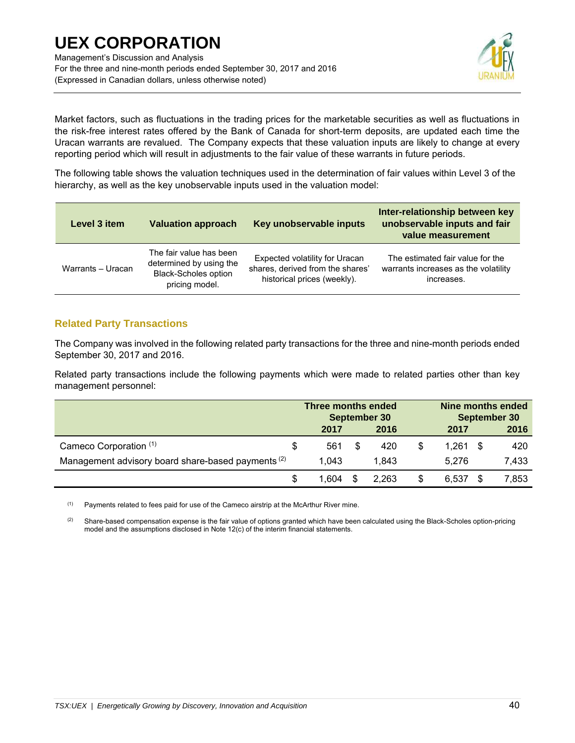Market factors, such as fluctuations in the trading prices for the marketable securities as well as fluctuations in the risk-free interest rates offered by the Bank of Canada for short-term deposits, are updated each time the Uracan warrants are revalued. The Company expects that these valuation inputs are likely to change at every reporting period which will result in adjustments to the fair value of these warrants in future periods.

The following table shows the valuation techniques used in the determination of fair values within Level 3 of the hierarchy, as well as the key unobservable inputs used in the valuation model:

| Level 3 item | Valuation approach | Key unobservable inputs | Inter-relationship between key unobservable inputs and fair value measurement |
|---|---|---|---|
| Warrants – Uracan | The fair value has been determined by using the Black-Scholes option pricing model. | Expected volatility for Uracan shares, derived from the shares' historical prices (weekly). | The estimated fair value for the warrants increases as the volatility increases. |

## Related Party Transactions

The Company was involved in the following related party transactions for the three and nine-month periods ended September 30, 2017 and 2016.

Related party transactions include the following payments which were made to related parties other than key management personnel:

| | Three months ended September 30 | | Nine months ended September 30 | |
|---|---|---|---|---|
| | 2017 | 2016 | 2017 | 2016 |
| Cameco Corporation [1] | $ 561 | $ 420 | $ 1,261 | $ 420 |
| Management advisory board share-based payments [2] | 1,043 | 1,843 | 5,276 | 7,433 |
| | $ 1,604 | $ 2,263 | $ 6,537 | $ 7,853 |

[1] Payments related to fees paid for use of the Cameco airstrip at the McArthur River mine.

[2] Share-based compensation expense is the fair value of options granted which have been calculated using the Black-Scholes option-pricing model and the assumptions disclosed in Note 12(c) of the interim financial statements.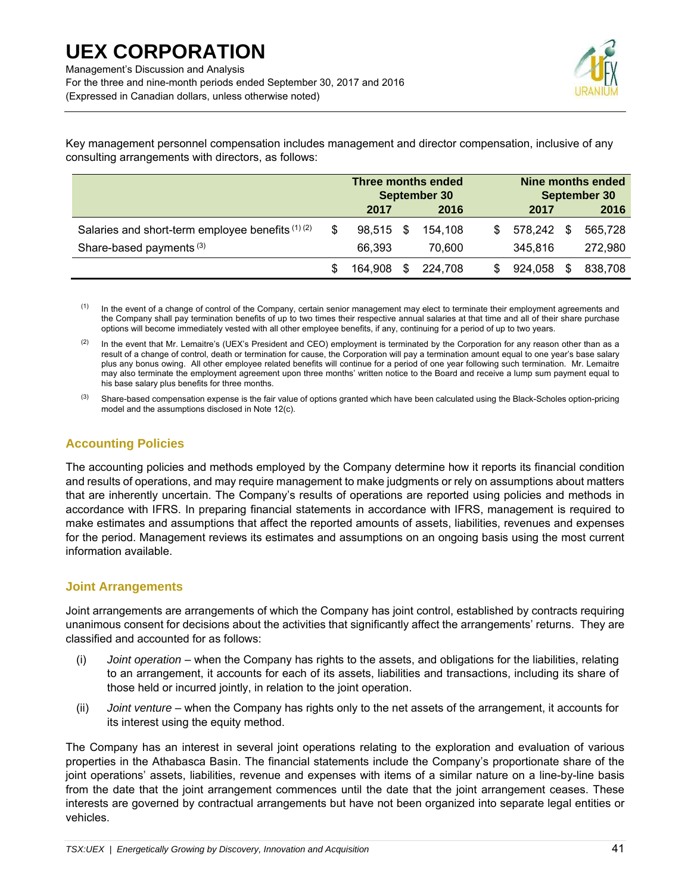Key management personnel compensation includes management and director compensation, inclusive of any consulting arrangements with directors, as follows:

| | Three months ended September 30 | | Nine months ended September 30 | |
|---|---|---|---|---|
| | 2017 | 2016 | 2017 | 2016 |
| Salaries and short-term employee benefits [(1) (2)] | $ 98,515 | $ 154,108 | $ 578,242 | $ 565,728 |
| Share-based payments [(3)] | 66,393 | 70,600 | 345,816 | 272,980 |
| | $ 164,908 | $ 224,708 | $ 924,058 | $ 838,708 |

(1) In the event of a change of control of the Company, certain senior management may elect to terminate their employment agreements and the Company shall pay termination benefits of up to two times their respective annual salaries at that time and all of their share purchase options will become immediately vested with all other employee benefits, if any, continuing for a period of up to two years.

(2) In the event that Mr. Lemaitre's (UEX's President and CEO) employment is terminated by the Corporation for any reason other than as a result of a change of control, death or termination for cause, the Corporation will pay a termination amount equal to one year's base salary plus any bonus owing. All other employee related benefits will continue for a period of one year following such termination. Mr. Lemaitre may also terminate the employment agreement upon three months' written notice to the Board and receive a lump sum payment equal to his base salary plus benefits for three months.

(3) Share-based compensation expense is the fair value of options granted which have been calculated using the Black-Scholes option-pricing model and the assumptions disclosed in Note 12(c).

## Accounting Policies

The accounting policies and methods employed by the Company determine how it reports its financial condition and results of operations, and may require management to make judgments or rely on assumptions about matters that are inherently uncertain. The Company's results of operations are reported using policies and methods in accordance with IFRS. In preparing financial statements in accordance with IFRS, management is required to make estimates and assumptions that affect the reported amounts of assets, liabilities, revenues and expenses for the period. Management reviews its estimates and assumptions on an ongoing basis using the most current information available.

## Joint Arrangements

Joint arrangements are arrangements of which the Company has joint control, established by contracts requiring unanimous consent for decisions about the activities that significantly affect the arrangements' returns. They are classified and accounted for as follows:

(i) *Joint operation* – when the Company has rights to the assets, and obligations for the liabilities, relating to an arrangement, it accounts for each of its assets, liabilities and transactions, including its share of those held or incurred jointly, in relation to the joint operation.

(ii) *Joint venture* – when the Company has rights only to the net assets of the arrangement, it accounts for its interest using the equity method.

The Company has an interest in several joint operations relating to the exploration and evaluation of various properties in the Athabasca Basin. The financial statements include the Company's proportionate share of the joint operations' assets, liabilities, revenue and expenses with items of a similar nature on a line-by-line basis from the date that the joint arrangement commences until the date that the joint arrangement ceases. These interests are governed by contractual arrangements but have not been organized into separate legal entities or vehicles.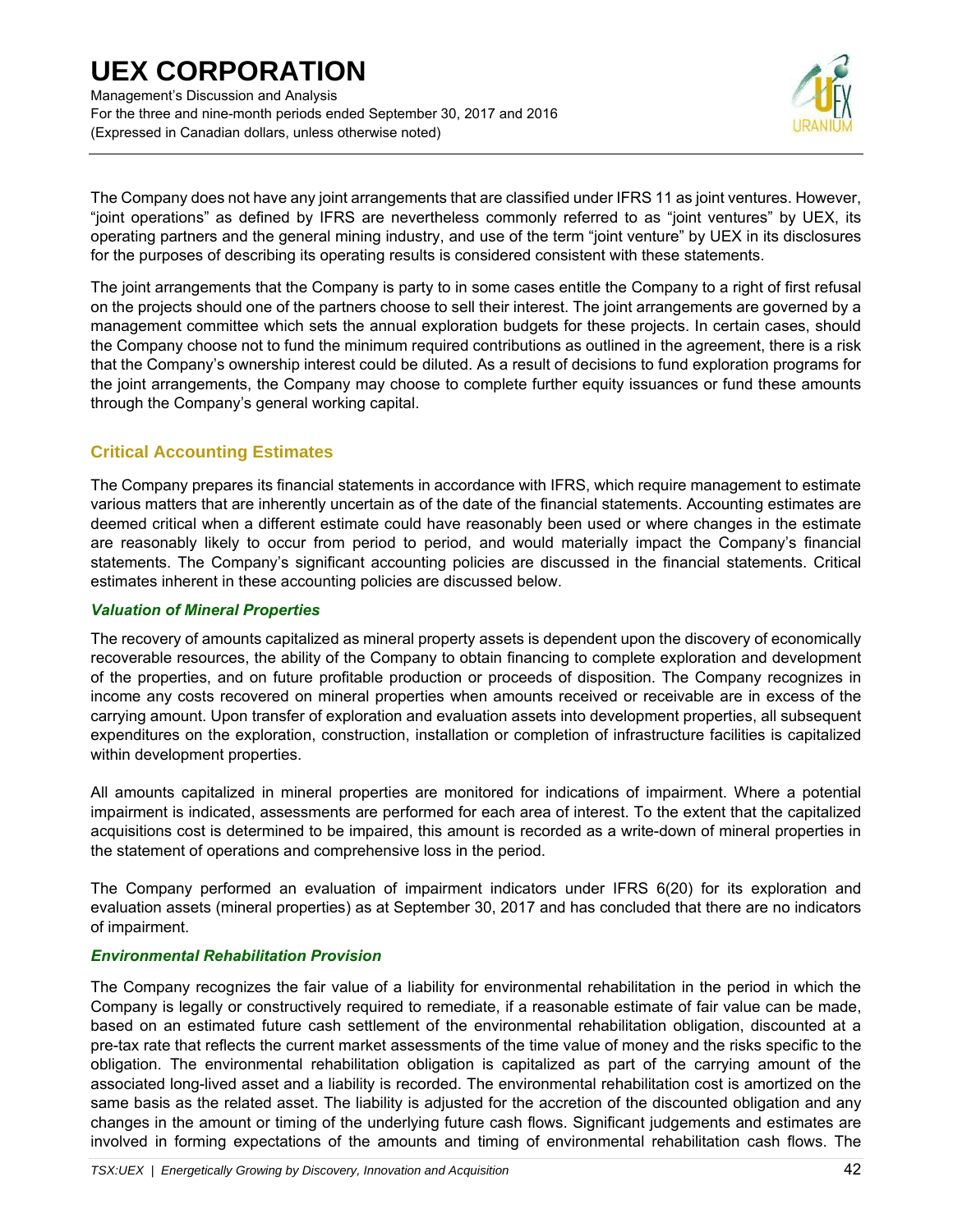The Company does not have any joint arrangements that are classified under IFRS 11 as joint ventures. However, "joint operations" as defined by IFRS are nevertheless commonly referred to as "joint ventures" by UEX, its operating partners and the general mining industry, and use of the term "joint venture" by UEX in its disclosures for the purposes of describing its operating results is considered consistent with these statements.

The joint arrangements that the Company is party to in some cases entitle the Company to a right of first refusal on the projects should one of the partners choose to sell their interest. The joint arrangements are governed by a management committee which sets the annual exploration budgets for these projects. In certain cases, should the Company choose not to fund the minimum required contributions as outlined in the agreement, there is a risk that the Company's ownership interest could be diluted. As a result of decisions to fund exploration programs for the joint arrangements, the Company may choose to complete further equity issuances or fund these amounts through the Company's general working capital.

## Critical Accounting Estimates

The Company prepares its financial statements in accordance with IFRS, which require management to estimate various matters that are inherently uncertain as of the date of the financial statements. Accounting estimates are deemed critical when a different estimate could have reasonably been used or where changes in the estimate are reasonably likely to occur from period to period, and would materially impact the Company's financial statements. The Company's significant accounting policies are discussed in the financial statements. Critical estimates inherent in these accounting policies are discussed below.

### *Valuation of Mineral Properties*

The recovery of amounts capitalized as mineral property assets is dependent upon the discovery of economically recoverable resources, the ability of the Company to obtain financing to complete exploration and development of the properties, and on future profitable production or proceeds of disposition. The Company recognizes in income any costs recovered on mineral properties when amounts received or receivable are in excess of the carrying amount. Upon transfer of exploration and evaluation assets into development properties, all subsequent expenditures on the exploration, construction, installation or completion of infrastructure facilities is capitalized within development properties.

All amounts capitalized in mineral properties are monitored for indications of impairment. Where a potential impairment is indicated, assessments are performed for each area of interest. To the extent that the capitalized acquisitions cost is determined to be impaired, this amount is recorded as a write-down of mineral properties in the statement of operations and comprehensive loss in the period.

The Company performed an evaluation of impairment indicators under IFRS 6(20) for its exploration and evaluation assets (mineral properties) as at September 30, 2017 and has concluded that there are no indicators of impairment.

### *Environmental Rehabilitation Provision*

The Company recognizes the fair value of a liability for environmental rehabilitation in the period in which the Company is legally or constructively required to remediate, if a reasonable estimate of fair value can be made, based on an estimated future cash settlement of the environmental rehabilitation obligation, discounted at a pre-tax rate that reflects the current market assessments of the time value of money and the risks specific to the obligation. The environmental rehabilitation obligation is capitalized as part of the carrying amount of the associated long-lived asset and a liability is recorded. The environmental rehabilitation cost is amortized on the same basis as the related asset. The liability is adjusted for the accretion of the discounted obligation and any changes in the amount or timing of the underlying future cash flows. Significant judgements and estimates are involved in forming expectations of the amounts and timing of environmental rehabilitation cash flows. The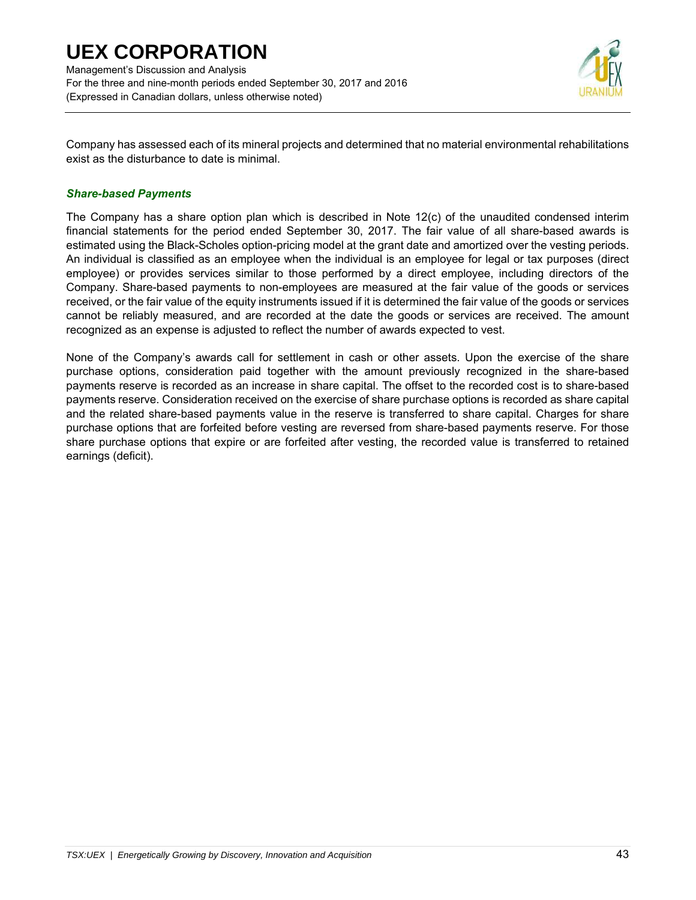Company has assessed each of its mineral projects and determined that no material environmental rehabilitations exist as the disturbance to date is minimal.

### *Share-based Payments*

The Company has a share option plan which is described in Note 12(c) of the unaudited condensed interim financial statements for the period ended September 30, 2017. The fair value of all share-based awards is estimated using the Black-Scholes option-pricing model at the grant date and amortized over the vesting periods. An individual is classified as an employee when the individual is an employee for legal or tax purposes (direct employee) or provides services similar to those performed by a direct employee, including directors of the Company. Share-based payments to non-employees are measured at the fair value of the goods or services received, or the fair value of the equity instruments issued if it is determined the fair value of the goods or services cannot be reliably measured, and are recorded at the date the goods or services are received. The amount recognized as an expense is adjusted to reflect the number of awards expected to vest.

None of the Company's awards call for settlement in cash or other assets. Upon the exercise of the share purchase options, consideration paid together with the amount previously recognized in the share-based payments reserve is recorded as an increase in share capital. The offset to the recorded cost is to share-based payments reserve. Consideration received on the exercise of share purchase options is recorded as share capital and the related share-based payments value in the reserve is transferred to share capital. Charges for share purchase options that are forfeited before vesting are reversed from share-based payments reserve. For those share purchase options that expire or are forfeited after vesting, the recorded value is transferred to retained earnings (deficit).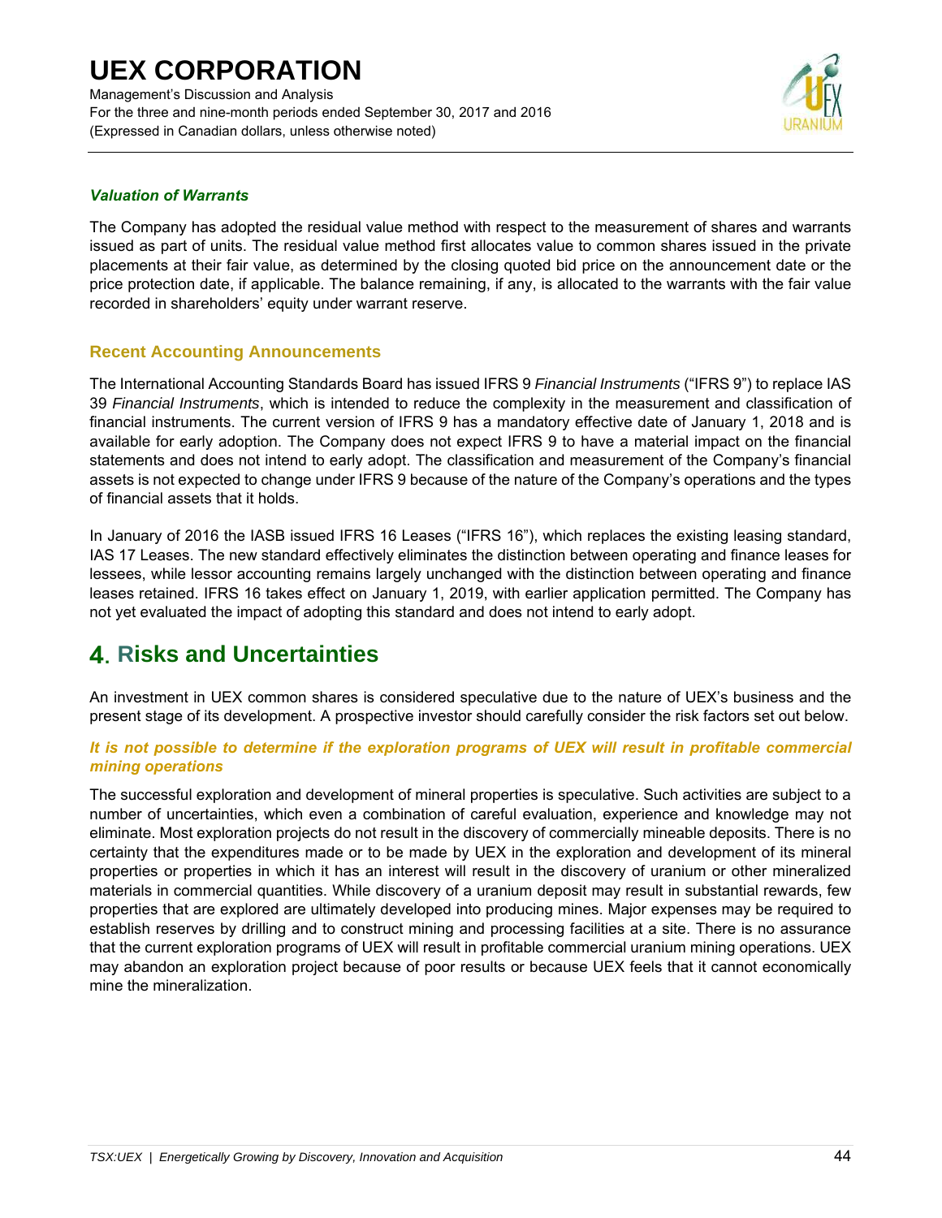### *Valuation of Warrants*

The Company has adopted the residual value method with respect to the measurement of shares and warrants issued as part of units. The residual value method first allocates value to common shares issued in the private placements at their fair value, as determined by the closing quoted bid price on the announcement date or the price protection date, if applicable. The balance remaining, if any, is allocated to the warrants with the fair value recorded in shareholders' equity under warrant reserve.

### Recent Accounting Announcements

The International Accounting Standards Board has issued IFRS 9 *Financial Instruments* ("IFRS 9") to replace IAS 39 *Financial Instruments*, which is intended to reduce the complexity in the measurement and classification of financial instruments. The current version of IFRS 9 has a mandatory effective date of January 1, 2018 and is available for early adoption. The Company does not expect IFRS 9 to have a material impact on the financial statements and does not intend to early adopt. The classification and measurement of the Company's financial assets is not expected to change under IFRS 9 because of the nature of the Company's operations and the types of financial assets that it holds.

In January of 2016 the IASB issued IFRS 16 Leases ("IFRS 16"), which replaces the existing leasing standard, IAS 17 Leases. The new standard effectively eliminates the distinction between operating and finance leases for lessees, while lessor accounting remains largely unchanged with the distinction between operating and finance leases retained. IFRS 16 takes effect on January 1, 2019, with earlier application permitted. The Company has not yet evaluated the impact of adopting this standard and does not intend to early adopt.

## 4. Risks and Uncertainties

An investment in UEX common shares is considered speculative due to the nature of UEX's business and the present stage of its development. A prospective investor should carefully consider the risk factors set out below.

### *It is not possible to determine if the exploration programs of UEX will result in profitable commercial mining operations*

The successful exploration and development of mineral properties is speculative. Such activities are subject to a number of uncertainties, which even a combination of careful evaluation, experience and knowledge may not eliminate. Most exploration projects do not result in the discovery of commercially mineable deposits. There is no certainty that the expenditures made or to be made by UEX in the exploration and development of its mineral properties or properties in which it has an interest will result in the discovery of uranium or other mineralized materials in commercial quantities. While discovery of a uranium deposit may result in substantial rewards, few properties that are explored are ultimately developed into producing mines. Major expenses may be required to establish reserves by drilling and to construct mining and processing facilities at a site. There is no assurance that the current exploration programs of UEX will result in profitable commercial uranium mining operations. UEX may abandon an exploration project because of poor results or because UEX feels that it cannot economically mine the mineralization.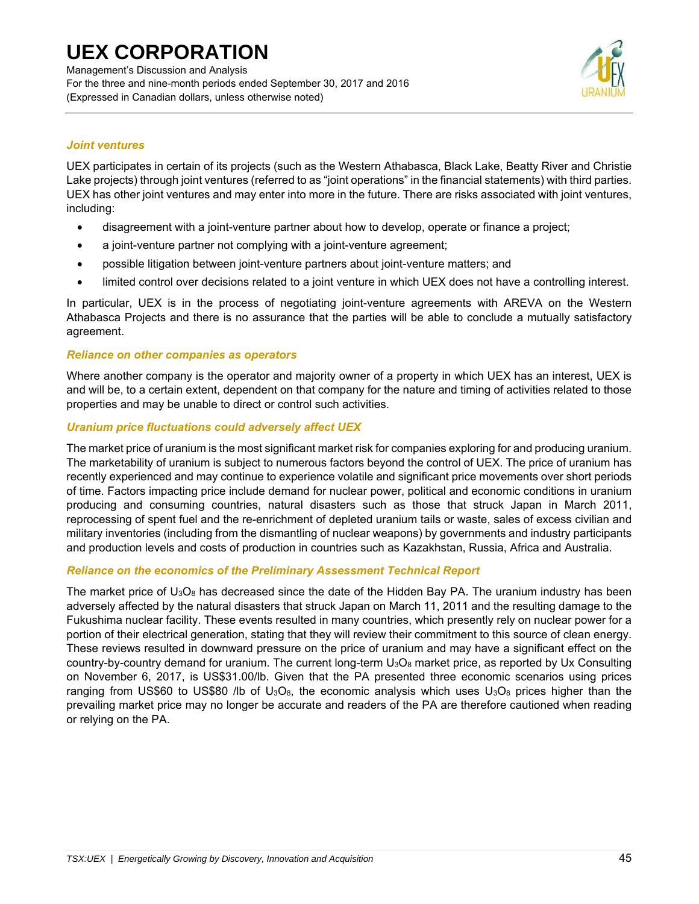### *Joint ventures*

UEX participates in certain of its projects (such as the Western Athabasca, Black Lake, Beatty River and Christie Lake projects) through joint ventures (referred to as "joint operations" in the financial statements) with third parties. UEX has other joint ventures and may enter into more in the future. There are risks associated with joint ventures, including:

- disagreement with a joint-venture partner about how to develop, operate or finance a project;
- a joint-venture partner not complying with a joint-venture agreement;
- possible litigation between joint-venture partners about joint-venture matters; and
- limited control over decisions related to a joint venture in which UEX does not have a controlling interest.

In particular, UEX is in the process of negotiating joint-venture agreements with AREVA on the Western Athabasca Projects and there is no assurance that the parties will be able to conclude a mutually satisfactory agreement.

### *Reliance on other companies as operators*

Where another company is the operator and majority owner of a property in which UEX has an interest, UEX is and will be, to a certain extent, dependent on that company for the nature and timing of activities related to those properties and may be unable to direct or control such activities.

### *Uranium price fluctuations could adversely affect UEX*

The market price of uranium is the most significant market risk for companies exploring for and producing uranium. The marketability of uranium is subject to numerous factors beyond the control of UEX. The price of uranium has recently experienced and may continue to experience volatile and significant price movements over short periods of time. Factors impacting price include demand for nuclear power, political and economic conditions in uranium producing and consuming countries, natural disasters such as those that struck Japan in March 2011, reprocessing of spent fuel and the re-enrichment of depleted uranium tails or waste, sales of excess civilian and military inventories (including from the dismantling of nuclear weapons) by governments and industry participants and production levels and costs of production in countries such as Kazakhstan, Russia, Africa and Australia.

### *Reliance on the economics of the Preliminary Assessment Technical Report*

The market price of $U_3O_8$ has decreased since the date of the Hidden Bay PA. The uranium industry has been adversely affected by the natural disasters that struck Japan on March 11, 2011 and the resulting damage to the Fukushima nuclear facility. These events resulted in many countries, which presently rely on nuclear power for a portion of their electrical generation, stating that they will review their commitment to this source of clean energy. These reviews resulted in downward pressure on the price of uranium and may have a significant effect on the country-by-country demand for uranium. The current long-term $U_3O_8$ market price, as reported by Ux Consulting on November 6, 2017, is US$31.00/lb. Given that the PA presented three economic scenarios using prices ranging from US$60 to US$80 /lb of $U_3O_8$, the economic analysis which uses $U_3O_8$ prices higher than the prevailing market price may no longer be accurate and readers of the PA are therefore cautioned when reading or relying on the PA.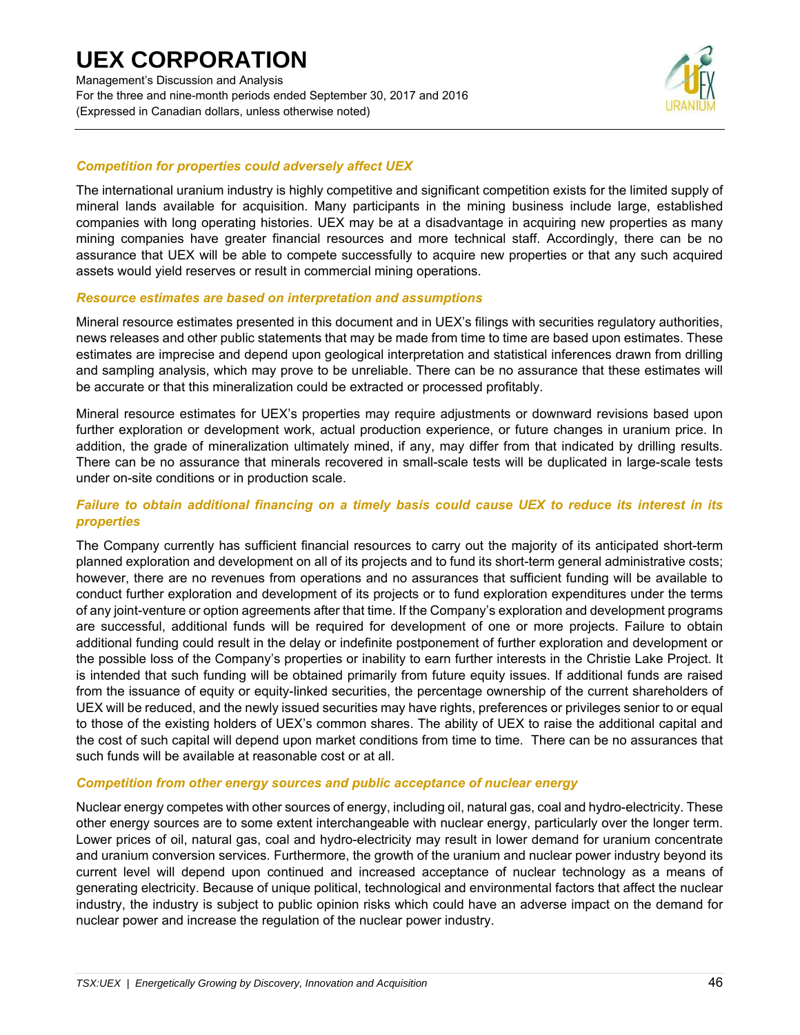### *Competition for properties could adversely affect UEX*

The international uranium industry is highly competitive and significant competition exists for the limited supply of mineral lands available for acquisition. Many participants in the mining business include large, established companies with long operating histories. UEX may be at a disadvantage in acquiring new properties as many mining companies have greater financial resources and more technical staff. Accordingly, there can be no assurance that UEX will be able to compete successfully to acquire new properties or that any such acquired assets would yield reserves or result in commercial mining operations.

### *Resource estimates are based on interpretation and assumptions*

Mineral resource estimates presented in this document and in UEX's filings with securities regulatory authorities, news releases and other public statements that may be made from time to time are based upon estimates. These estimates are imprecise and depend upon geological interpretation and statistical inferences drawn from drilling and sampling analysis, which may prove to be unreliable. There can be no assurance that these estimates will be accurate or that this mineralization could be extracted or processed profitably.

Mineral resource estimates for UEX's properties may require adjustments or downward revisions based upon further exploration or development work, actual production experience, or future changes in uranium price. In addition, the grade of mineralization ultimately mined, if any, may differ from that indicated by drilling results. There can be no assurance that minerals recovered in small-scale tests will be duplicated in large-scale tests under on-site conditions or in production scale.

### *Failure to obtain additional financing on a timely basis could cause UEX to reduce its interest in its properties*

The Company currently has sufficient financial resources to carry out the majority of its anticipated short-term planned exploration and development on all of its projects and to fund its short-term general administrative costs; however, there are no revenues from operations and no assurances that sufficient funding will be available to conduct further exploration and development of its projects or to fund exploration expenditures under the terms of any joint-venture or option agreements after that time. If the Company's exploration and development programs are successful, additional funds will be required for development of one or more projects. Failure to obtain additional funding could result in the delay or indefinite postponement of further exploration and development or the possible loss of the Company's properties or inability to earn further interests in the Christie Lake Project. It is intended that such funding will be obtained primarily from future equity issues. If additional funds are raised from the issuance of equity or equity-linked securities, the percentage ownership of the current shareholders of UEX will be reduced, and the newly issued securities may have rights, preferences or privileges senior to or equal to those of the existing holders of UEX's common shares. The ability of UEX to raise the additional capital and the cost of such capital will depend upon market conditions from time to time. There can be no assurances that such funds will be available at reasonable cost or at all.

### *Competition from other energy sources and public acceptance of nuclear energy*

Nuclear energy competes with other sources of energy, including oil, natural gas, coal and hydro-electricity. These other energy sources are to some extent interchangeable with nuclear energy, particularly over the longer term. Lower prices of oil, natural gas, coal and hydro-electricity may result in lower demand for uranium concentrate and uranium conversion services. Furthermore, the growth of the uranium and nuclear power industry beyond its current level will depend upon continued and increased acceptance of nuclear technology as a means of generating electricity. Because of unique political, technological and environmental factors that affect the nuclear industry, the industry is subject to public opinion risks which could have an adverse impact on the demand for nuclear power and increase the regulation of the nuclear power industry.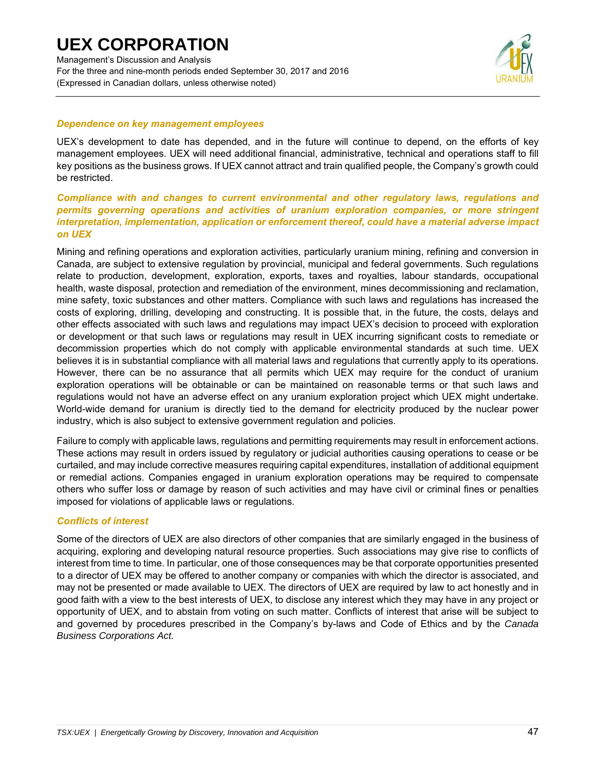### *Dependence on key management employees*

UEX's development to date has depended, and in the future will continue to depend, on the efforts of key management employees. UEX will need additional financial, administrative, technical and operations staff to fill key positions as the business grows. If UEX cannot attract and train qualified people, the Company's growth could be restricted.

### *Compliance with and changes to current environmental and other regulatory laws, regulations and permits governing operations and activities of uranium exploration companies, or more stringent interpretation, implementation, application or enforcement thereof, could have a material adverse impact on UEX*

Mining and refining operations and exploration activities, particularly uranium mining, refining and conversion in Canada, are subject to extensive regulation by provincial, municipal and federal governments. Such regulations relate to production, development, exploration, exports, taxes and royalties, labour standards, occupational health, waste disposal, protection and remediation of the environment, mines decommissioning and reclamation, mine safety, toxic substances and other matters. Compliance with such laws and regulations has increased the costs of exploring, drilling, developing and constructing. It is possible that, in the future, the costs, delays and other effects associated with such laws and regulations may impact UEX's decision to proceed with exploration or development or that such laws or regulations may result in UEX incurring significant costs to remediate or decommission properties which do not comply with applicable environmental standards at such time. UEX believes it is in substantial compliance with all material laws and regulations that currently apply to its operations. However, there can be no assurance that all permits which UEX may require for the conduct of uranium exploration operations will be obtainable or can be maintained on reasonable terms or that such laws and regulations would not have an adverse effect on any uranium exploration project which UEX might undertake. World-wide demand for uranium is directly tied to the demand for electricity produced by the nuclear power industry, which is also subject to extensive government regulation and policies.

Failure to comply with applicable laws, regulations and permitting requirements may result in enforcement actions. These actions may result in orders issued by regulatory or judicial authorities causing operations to cease or be curtailed, and may include corrective measures requiring capital expenditures, installation of additional equipment or remedial actions. Companies engaged in uranium exploration operations may be required to compensate others who suffer loss or damage by reason of such activities and may have civil or criminal fines or penalties imposed for violations of applicable laws or regulations.

### *Conflicts of interest*

Some of the directors of UEX are also directors of other companies that are similarly engaged in the business of acquiring, exploring and developing natural resource properties. Such associations may give rise to conflicts of interest from time to time. In particular, one of those consequences may be that corporate opportunities presented to a director of UEX may be offered to another company or companies with which the director is associated, and may not be presented or made available to UEX. The directors of UEX are required by law to act honestly and in good faith with a view to the best interests of UEX, to disclose any interest which they may have in any project or opportunity of UEX, and to abstain from voting on such matter. Conflicts of interest that arise will be subject to and governed by procedures prescribed in the Company's by-laws and Code of Ethics and by the *Canada Business Corporations Act.*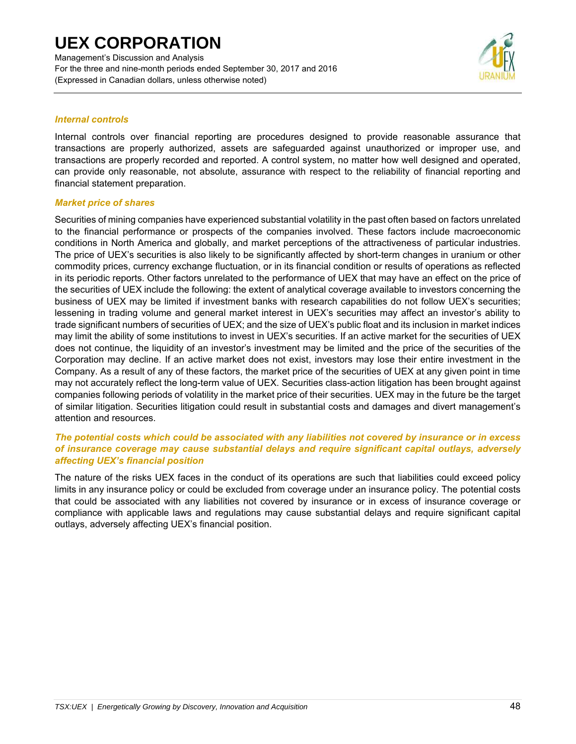### *Internal controls*

Internal controls over financial reporting are procedures designed to provide reasonable assurance that transactions are properly authorized, assets are safeguarded against unauthorized or improper use, and transactions are properly recorded and reported. A control system, no matter how well designed and operated, can provide only reasonable, not absolute, assurance with respect to the reliability of financial reporting and financial statement preparation.

### *Market price of shares*

Securities of mining companies have experienced substantial volatility in the past often based on factors unrelated to the financial performance or prospects of the companies involved. These factors include macroeconomic conditions in North America and globally, and market perceptions of the attractiveness of particular industries. The price of UEX's securities is also likely to be significantly affected by short-term changes in uranium or other commodity prices, currency exchange fluctuation, or in its financial condition or results of operations as reflected in its periodic reports. Other factors unrelated to the performance of UEX that may have an effect on the price of the securities of UEX include the following: the extent of analytical coverage available to investors concerning the business of UEX may be limited if investment banks with research capabilities do not follow UEX's securities; lessening in trading volume and general market interest in UEX's securities may affect an investor's ability to trade significant numbers of securities of UEX; and the size of UEX's public float and its inclusion in market indices may limit the ability of some institutions to invest in UEX's securities. If an active market for the securities of UEX does not continue, the liquidity of an investor's investment may be limited and the price of the securities of the Corporation may decline. If an active market does not exist, investors may lose their entire investment in the Company. As a result of any of these factors, the market price of the securities of UEX at any given point in time may not accurately reflect the long-term value of UEX. Securities class-action litigation has been brought against companies following periods of volatility in the market price of their securities. UEX may in the future be the target of similar litigation. Securities litigation could result in substantial costs and damages and divert management's attention and resources.

### *The potential costs which could be associated with any liabilities not covered by insurance or in excess of insurance coverage may cause substantial delays and require significant capital outlays, adversely affecting UEX's financial position*

The nature of the risks UEX faces in the conduct of its operations are such that liabilities could exceed policy limits in any insurance policy or could be excluded from coverage under an insurance policy. The potential costs that could be associated with any liabilities not covered by insurance or in excess of insurance coverage or compliance with applicable laws and regulations may cause substantial delays and require significant capital outlays, adversely affecting UEX's financial position.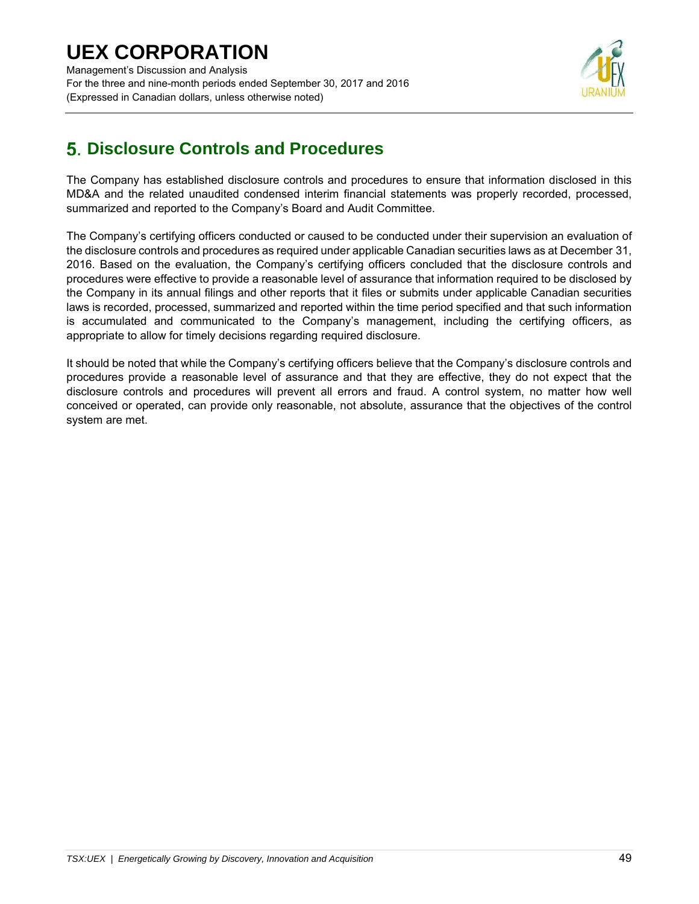## 5. Disclosure Controls and Procedures

The Company has established disclosure controls and procedures to ensure that information disclosed in this MD&A and the related unaudited condensed interim financial statements was properly recorded, processed, summarized and reported to the Company's Board and Audit Committee.

The Company's certifying officers conducted or caused to be conducted under their supervision an evaluation of the disclosure controls and procedures as required under applicable Canadian securities laws as at December 31, 2016. Based on the evaluation, the Company's certifying officers concluded that the disclosure controls and procedures were effective to provide a reasonable level of assurance that information required to be disclosed by the Company in its annual filings and other reports that it files or submits under applicable Canadian securities laws is recorded, processed, summarized and reported within the time period specified and that such information is accumulated and communicated to the Company's management, including the certifying officers, as appropriate to allow for timely decisions regarding required disclosure.

It should be noted that while the Company's certifying officers believe that the Company's disclosure controls and procedures provide a reasonable level of assurance and that they are effective, they do not expect that the disclosure controls and procedures will prevent all errors and fraud. A control system, no matter how well conceived or operated, can provide only reasonable, not absolute, assurance that the objectives of the control system are met.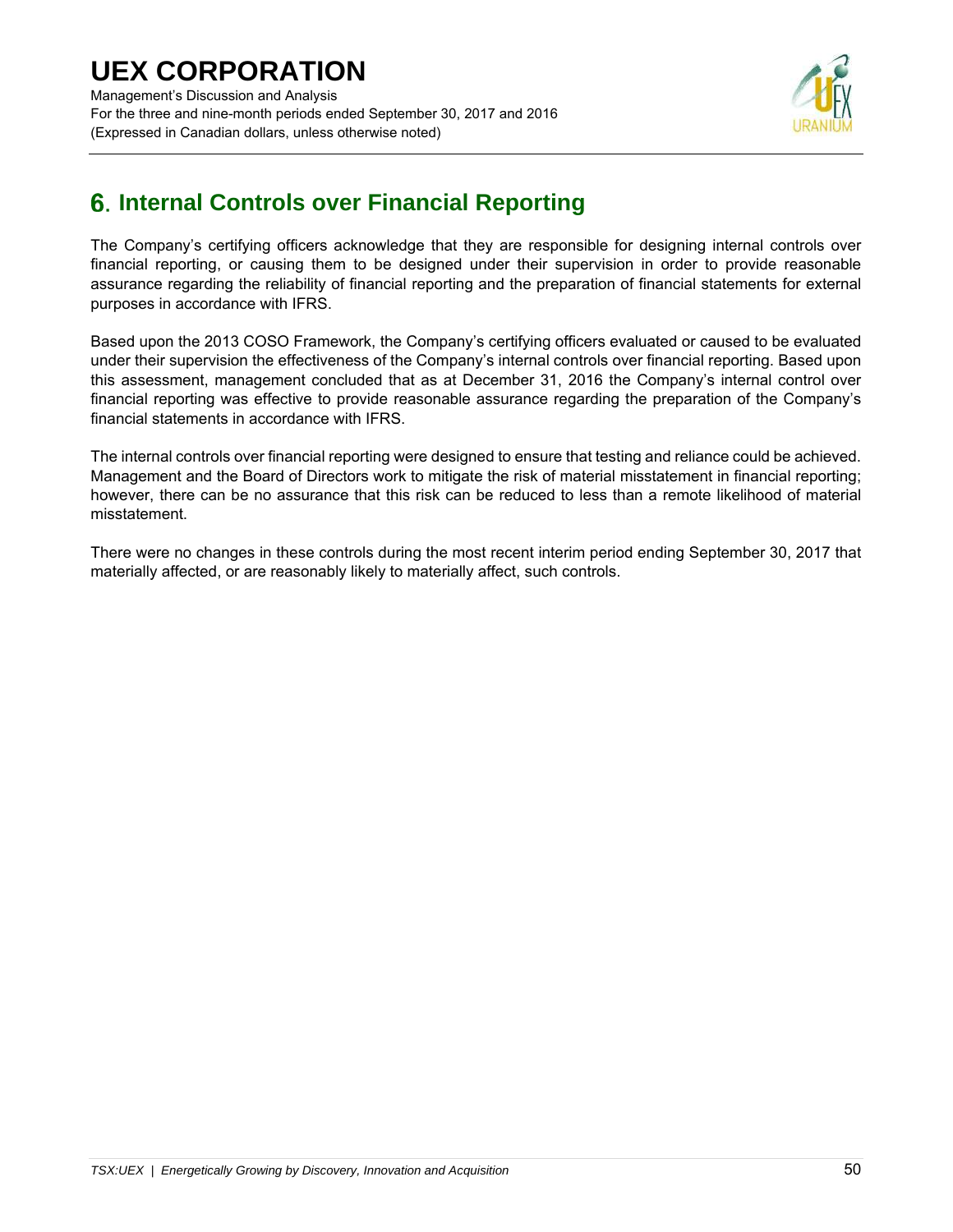# 6. Internal Controls over Financial Reporting

The Company's certifying officers acknowledge that they are responsible for designing internal controls over financial reporting, or causing them to be designed under their supervision in order to provide reasonable assurance regarding the reliability of financial reporting and the preparation of financial statements for external purposes in accordance with IFRS.

Based upon the 2013 COSO Framework, the Company's certifying officers evaluated or caused to be evaluated under their supervision the effectiveness of the Company's internal controls over financial reporting. Based upon this assessment, management concluded that as at December 31, 2016 the Company's internal control over financial reporting was effective to provide reasonable assurance regarding the preparation of the Company's financial statements in accordance with IFRS.

The internal controls over financial reporting were designed to ensure that testing and reliance could be achieved. Management and the Board of Directors work to mitigate the risk of material misstatement in financial reporting; however, there can be no assurance that this risk can be reduced to less than a remote likelihood of material misstatement.

There were no changes in these controls during the most recent interim period ending September 30, 2017 that materially affected, or are reasonably likely to materially affect, such controls.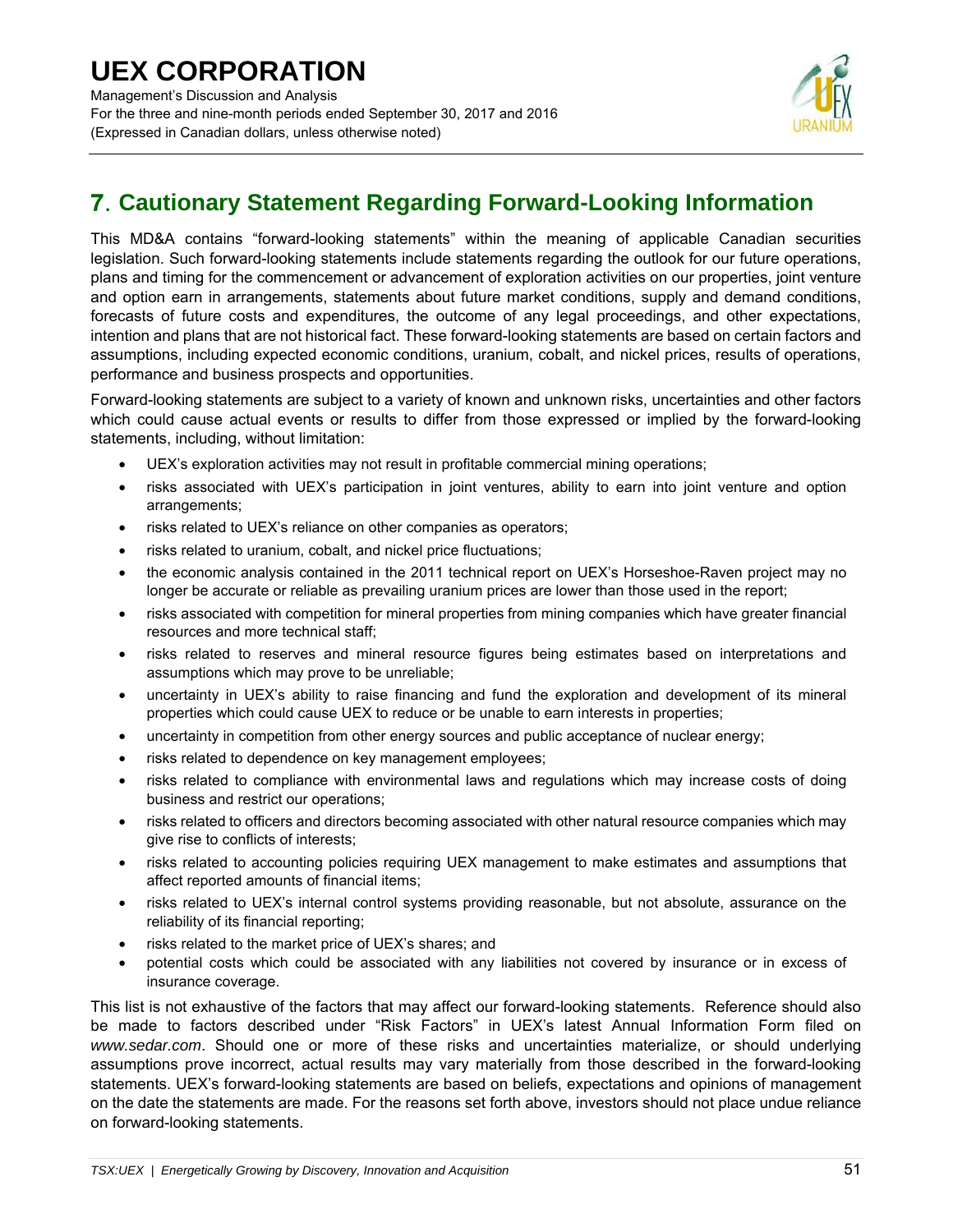## 7. Cautionary Statement Regarding Forward-Looking Information

This MD&A contains "forward-looking statements" within the meaning of applicable Canadian securities legislation. Such forward-looking statements include statements regarding the outlook for our future operations, plans and timing for the commencement or advancement of exploration activities on our properties, joint venture and option earn in arrangements, statements about future market conditions, supply and demand conditions, forecasts of future costs and expenditures, the outcome of any legal proceedings, and other expectations, intention and plans that are not historical fact. These forward-looking statements are based on certain factors and assumptions, including expected economic conditions, uranium, cobalt, and nickel prices, results of operations, performance and business prospects and opportunities.

Forward-looking statements are subject to a variety of known and unknown risks, uncertainties and other factors which could cause actual events or results to differ from those expressed or implied by the forward-looking statements, including, without limitation:

- UEX's exploration activities may not result in profitable commercial mining operations;
- risks associated with UEX's participation in joint ventures, ability to earn into joint venture and option arrangements;
- risks related to UEX's reliance on other companies as operators;
- risks related to uranium, cobalt, and nickel price fluctuations;
- the economic analysis contained in the 2011 technical report on UEX's Horseshoe-Raven project may no longer be accurate or reliable as prevailing uranium prices are lower than those used in the report;
- risks associated with competition for mineral properties from mining companies which have greater financial resources and more technical staff;
- risks related to reserves and mineral resource figures being estimates based on interpretations and assumptions which may prove to be unreliable;
- uncertainty in UEX's ability to raise financing and fund the exploration and development of its mineral properties which could cause UEX to reduce or be unable to earn interests in properties;
- uncertainty in competition from other energy sources and public acceptance of nuclear energy;
- risks related to dependence on key management employees;
- risks related to compliance with environmental laws and regulations which may increase costs of doing business and restrict our operations;
- risks related to officers and directors becoming associated with other natural resource companies which may give rise to conflicts of interests;
- risks related to accounting policies requiring UEX management to make estimates and assumptions that affect reported amounts of financial items;
- risks related to UEX's internal control systems providing reasonable, but not absolute, assurance on the reliability of its financial reporting;
- risks related to the market price of UEX's shares; and
- potential costs which could be associated with any liabilities not covered by insurance or in excess of insurance coverage.

This list is not exhaustive of the factors that may affect our forward-looking statements. Reference should also be made to factors described under "Risk Factors" in UEX's latest Annual Information Form filed on *www.sedar.com*. Should one or more of these risks and uncertainties materialize, or should underlying assumptions prove incorrect, actual results may vary materially from those described in the forward-looking statements. UEX's forward-looking statements are based on beliefs, expectations and opinions of management on the date the statements are made. For the reasons set forth above, investors should not place undue reliance on forward-looking statements.